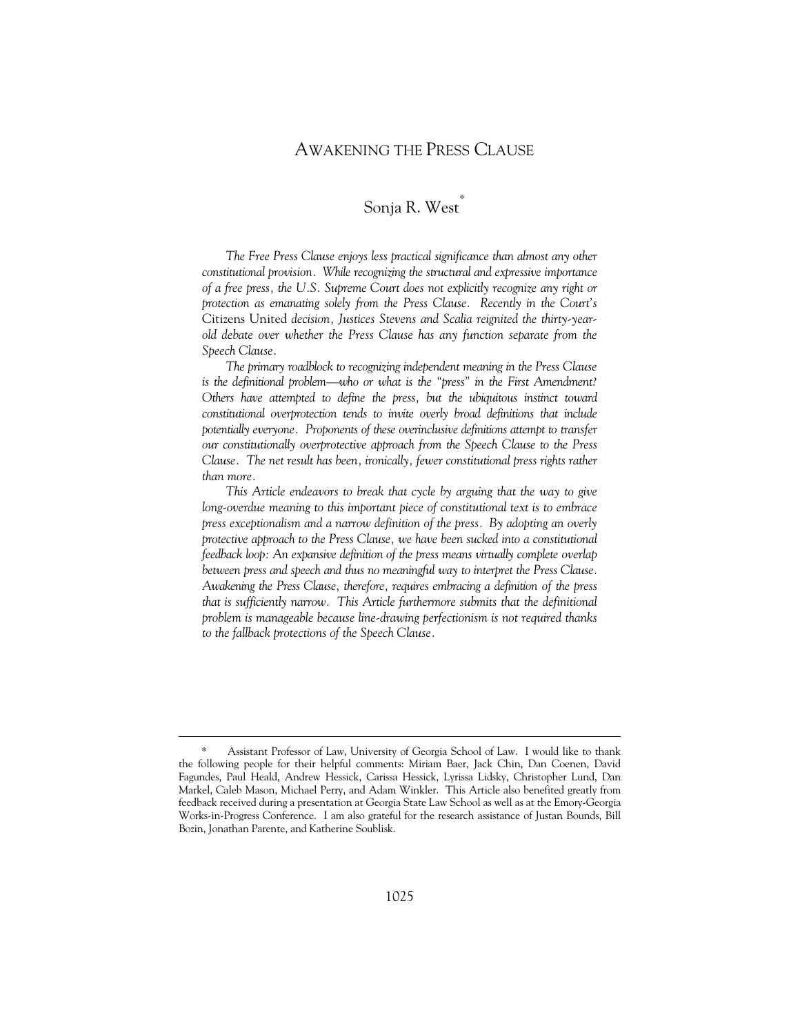# AWAKENING THE PRESS CLAUSE

Sonja R. West*

*The Free Press Clause enjoys less practical significance than almost any other constitutional provision. While recognizing the structural and expressive importance of a free press, the U.S. Supreme Court does not explicitly recognize any right or protection as emanating solely from the Press Clause. Recently in the Court's* Citizens United *decision, Justices Stevens and Scalia reignited the thirty-year-old debate over whether the Press Clause has any function separate from the Speech Clause.*

*The primary roadblock to recognizing independent meaning in the Press Clause is the definitional problem—who or what is the "press" in the First Amendment? Others have attempted to define the press, but the ubiquitous instinct toward constitutional overprotection tends to invite overly broad definitions that include potentially everyone. Proponents of these overinclusive definitions attempt to transfer our constitutionally overprotective approach from the Speech Clause to the Press Clause. The net result has been, ironically, fewer constitutional press rights rather than more.*

*This Article endeavors to break that cycle by arguing that the way to give long-overdue meaning to this important piece of constitutional text is to embrace press exceptionalism and a narrow definition of the press. By adopting an overly protective approach to the Press Clause, we have been sucked into a constitutional feedback loop: An expansive definition of the press means virtually complete overlap between press and speech and thus no meaningful way to interpret the Press Clause. Awakening the Press Clause, therefore, requires embracing a definition of the press that is sufficiently narrow. This Article furthermore submits that the definitional problem is manageable because line-drawing perfectionism is not required thanks to the fallback protections of the Speech Clause.*

---

\* Assistant Professor of Law, University of Georgia School of Law. I would like to thank the following people for their helpful comments: Miriam Baer, Jack Chin, Dan Coenen, David Fagundes, Paul Heald, Andrew Hessick, Carissa Hessick, Lyrissa Lidsky, Christopher Lund, Dan Markel, Caleb Mason, Michael Perry, and Adam Winkler. This Article also benefited greatly from feedback received during a presentation at Georgia State Law School as well as at the Emory-Georgia Works-in-Progress Conference. I am also grateful for the research assistance of Justan Bounds, Bill Bozin, Jonathan Parente, and Katherine Soublisk.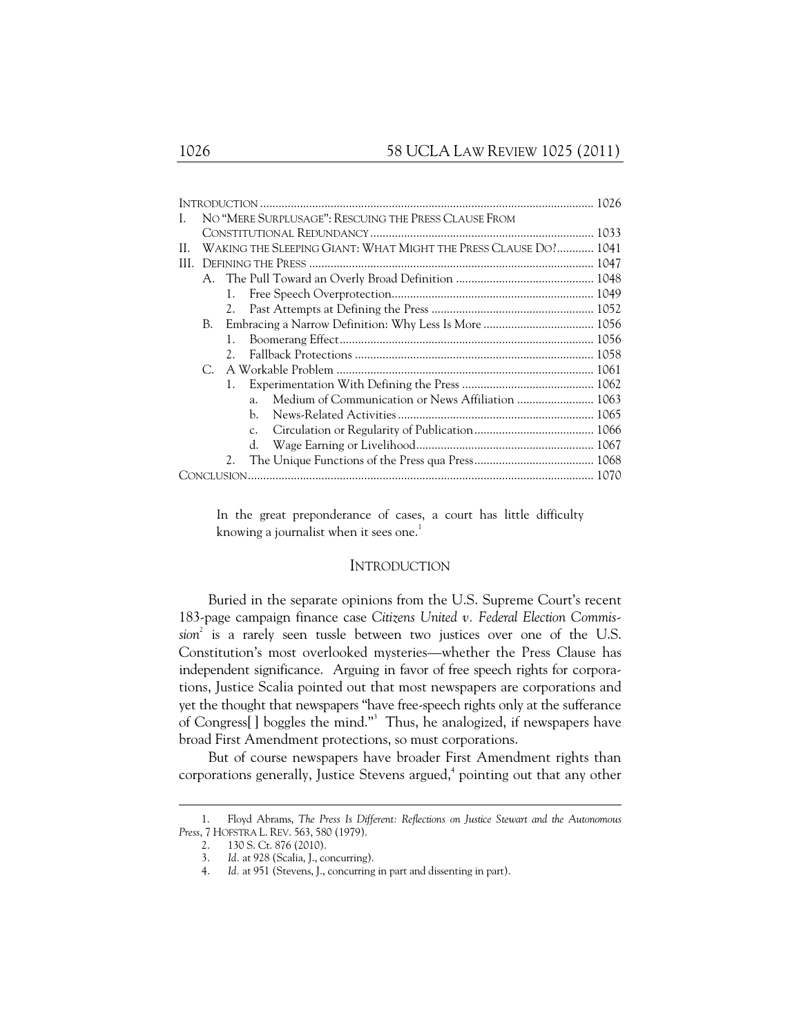| | |
|---|---|
| INTRODUCTION | 1026 |
| I. NO "MERE SURPLUSAGE": RESCUING THE PRESS CLAUSE FROM CONSTITUTIONAL REDUNDANCY | 1033 |
| II. WAKING THE SLEEPING GIANT: WHAT MIGHT THE PRESS CLAUSE DO? | 1041 |
| III. DEFINING THE PRESS | 1047 |
| A. The Pull Toward an Overly Broad Definition | 1048 |
| 1. Free Speech Overprotection | 1049 |
| 2. Past Attempts at Defining the Press | 1052 |
| B. Embracing a Narrow Definition: Why Less Is More | 1056 |
| 1. Boomerang Effect | 1056 |
| 2. Fallback Protections | 1058 |
| C. A Workable Problem | 1061 |
| 1. Experimentation With Defining the Press | 1062 |
| a. Medium of Communication or News Affiliation | 1063 |
| b. News-Related Activities | 1065 |
| c. Circulation or Regularity of Publication | 1066 |
| d. Wage Earning or Livelihood | 1067 |
| 2. The Unique Functions of the Press qua Press | 1068 |
| CONCLUSION | 1070 |

> In the great preponderance of cases, a court has little difficulty knowing a journalist when it sees one.[1]

## INTRODUCTION

Buried in the separate opinions from the U.S. Supreme Court's recent 183-page campaign finance case *Citizens United v. Federal Election Commission*[2] is a rarely seen tussle between two justices over one of the U.S. Constitution's most overlooked mysteries—whether the Press Clause has independent significance. Arguing in favor of free speech rights for corporations, Justice Scalia pointed out that most newspapers are corporations and yet the thought that newspapers "have free-speech rights only at the sufferance of Congress[ ] boggles the mind."[3] Thus, he analogized, if newspapers have broad First Amendment protections, so must corporations.

But of course newspapers have broader First Amendment rights than corporations generally, Justice Stevens argued,[4] pointing out that any other

---

1. Floyd Abrams, *The Press Is Different: Reflections on Justice Stewart and the Autonomous Press*, 7 HOFSTRA L. REV. 563, 580 (1979).

2. 130 S. Ct. 876 (2010).

3. *Id.* at 928 (Scalia, J., concurring).

4. *Id.* at 951 (Stevens, J., concurring in part and dissenting in part).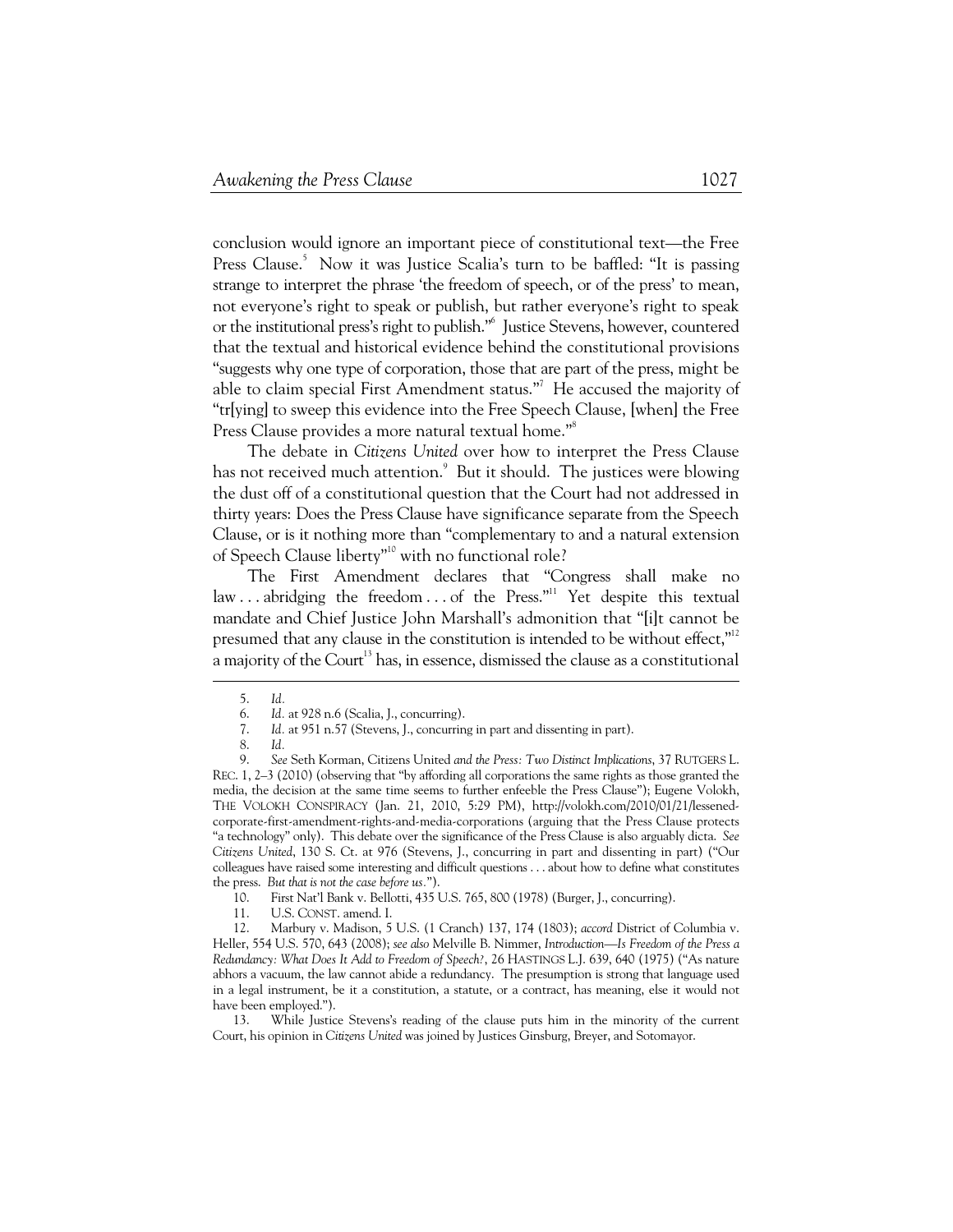conclusion would ignore an important piece of constitutional text—the Free Press Clause.[5] Now it was Justice Scalia's turn to be baffled: "It is passing strange to interpret the phrase 'the freedom of speech, or of the press' to mean, not everyone's right to speak or publish, but rather everyone's right to speak or the institutional press's right to publish."[6] Justice Stevens, however, countered that the textual and historical evidence behind the constitutional provisions "suggests why one type of corporation, those that are part of the press, might be able to claim special First Amendment status."[7] He accused the majority of "tr[ying] to sweep this evidence into the Free Speech Clause, [when] the Free Press Clause provides a more natural textual home."[8]

The debate in *Citizens United* over how to interpret the Press Clause has not received much attention.[9] But it should. The justices were blowing the dust off of a constitutional question that the Court had not addressed in thirty years: Does the Press Clause have significance separate from the Speech Clause, or is it nothing more than "complementary to and a natural extension of Speech Clause liberty"[10] with no functional role?

The First Amendment declares that "Congress shall make no law . . . abridging the freedom . . . of the Press."[11] Yet despite this textual mandate and Chief Justice John Marshall's admonition that "[i]t cannot be presumed that any clause in the constitution is intended to be without effect,"[12] a majority of the Court[13] has, in essence, dismissed the clause as a constitutional

---

5. *Id.*

6. *Id.* at 928 n.6 (Scalia, J., concurring).

7. *Id.* at 951 n.57 (Stevens, J., concurring in part and dissenting in part).

8. *Id.*

9. *See* Seth Korman, Citizens United *and the Press: Two Distinct Implications*, 37 RUTGERS L. REC. 1, 2–3 (2010) (observing that "by affording all corporations the same rights as those granted the media, the decision at the same time seems to further enfeeble the Press Clause"); Eugene Volokh, THE VOLOKH CONSPIRACY (Jan. 21, 2010, 5:29 PM), http://volokh.com/2010/01/21/lessened-corporate-first-amendment-rights-and-media-corporations (arguing that the Press Clause protects "a technology" only). This debate over the significance of the Press Clause is also arguably dicta. *See Citizens United*, 130 S. Ct. at 976 (Stevens, J., concurring in part and dissenting in part) ("Our colleagues have raised some interesting and difficult questions . . . about how to define what constitutes the press. *But that is not the case before us.*").

10. First Nat'l Bank v. Bellotti, 435 U.S. 765, 800 (1978) (Burger, J., concurring).

11. U.S. CONST. amend. I.

12. Marbury v. Madison, 5 U.S. (1 Cranch) 137, 174 (1803); *accord* District of Columbia v. Heller, 554 U.S. 570, 643 (2008); *see also* Melville B. Nimmer, *Introduction—Is Freedom of the Press a Redundancy: What Does It Add to Freedom of Speech?*, 26 HASTINGS L.J. 639, 640 (1975) ("As nature abhors a vacuum, the law cannot abide a redundancy. The presumption is strong that language used in a legal instrument, be it a constitution, a statute, or a contract, has meaning, else it would not have been employed.").

13. While Justice Stevens's reading of the clause puts him in the minority of the current Court, his opinion in *Citizens United* was joined by Justices Ginsburg, Breyer, and Sotomayor.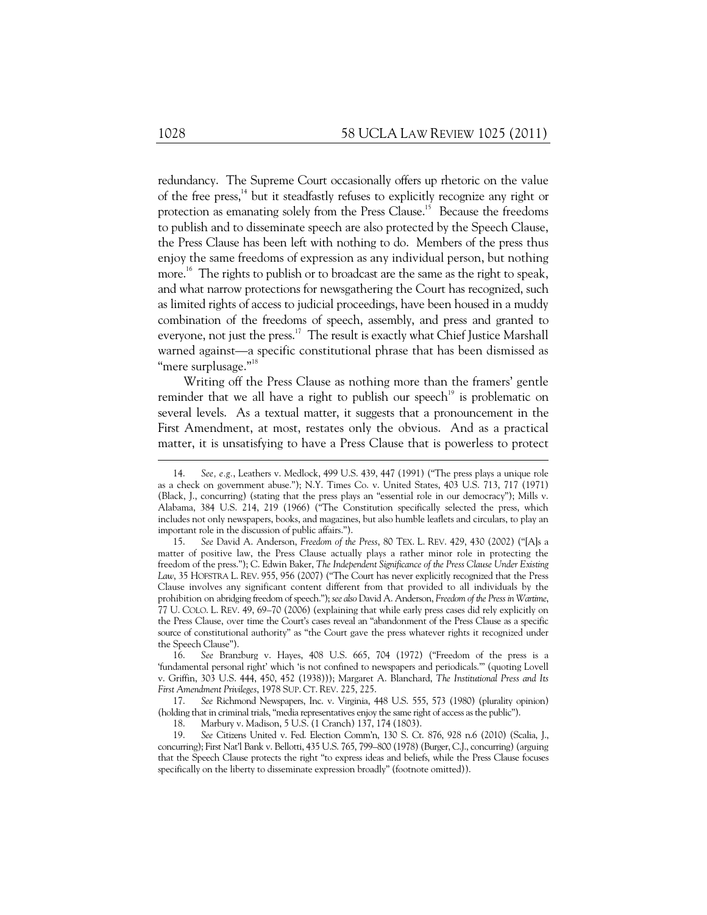redundancy. The Supreme Court occasionally offers up rhetoric on the value of the free press,[14] but it steadfastly refuses to explicitly recognize any right or protection as emanating solely from the Press Clause.[15] Because the freedoms to publish and to disseminate speech are also protected by the Speech Clause, the Press Clause has been left with nothing to do. Members of the press thus enjoy the same freedoms of expression as any individual person, but nothing more.[16] The rights to publish or to broadcast are the same as the right to speak, and what narrow protections for newsgathering the Court has recognized, such as limited rights of access to judicial proceedings, have been housed in a muddy combination of the freedoms of speech, assembly, and press and granted to everyone, not just the press.[17] The result is exactly what Chief Justice Marshall warned against—a specific constitutional phrase that has been dismissed as "mere surplusage."[18]

Writing off the Press Clause as nothing more than the framers' gentle reminder that we all have a right to publish our speech[19] is problematic on several levels. As a textual matter, it suggests that a pronouncement in the First Amendment, at most, restates only the obvious. And as a practical matter, it is unsatisfying to have a Press Clause that is powerless to protect

---

14. *See, e.g.*, Leathers v. Medlock, 499 U.S. 439, 447 (1991) ("The press plays a unique role as a check on government abuse."); N.Y. Times Co. v. United States, 403 U.S. 713, 717 (1971) (Black, J., concurring) (stating that the press plays an "essential role in our democracy"); Mills v. Alabama, 384 U.S. 214, 219 (1966) ("The Constitution specifically selected the press, which includes not only newspapers, books, and magazines, but also humble leaflets and circulars, to play an important role in the discussion of public affairs.").

15. *See* David A. Anderson, *Freedom of the Press*, 80 TEX. L. REV. 429, 430 (2002) ("[A]s a matter of positive law, the Press Clause actually plays a rather minor role in protecting the freedom of the press."); C. Edwin Baker, *The Independent Significance of the Press Clause Under Existing Law*, 35 HOFSTRA L. REV. 955, 956 (2007) ("The Court has never explicitly recognized that the Press Clause involves any significant content different from that provided to all individuals by the prohibition on abridging freedom of speech."); *see also* David A. Anderson, *Freedom of the Press in Wartime*, 77 U. COLO. L. REV. 49, 69–70 (2006) (explaining that while early press cases did rely explicitly on the Press Clause, over time the Court's cases reveal an "abandonment of the Press Clause as a specific source of constitutional authority" as "the Court gave the press whatever rights it recognized under the Speech Clause").

16. *See* Branzburg v. Hayes, 408 U.S. 665, 704 (1972) ("Freedom of the press is a 'fundamental personal right' which 'is not confined to newspapers and periodicals.'" (quoting Lovell v. Griffin, 303 U.S. 444, 450, 452 (1938))); Margaret A. Blanchard, *The Institutional Press and Its First Amendment Privileges*, 1978 SUP. CT. REV. 225, 225.

17. *See* Richmond Newspapers, Inc. v. Virginia, 448 U.S. 555, 573 (1980) (plurality opinion) (holding that in criminal trials, "media representatives enjoy the same right of access as the public").

18. Marbury v. Madison, 5 U.S. (1 Cranch) 137, 174 (1803).

19. *See* Citizens United v. Fed. Election Comm'n, 130 S. Ct. 876, 928 n.6 (2010) (Scalia, J., concurring); First Nat'l Bank v. Bellotti, 435 U.S. 765, 799–800 (1978) (Burger, C.J., concurring) (arguing that the Speech Clause protects the right "to express ideas and beliefs, while the Press Clause focuses specifically on the liberty to disseminate expression broadly" (footnote omitted)).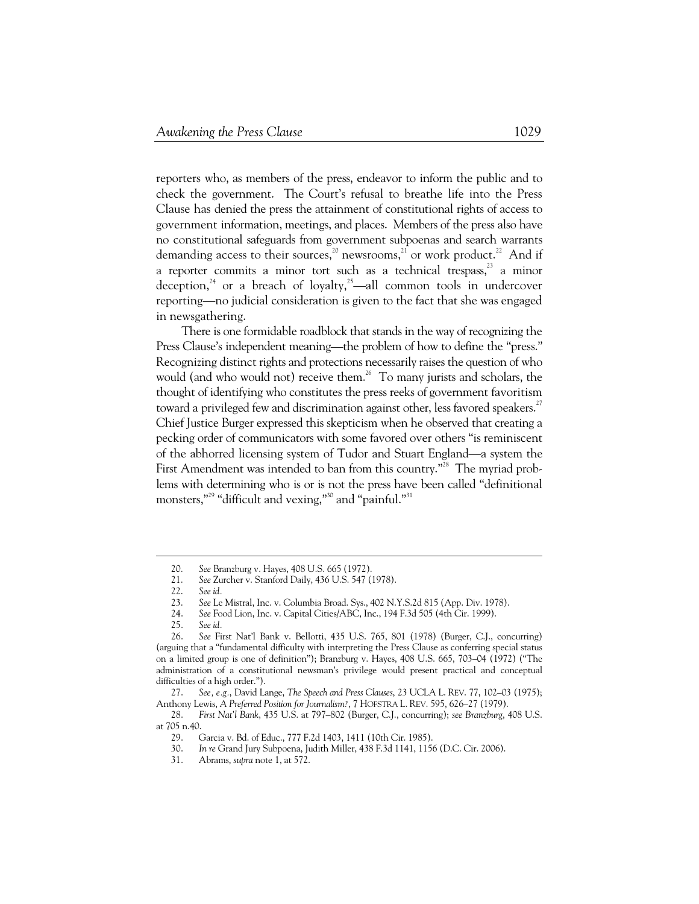reporters who, as members of the press, endeavor to inform the public and to check the government. The Court's refusal to breathe life into the Press Clause has denied the press the attainment of constitutional rights of access to government information, meetings, and places. Members of the press also have no constitutional safeguards from government subpoenas and search warrants demanding access to their sources,[20] newsrooms,[21] or work product.[22] And if a reporter commits a minor tort such as a technical trespass,[23] a minor deception,[24] or a breach of loyalty,[25]—all common tools in undercover reporting—no judicial consideration is given to the fact that she was engaged in newsgathering.

There is one formidable roadblock that stands in the way of recognizing the Press Clause's independent meaning—the problem of how to define the "press." Recognizing distinct rights and protections necessarily raises the question of who would (and who would not) receive them.[26] To many jurists and scholars, the thought of identifying who constitutes the press reeks of government favoritism toward a privileged few and discrimination against other, less favored speakers.[27] Chief Justice Burger expressed this skepticism when he observed that creating a pecking order of communicators with some favored over others "is reminiscent of the abhorred licensing system of Tudor and Stuart England—a system the First Amendment was intended to ban from this country."[28] The myriad problems with determining who is or is not the press have been called "definitional monsters,"[29] "difficult and vexing,"[30] and "painful."[31]

---

20. *See* Branzburg v. Hayes, 408 U.S. 665 (1972).

21. *See* Zurcher v. Stanford Daily, 436 U.S. 547 (1978).

22. *See id.*

23. *See* Le Mistral, Inc. v. Columbia Broad. Sys., 402 N.Y.S.2d 815 (App. Div. 1978).

24. *See* Food Lion, Inc. v. Capital Cities/ABC, Inc., 194 F.3d 505 (4th Cir. 1999).

25. *See id.*

26. *See* First Nat'l Bank v. Bellotti, 435 U.S. 765, 801 (1978) (Burger, C.J., concurring) (arguing that a "fundamental difficulty with interpreting the Press Clause as conferring special status on a limited group is one of definition"); Branzburg v. Hayes, 408 U.S. 665, 703–04 (1972) ("The administration of a constitutional newsman's privilege would present practical and conceptual difficulties of a high order.").

27. *See, e.g.*, David Lange, *The Speech and Press Clauses*, 23 UCLA L. REV. 77, 102–03 (1975); Anthony Lewis, *A Preferred Position for Journalism?*, 7 HOFSTRA L. REV. 595, 626–27 (1979).

28. *First Nat'l Bank*, 435 U.S. at 797–802 (Burger, C.J., concurring); *see Branzburg*, 408 U.S. at 705 n.40.

29. Garcia v. Bd. of Educ., 777 F.2d 1403, 1411 (10th Cir. 1985).

30. *In re* Grand Jury Subpoena, Judith Miller, 438 F.3d 1141, 1156 (D.C. Cir. 2006).

31. Abrams, *supra* note 1, at 572.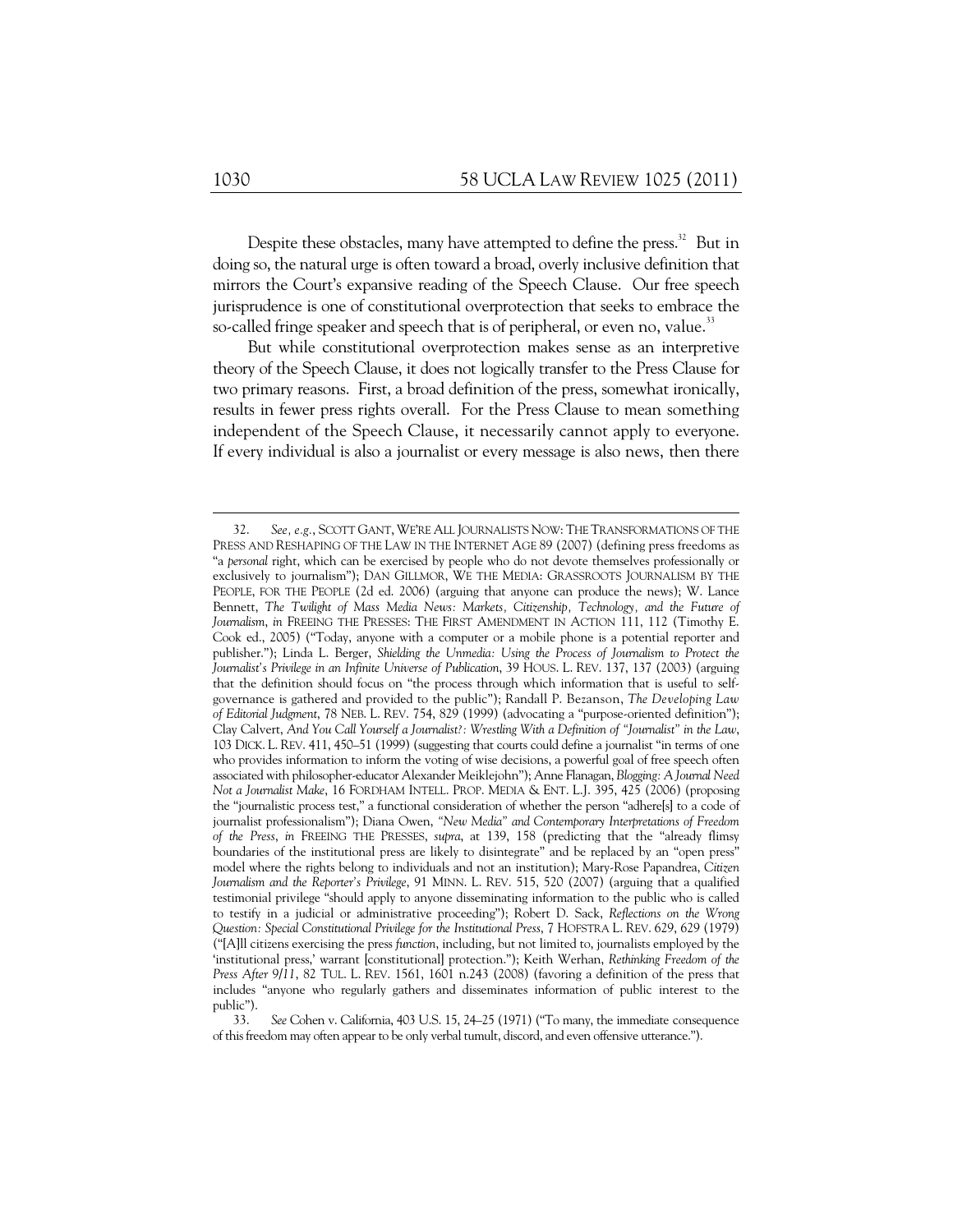Despite these obstacles, many have attempted to define the press.[32] But in doing so, the natural urge is often toward a broad, overly inclusive definition that mirrors the Court's expansive reading of the Speech Clause. Our free speech jurisprudence is one of constitutional overprotection that seeks to embrace the so-called fringe speaker and speech that is of peripheral, or even no, value.[33]

But while constitutional overprotection makes sense as an interpretive theory of the Speech Clause, it does not logically transfer to the Press Clause for two primary reasons. First, a broad definition of the press, somewhat ironically, results in fewer press rights overall. For the Press Clause to mean something independent of the Speech Clause, it necessarily cannot apply to everyone. If every individual is also a journalist or every message is also news, then there

---

32. *See, e.g.*, SCOTT GANT, WE'RE ALL JOURNALISTS NOW: THE TRANSFORMATIONS OF THE PRESS AND RESHAPING OF THE LAW IN THE INTERNET AGE 89 (2007) (defining press freedoms as "a *personal* right, which can be exercised by people who do not devote themselves professionally or exclusively to journalism"); DAN GILLMOR, WE THE MEDIA: GRASSROOTS JOURNALISM BY THE PEOPLE, FOR THE PEOPLE (2d ed. 2006) (arguing that anyone can produce the news); W. Lance Bennett, *The Twilight of Mass Media News: Markets, Citizenship, Technology, and the Future of Journalism*, *in* FREEING THE PRESSES: THE FIRST AMENDMENT IN ACTION 111, 112 (Timothy E. Cook ed., 2005) ("Today, anyone with a computer or a mobile phone is a potential reporter and publisher."); Linda L. Berger, *Shielding the Unmedia: Using the Process of Journalism to Protect the Journalist's Privilege in an Infinite Universe of Publication*, 39 HOUS. L. REV. 137, 137 (2003) (arguing that the definition should focus on "the process through which information that is useful to self-governance is gathered and provided to the public"); Randall P. Bezanson, *The Developing Law of Editorial Judgment*, 78 NEB. L. REV. 754, 829 (1999) (advocating a "purpose-oriented definition"); Clay Calvert, *And You Call Yourself a Journalist?: Wrestling With a Definition of "Journalist" in the Law*, 103 DICK. L. REV. 411, 450–51 (1999) (suggesting that courts could define a journalist "in terms of one who provides information to inform the voting of wise decisions, a powerful goal of free speech often associated with philosopher-educator Alexander Meiklejohn"); Anne Flanagan, *Blogging: A Journal Need Not a Journalist Make*, 16 FORDHAM INTELL. PROP. MEDIA & ENT. L.J. 395, 425 (2006) (proposing the "journalistic process test," a functional consideration of whether the person "adhere[s] to a code of journalist professionalism"); Diana Owen, *"New Media" and Contemporary Interpretations of Freedom of the Press*, *in* FREEING THE PRESSES, *supra*, at 139, 158 (predicting that the "already flimsy boundaries of the institutional press are likely to disintegrate" and be replaced by an "open press" model where the rights belong to individuals and not an institution); Mary-Rose Papandrea, *Citizen Journalism and the Reporter's Privilege*, 91 MINN. L. REV. 515, 520 (2007) (arguing that a qualified testimonial privilege "should apply to anyone disseminating information to the public who is called to testify in a judicial or administrative proceeding"); Robert D. Sack, *Reflections on the Wrong Question: Special Constitutional Privilege for the Institutional Press*, 7 HOFSTRA L. REV. 629, 629 (1979) ("[A]ll citizens exercising the press *function*, including, but not limited to, journalists employed by the 'institutional press,' warrant [constitutional] protection."); Keith Werhan, *Rethinking Freedom of the Press After 9/11*, 82 TUL. L. REV. 1561, 1601 n.243 (2008) (favoring a definition of the press that includes "anyone who regularly gathers and disseminates information of public interest to the public").

33. *See* Cohen v. California, 403 U.S. 15, 24–25 (1971) ("To many, the immediate consequence of this freedom may often appear to be only verbal tumult, discord, and even offensive utterance.").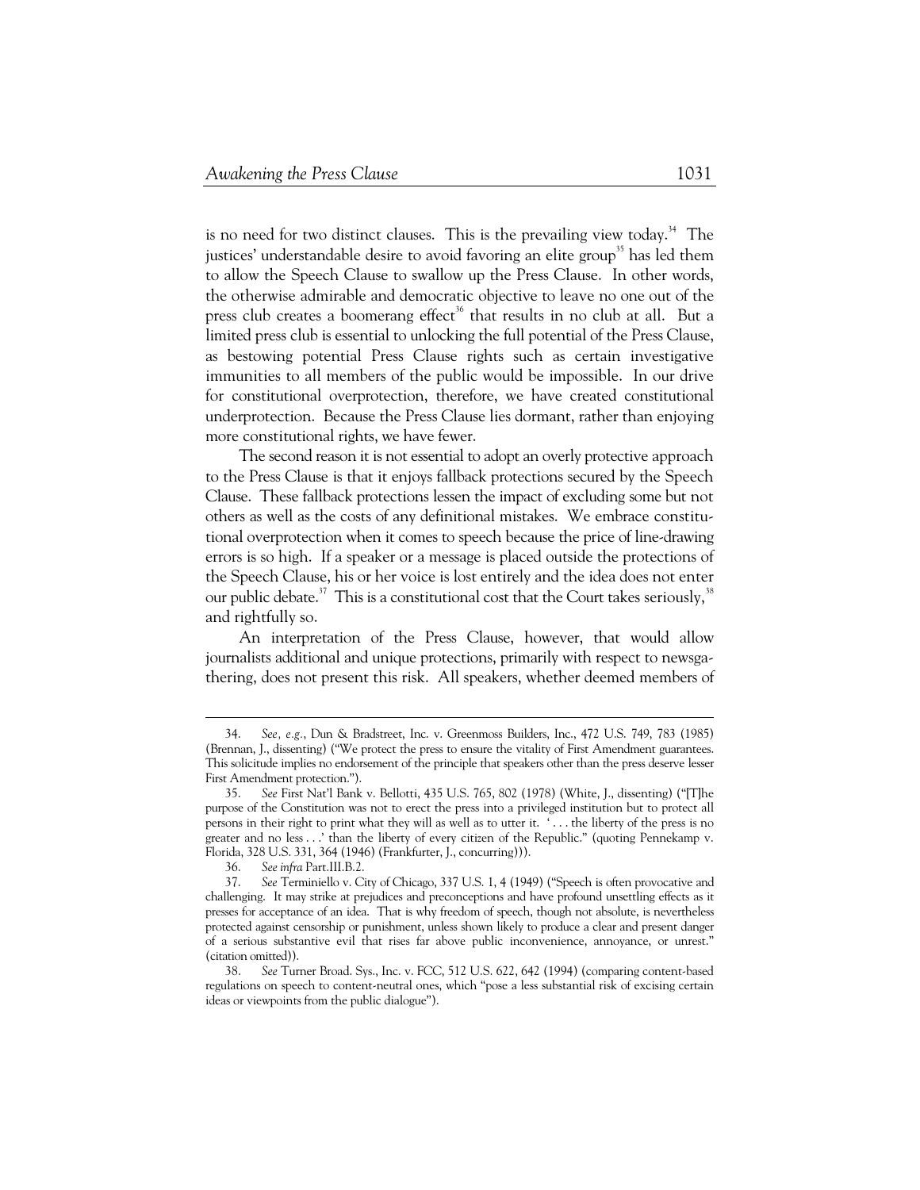is no need for two distinct clauses. This is the prevailing view today.[34] The justices' understandable desire to avoid favoring an elite group[35] has led them to allow the Speech Clause to swallow up the Press Clause. In other words, the otherwise admirable and democratic objective to leave no one out of the press club creates a boomerang effect[36] that results in no club at all. But a limited press club is essential to unlocking the full potential of the Press Clause, as bestowing potential Press Clause rights such as certain investigative immunities to all members of the public would be impossible. In our drive for constitutional overprotection, therefore, we have created constitutional underprotection. Because the Press Clause lies dormant, rather than enjoying more constitutional rights, we have fewer.

The second reason it is not essential to adopt an overly protective approach to the Press Clause is that it enjoys fallback protections secured by the Speech Clause. These fallback protections lessen the impact of excluding some but not others as well as the costs of any definitional mistakes. We embrace constitutional overprotection when it comes to speech because the price of line-drawing errors is so high. If a speaker or a message is placed outside the protections of the Speech Clause, his or her voice is lost entirely and the idea does not enter our public debate.[37] This is a constitutional cost that the Court takes seriously,[38] and rightfully so.

An interpretation of the Press Clause, however, that would allow journalists additional and unique protections, primarily with respect to newsgathering, does not present this risk. All speakers, whether deemed members of

---

34. *See, e.g.*, Dun & Bradstreet, Inc. v. Greenmoss Builders, Inc., 472 U.S. 749, 783 (1985) (Brennan, J., dissenting) ("We protect the press to ensure the vitality of First Amendment guarantees. This solicitude implies no endorsement of the principle that speakers other than the press deserve lesser First Amendment protection.").

35. *See* First Nat'l Bank v. Bellotti, 435 U.S. 765, 802 (1978) (White, J., dissenting) ("[T]he purpose of the Constitution was not to erect the press into a privileged institution but to protect all persons in their right to print what they will as well as to utter it. '. . . the liberty of the press is no greater and no less . . .' than the liberty of every citizen of the Republic." (quoting Pennekamp v. Florida, 328 U.S. 331, 364 (1946) (Frankfurter, J., concurring))).

36. *See infra* Part.III.B.2.

37. *See* Terminiello v. City of Chicago, 337 U.S. 1, 4 (1949) ("Speech is often provocative and challenging. It may strike at prejudices and preconceptions and have profound unsettling effects as it presses for acceptance of an idea. That is why freedom of speech, though not absolute, is nevertheless protected against censorship or punishment, unless shown likely to produce a clear and present danger of a serious substantive evil that rises far above public inconvenience, annoyance, or unrest." (citation omitted)).

38. *See* Turner Broad. Sys., Inc. v. FCC, 512 U.S. 622, 642 (1994) (comparing content-based regulations on speech to content-neutral ones, which "pose a less substantial risk of excising certain ideas or viewpoints from the public dialogue").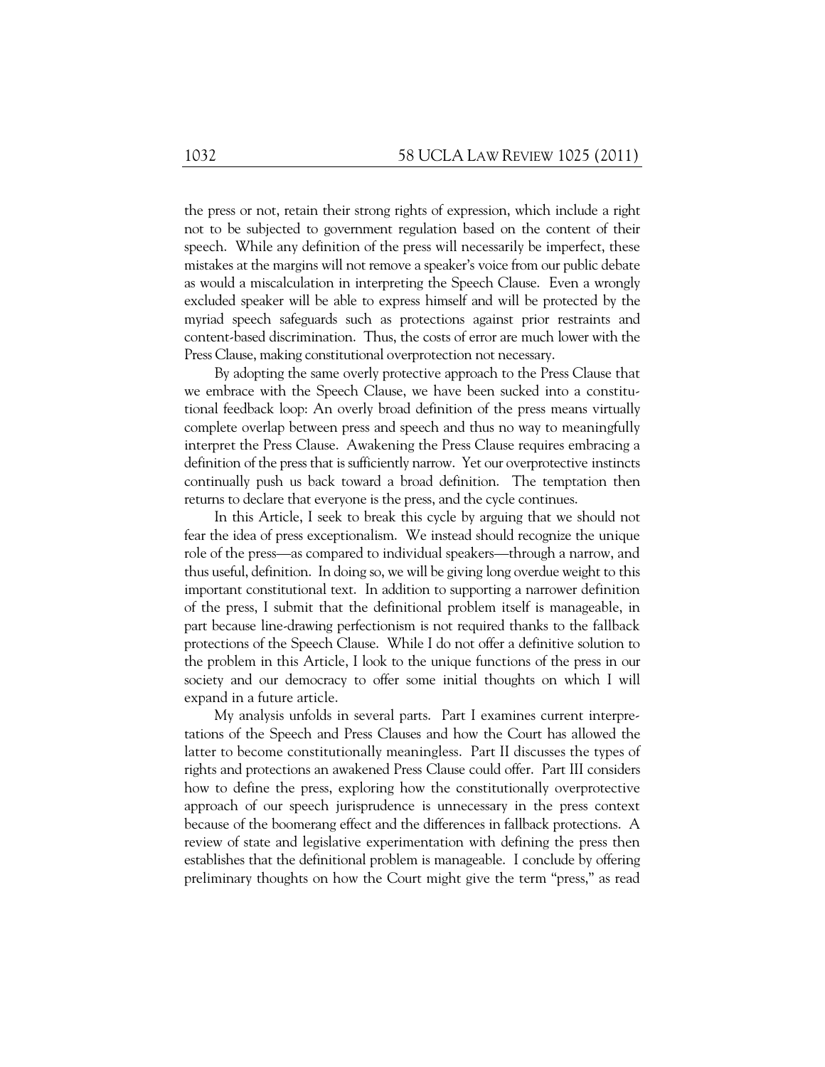the press or not, retain their strong rights of expression, which include a right not to be subjected to government regulation based on the content of their speech. While any definition of the press will necessarily be imperfect, these mistakes at the margins will not remove a speaker's voice from our public debate as would a miscalculation in interpreting the Speech Clause. Even a wrongly excluded speaker will be able to express himself and will be protected by the myriad speech safeguards such as protections against prior restraints and content-based discrimination. Thus, the costs of error are much lower with the Press Clause, making constitutional overprotection not necessary.

By adopting the same overly protective approach to the Press Clause that we embrace with the Speech Clause, we have been sucked into a constitutional feedback loop: An overly broad definition of the press means virtually complete overlap between press and speech and thus no way to meaningfully interpret the Press Clause. Awakening the Press Clause requires embracing a definition of the press that is sufficiently narrow. Yet our overprotective instincts continually push us back toward a broad definition. The temptation then returns to declare that everyone is the press, and the cycle continues.

In this Article, I seek to break this cycle by arguing that we should not fear the idea of press exceptionalism. We instead should recognize the unique role of the press—as compared to individual speakers—through a narrow, and thus useful, definition. In doing so, we will be giving long overdue weight to this important constitutional text. In addition to supporting a narrower definition of the press, I submit that the definitional problem itself is manageable, in part because line-drawing perfectionism is not required thanks to the fallback protections of the Speech Clause. While I do not offer a definitive solution to the problem in this Article, I look to the unique functions of the press in our society and our democracy to offer some initial thoughts on which I will expand in a future article.

My analysis unfolds in several parts. Part I examines current interpretations of the Speech and Press Clauses and how the Court has allowed the latter to become constitutionally meaningless. Part II discusses the types of rights and protections an awakened Press Clause could offer. Part III considers how to define the press, exploring how the constitutionally overprotective approach of our speech jurisprudence is unnecessary in the press context because of the boomerang effect and the differences in fallback protections. A review of state and legislative experimentation with defining the press then establishes that the definitional problem is manageable. I conclude by offering preliminary thoughts on how the Court might give the term "press," as read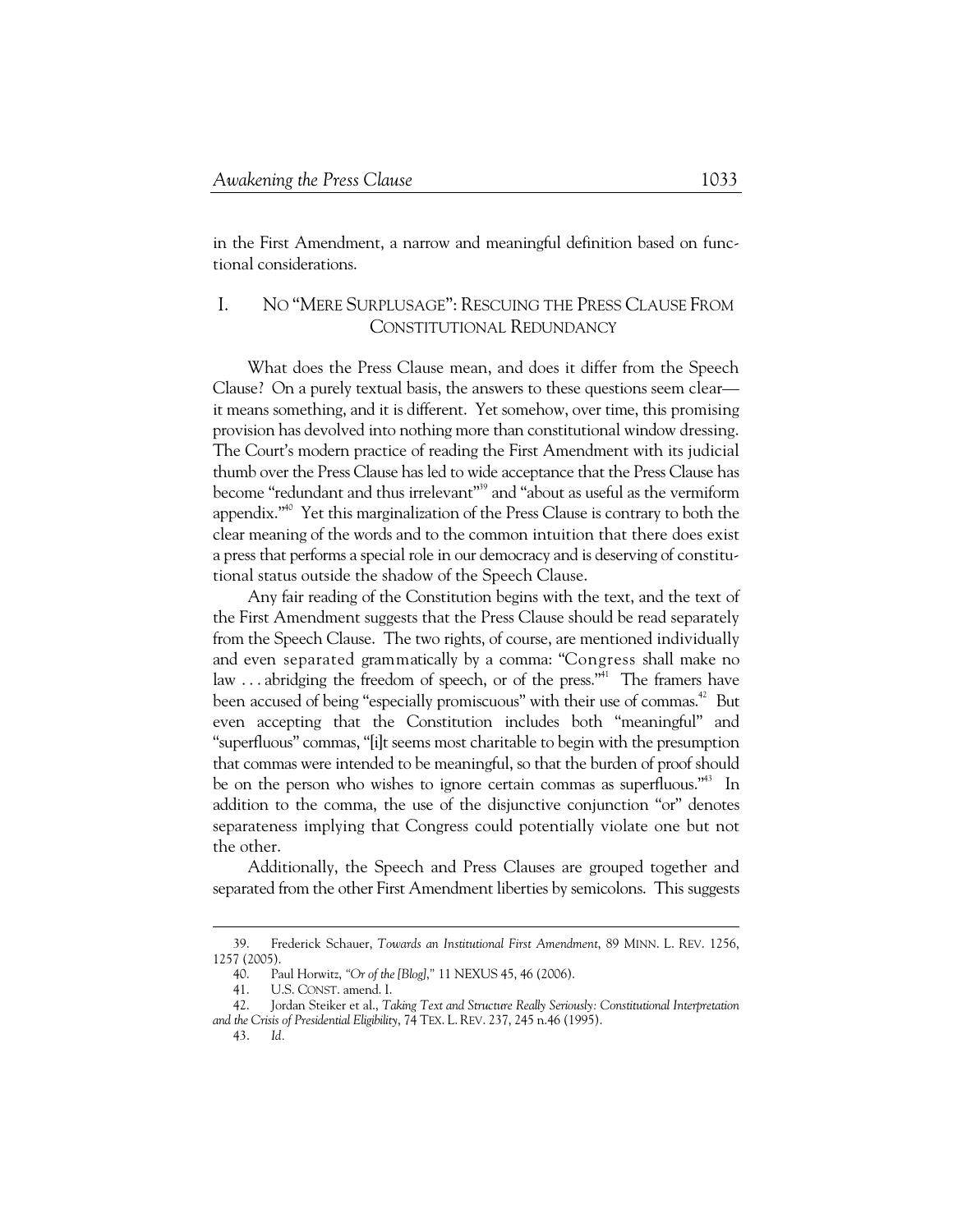in the First Amendment, a narrow and meaningful definition based on functional considerations.

## I. NO "MERE SURPLUSAGE": RESCUING THE PRESS CLAUSE FROM CONSTITUTIONAL REDUNDANCY

What does the Press Clause mean, and does it differ from the Speech Clause? On a purely textual basis, the answers to these questions seem clear—it means something, and it is different. Yet somehow, over time, this promising provision has devolved into nothing more than constitutional window dressing. The Court's modern practice of reading the First Amendment with its judicial thumb over the Press Clause has led to wide acceptance that the Press Clause has become "redundant and thus irrelevant"[39] and "about as useful as the vermiform appendix."[40] Yet this marginalization of the Press Clause is contrary to both the clear meaning of the words and to the common intuition that there does exist a press that performs a special role in our democracy and is deserving of constitutional status outside the shadow of the Speech Clause.

Any fair reading of the Constitution begins with the text, and the text of the First Amendment suggests that the Press Clause should be read separately from the Speech Clause. The two rights, of course, are mentioned individually and even separated grammatically by a comma: "Congress shall make no law . . . abridging the freedom of speech, or of the press."[41] The framers have been accused of being "especially promiscuous" with their use of commas.[42] But even accepting that the Constitution includes both "meaningful" and "superfluous" commas, "[i]t seems most charitable to begin with the presumption that commas were intended to be meaningful, so that the burden of proof should be on the person who wishes to ignore certain commas as superfluous."[43] In addition to the comma, the use of the disjunctive conjunction "or" denotes separateness implying that Congress could potentially violate one but not the other.

Additionally, the Speech and Press Clauses are grouped together and separated from the other First Amendment liberties by semicolons. This suggests

---

39. Frederick Schauer, *Towards an Institutional First Amendment*, 89 MINN. L. REV. 1256, 1257 (2005).

40. Paul Horwitz, *"Or of the [Blog],"* 11 NEXUS 45, 46 (2006).

41. U.S. CONST. amend. I.

42. Jordan Steiker et al., *Taking Text and Structure Really Seriously: Constitutional Interpretation and the Crisis of Presidential Eligibility*, 74 TEX. L. REV. 237, 245 n.46 (1995).

43. *Id.*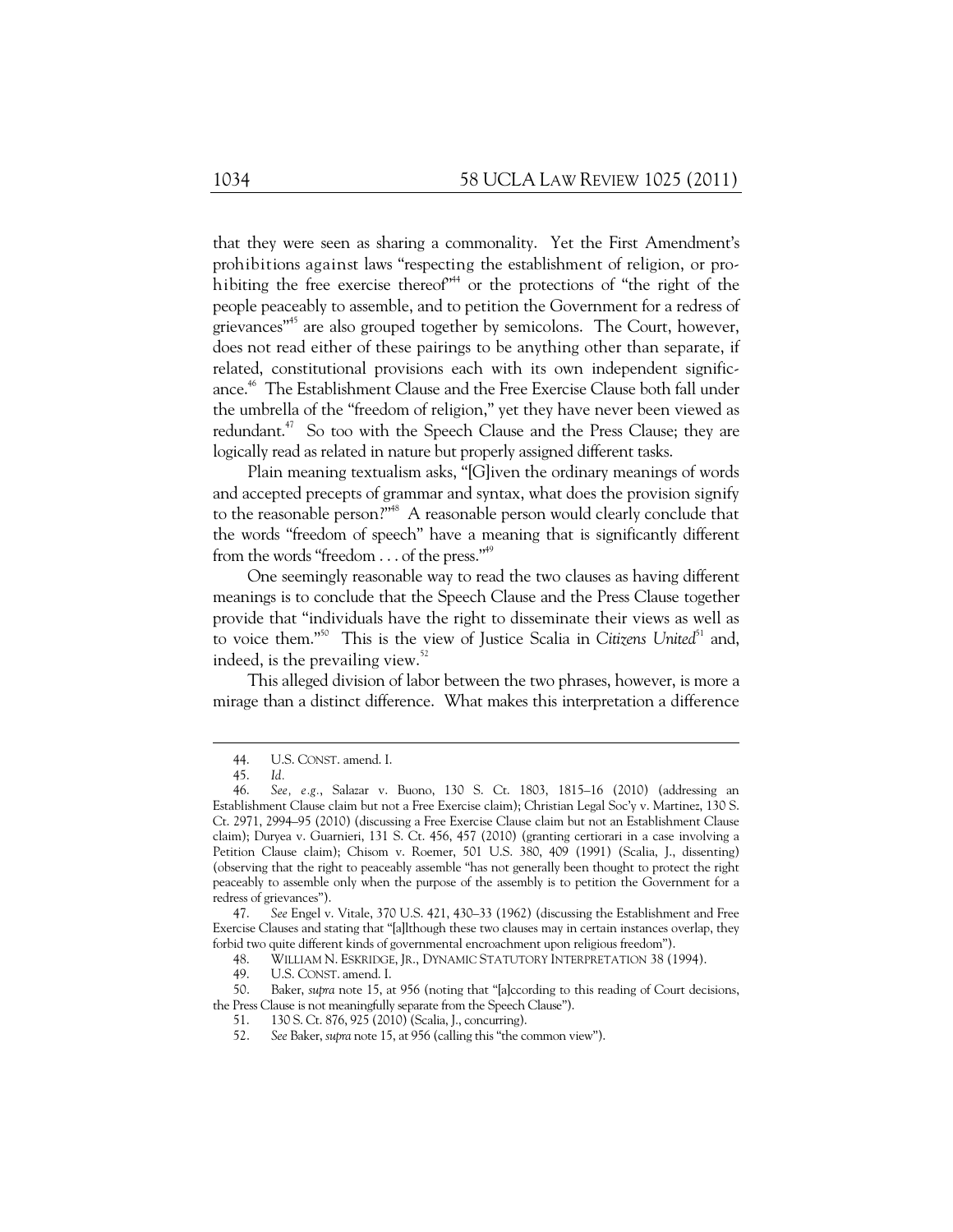that they were seen as sharing a commonality. Yet the First Amendment's prohibitions against laws "respecting the establishment of religion, or prohibiting the free exercise thereof"[44] or the protections of "the right of the people peaceably to assemble, and to petition the Government for a redress of grievances"[45] are also grouped together by semicolons. The Court, however, does not read either of these pairings to be anything other than separate, if related, constitutional provisions each with its own independent significance.[46] The Establishment Clause and the Free Exercise Clause both fall under the umbrella of the "freedom of religion," yet they have never been viewed as redundant.[47] So too with the Speech Clause and the Press Clause; they are logically read as related in nature but properly assigned different tasks.

Plain meaning textualism asks, "[G]iven the ordinary meanings of words and accepted precepts of grammar and syntax, what does the provision signify to the reasonable person?"[48] A reasonable person would clearly conclude that the words "freedom of speech" have a meaning that is significantly different from the words "freedom . . . of the press."[49]

One seemingly reasonable way to read the two clauses as having different meanings is to conclude that the Speech Clause and the Press Clause together provide that "individuals have the right to disseminate their views as well as to voice them."[50] This is the view of Justice Scalia in *Citizens United*[51] and, indeed, is the prevailing view.[52]

This alleged division of labor between the two phrases, however, is more a mirage than a distinct difference. What makes this interpretation a difference

---

44. U.S. CONST. amend. I.

45. *Id.*

46. *See, e.g.*, Salazar v. Buono, 130 S. Ct. 1803, 1815–16 (2010) (addressing an Establishment Clause claim but not a Free Exercise claim); Christian Legal Soc'y v. Martinez, 130 S. Ct. 2971, 2994–95 (2010) (discussing a Free Exercise Clause claim but not an Establishment Clause claim); Duryea v. Guarnieri, 131 S. Ct. 456, 457 (2010) (granting certiorari in a case involving a Petition Clause claim); Chisom v. Roemer, 501 U.S. 380, 409 (1991) (Scalia, J., dissenting) (observing that the right to peaceably assemble "has not generally been thought to protect the right peaceably to assemble only when the purpose of the assembly is to petition the Government for a redress of grievances").

47. *See* Engel v. Vitale, 370 U.S. 421, 430–33 (1962) (discussing the Establishment and Free Exercise Clauses and stating that "[a]lthough these two clauses may in certain instances overlap, they forbid two quite different kinds of governmental encroachment upon religious freedom").

48. WILLIAM N. ESKRIDGE, JR., DYNAMIC STATUTORY INTERPRETATION 38 (1994).

49. U.S. CONST. amend. I.

50. Baker, *supra* note 15, at 956 (noting that "[a]ccording to this reading of Court decisions, the Press Clause is not meaningfully separate from the Speech Clause").

51. 130 S. Ct. 876, 925 (2010) (Scalia, J., concurring).

52. *See* Baker, *supra* note 15, at 956 (calling this "the common view").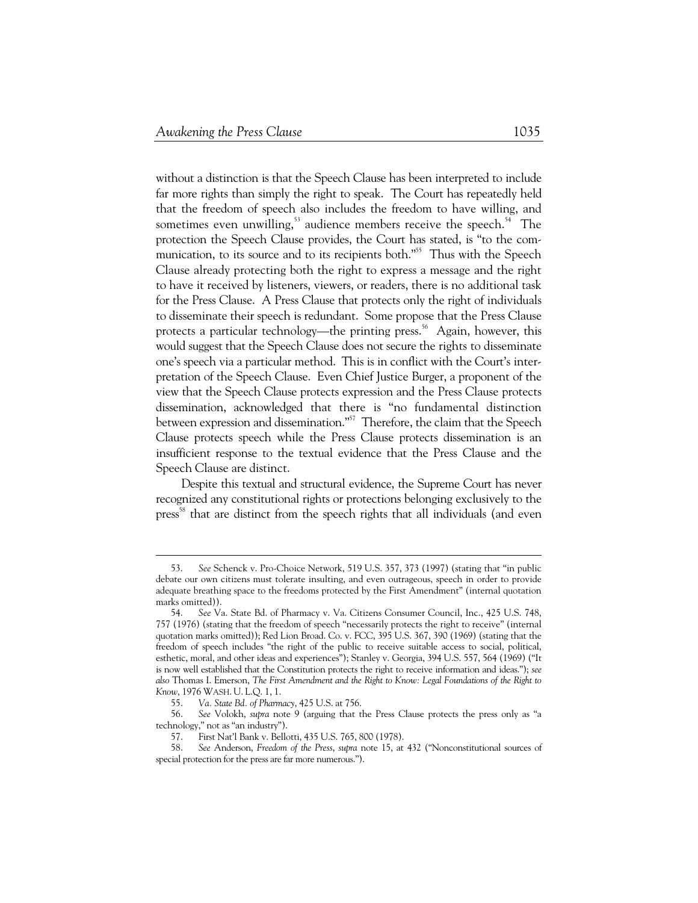without a distinction is that the Speech Clause has been interpreted to include far more rights than simply the right to speak. The Court has repeatedly held that the freedom of speech also includes the freedom to have willing, and sometimes even unwilling,[53] audience members receive the speech.[54] The protection the Speech Clause provides, the Court has stated, is "to the communication, to its source and to its recipients both."[55] Thus with the Speech Clause already protecting both the right to express a message and the right to have it received by listeners, viewers, or readers, there is no additional task for the Press Clause. A Press Clause that protects only the right of individuals to disseminate their speech is redundant. Some propose that the Press Clause protects a particular technology—the printing press.[56] Again, however, this would suggest that the Speech Clause does not secure the rights to disseminate one's speech via a particular method. This is in conflict with the Court's interpretation of the Speech Clause. Even Chief Justice Burger, a proponent of the view that the Speech Clause protects expression and the Press Clause protects dissemination, acknowledged that there is "no fundamental distinction between expression and dissemination."[57] Therefore, the claim that the Speech Clause protects speech while the Press Clause protects dissemination is an insufficient response to the textual evidence that the Press Clause and the Speech Clause are distinct.

Despite this textual and structural evidence, the Supreme Court has never recognized any constitutional rights or protections belonging exclusively to the press[58] that are distinct from the speech rights that all individuals (and even

---

53. *See* Schenck v. Pro-Choice Network, 519 U.S. 357, 373 (1997) (stating that "in public debate our own citizens must tolerate insulting, and even outrageous, speech in order to provide adequate breathing space to the freedoms protected by the First Amendment" (internal quotation marks omitted)).

54. *See* Va. State Bd. of Pharmacy v. Va. Citizens Consumer Council, Inc., 425 U.S. 748, 757 (1976) (stating that the freedom of speech "necessarily protects the right to receive" (internal quotation marks omitted)); Red Lion Broad. Co. v. FCC, 395 U.S. 367, 390 (1969) (stating that the freedom of speech includes "the right of the public to receive suitable access to social, political, esthetic, moral, and other ideas and experiences"); Stanley v. Georgia, 394 U.S. 557, 564 (1969) ("It is now well established that the Constitution protects the right to receive information and ideas."); *see also* Thomas I. Emerson, *The First Amendment and the Right to Know: Legal Foundations of the Right to Know*, 1976 WASH. U. L.Q. 1, 1.

55. *Va. State Bd. of Pharmacy*, 425 U.S. at 756.

56. *See* Volokh, *supra* note 9 (arguing that the Press Clause protects the press only as "a technology," not as "an industry").

57. First Nat'l Bank v. Bellotti, 435 U.S. 765, 800 (1978).

58. *See* Anderson, *Freedom of the Press*, *supra* note 15, at 432 ("Nonconstitutional sources of special protection for the press are far more numerous.").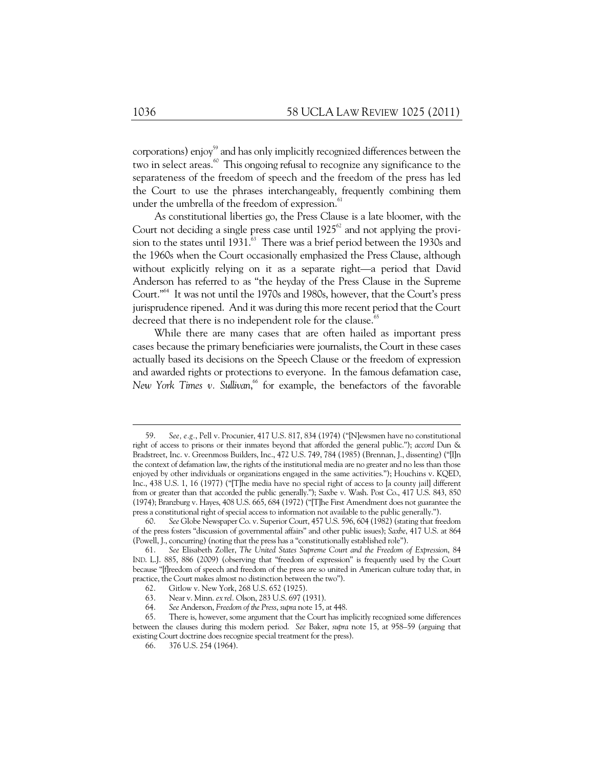corporations) enjoy[59] and has only implicitly recognized differences between the two in select areas.[60] This ongoing refusal to recognize any significance to the separateness of the freedom of speech and the freedom of the press has led the Court to use the phrases interchangeably, frequently combining them under the umbrella of the freedom of expression.[61]

As constitutional liberties go, the Press Clause is a late bloomer, with the Court not deciding a single press case until 1925[62] and not applying the provision to the states until 1931.[63] There was a brief period between the 1930s and the 1960s when the Court occasionally emphasized the Press Clause, although without explicitly relying on it as a separate right—a period that David Anderson has referred to as "the heyday of the Press Clause in the Supreme Court."[64] It was not until the 1970s and 1980s, however, that the Court's press jurisprudence ripened. And it was during this more recent period that the Court decreed that there is no independent role for the clause.[65]

While there are many cases that are often hailed as important press cases because the primary beneficiaries were journalists, the Court in these cases actually based its decisions on the Speech Clause or the freedom of expression and awarded rights or protections to everyone. In the famous defamation case, *New York Times v. Sullivan*,[66] for example, the benefactors of the favorable

---

59. *See, e.g.*, Pell v. Procunier, 417 U.S. 817, 834 (1974) ("[N]ewsmen have no constitutional right of access to prisons or their inmates beyond that afforded the general public."); *accord* Dun & Bradstreet, Inc. v. Greenmoss Builders, Inc., 472 U.S. 749, 784 (1985) (Brennan, J., dissenting) ("[I]n the context of defamation law, the rights of the institutional media are no greater and no less than those enjoyed by other individuals or organizations engaged in the same activities."); Houchins v. KQED, Inc., 438 U.S. 1, 16 (1977) ("[T]he media have no special right of access to [a county jail] different from or greater than that accorded the public generally."); Saxbe v. Wash. Post Co., 417 U.S. 843, 850 (1974); Branzburg v. Hayes, 408 U.S. 665, 684 (1972) ("[T]he First Amendment does not guarantee the press a constitutional right of special access to information not available to the public generally.").

60. *See* Globe Newspaper Co. v. Superior Court, 457 U.S. 596, 604 (1982) (stating that freedom of the press fosters "discussion of governmental affairs" and other public issues); *Saxbe*, 417 U.S. at 864 (Powell, J., concurring) (noting that the press has a "constitutionally established role").

61. *See* Elisabeth Zoller, *The United States Supreme Court and the Freedom of Expression*, 84 IND. L.J. 885, 886 (2009) (observing that "freedom of expression" is frequently used by the Court because "[f]reedom of speech and freedom of the press are so united in American culture today that, in practice, the Court makes almost no distinction between the two").

62. Gitlow v. New York, 268 U.S. 652 (1925).

63. Near v. Minn. *ex rel.* Olson, 283 U.S. 697 (1931).

64. *See* Anderson, *Freedom of the Press*, *supra* note 15, at 448.

65. There is, however, some argument that the Court has implicitly recognized some differences between the clauses during this modern period. *See* Baker, *supra* note 15, at 958–59 (arguing that existing Court doctrine does recognize special treatment for the press).

66. 376 U.S. 254 (1964).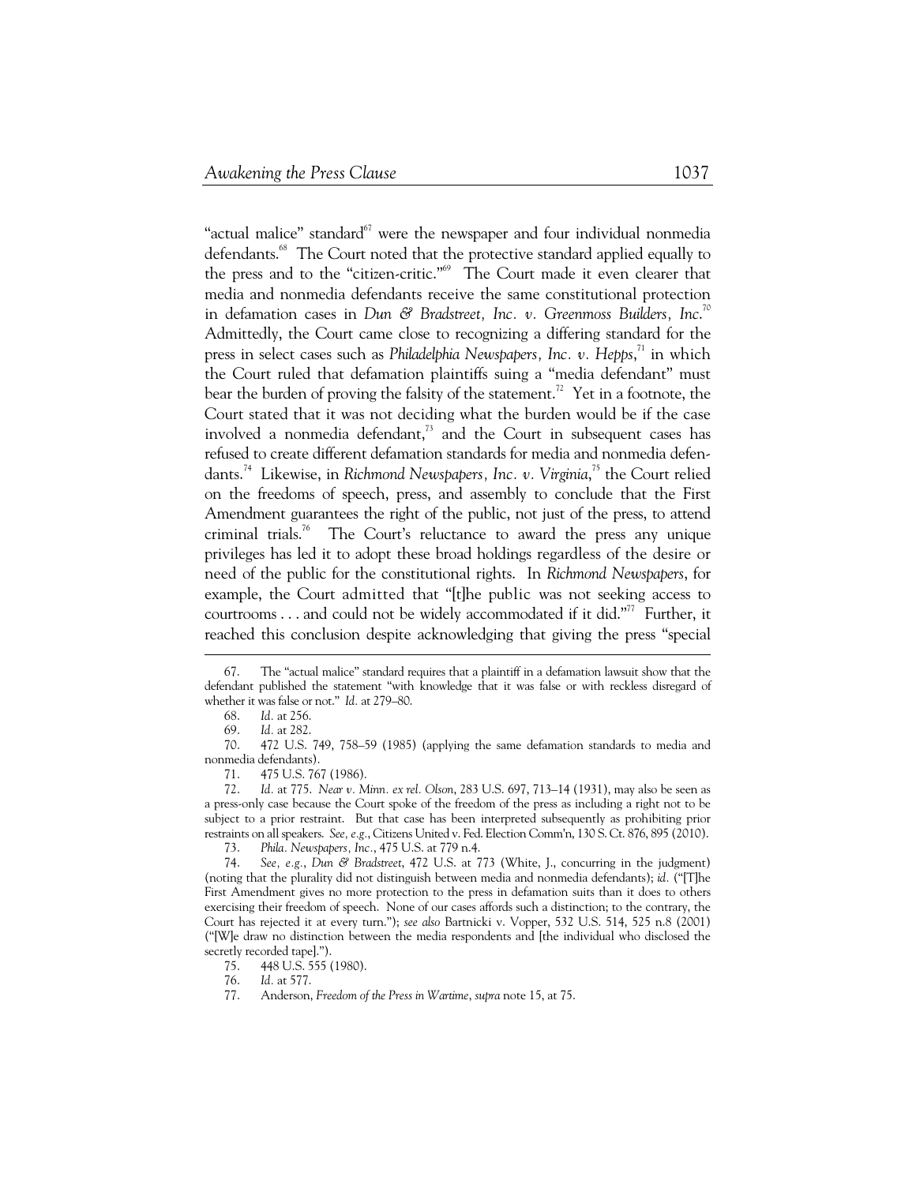"actual malice" standard[67] were the newspaper and four individual nonmedia defendants.[68] The Court noted that the protective standard applied equally to the press and to the "citizen-critic."[69] The Court made it even clearer that media and nonmedia defendants receive the same constitutional protection in defamation cases in *Dun & Bradstreet, Inc. v. Greenmoss Builders, Inc.*[70] Admittedly, the Court came close to recognizing a differing standard for the press in select cases such as *Philadelphia Newspapers, Inc. v. Hepps*,[71] in which the Court ruled that defamation plaintiffs suing a "media defendant" must bear the burden of proving the falsity of the statement.[72] Yet in a footnote, the Court stated that it was not deciding what the burden would be if the case involved a nonmedia defendant,[73] and the Court in subsequent cases has refused to create different defamation standards for media and nonmedia defendants.[74] Likewise, in *Richmond Newspapers, Inc. v. Virginia*,[75] the Court relied on the freedoms of speech, press, and assembly to conclude that the First Amendment guarantees the right of the public, not just of the press, to attend criminal trials.[76] The Court's reluctance to award the press any unique privileges has led it to adopt these broad holdings regardless of the desire or need of the public for the constitutional rights. In *Richmond Newspapers*, for example, the Court admitted that "[t]he public was not seeking access to courtrooms . . . and could not be widely accommodated if it did."[77] Further, it reached this conclusion despite acknowledging that giving the press "special

---

67. The "actual malice" standard requires that a plaintiff in a defamation lawsuit show that the defendant published the statement "with knowledge that it was false or with reckless disregard of whether it was false or not." *Id.* at 279–80.

68. *Id.* at 256.

69. *Id.* at 282.

70. 472 U.S. 749, 758–59 (1985) (applying the same defamation standards to media and nonmedia defendants).

71. 475 U.S. 767 (1986).

72. *Id.* at 775. *Near v. Minn. ex rel. Olson*, 283 U.S. 697, 713–14 (1931), may also be seen as a press-only case because the Court spoke of the freedom of the press as including a right not to be subject to a prior restraint. But that case has been interpreted subsequently as prohibiting prior restraints on all speakers. *See, e.g.*, Citizens United v. Fed. Election Comm'n, 130 S. Ct. 876, 895 (2010).

73. *Phila. Newspapers, Inc.*, 475 U.S. at 779 n.4.

74. *See, e.g.*, *Dun & Bradstreet*, 472 U.S. at 773 (White, J., concurring in the judgment) (noting that the plurality did not distinguish between media and nonmedia defendants); *id.* ("[T]he First Amendment gives no more protection to the press in defamation suits than it does to others exercising their freedom of speech. None of our cases affords such a distinction; to the contrary, the Court has rejected it at every turn."); *see also* Bartnicki v. Vopper, 532 U.S. 514, 525 n.8 (2001) ("[W]e draw no distinction between the media respondents and [the individual who disclosed the secretly recorded tape].").

75. 448 U.S. 555 (1980).

76. *Id.* at 577.

77. Anderson, *Freedom of the Press in Wartime*, *supra* note 15, at 75.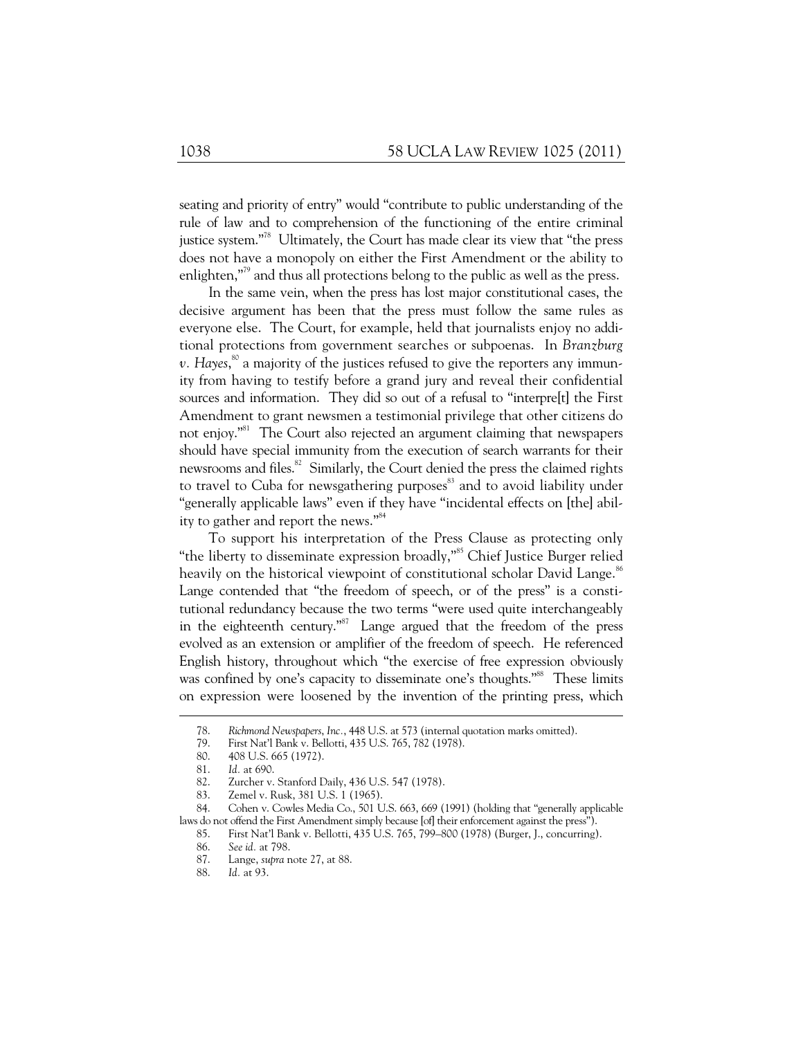seating and priority of entry" would "contribute to public understanding of the rule of law and to comprehension of the functioning of the entire criminal justice system."[78] Ultimately, the Court has made clear its view that "the press does not have a monopoly on either the First Amendment or the ability to enlighten,"[79] and thus all protections belong to the public as well as the press.

In the same vein, when the press has lost major constitutional cases, the decisive argument has been that the press must follow the same rules as everyone else. The Court, for example, held that journalists enjoy no additional protections from government searches or subpoenas. In *Branzburg v. Hayes*,[80] a majority of the justices refused to give the reporters any immunity from having to testify before a grand jury and reveal their confidential sources and information. They did so out of a refusal to "interpre[t] the First Amendment to grant newsmen a testimonial privilege that other citizens do not enjoy."[81] The Court also rejected an argument claiming that newspapers should have special immunity from the execution of search warrants for their newsrooms and files.[82] Similarly, the Court denied the press the claimed rights to travel to Cuba for newsgathering purposes[83] and to avoid liability under "generally applicable laws" even if they have "incidental effects on [the] ability to gather and report the news."[84]

To support his interpretation of the Press Clause as protecting only "the liberty to disseminate expression broadly,"[85] Chief Justice Burger relied heavily on the historical viewpoint of constitutional scholar David Lange.[86] Lange contended that "the freedom of speech, or of the press" is a constitutional redundancy because the two terms "were used quite interchangeably in the eighteenth century."[87] Lange argued that the freedom of the press evolved as an extension or amplifier of the freedom of speech. He referenced English history, throughout which "the exercise of free expression obviously was confined by one's capacity to disseminate one's thoughts."[88] These limits on expression were loosened by the invention of the printing press, which

---

78. *Richmond Newspapers, Inc.*, 448 U.S. at 573 (internal quotation marks omitted).
79. First Nat'l Bank v. Bellotti, 435 U.S. 765, 782 (1978).
80. 408 U.S. 665 (1972).
81. *Id.* at 690.
82. Zurcher v. Stanford Daily, 436 U.S. 547 (1978).
83. Zemel v. Rusk, 381 U.S. 1 (1965).
84. Cohen v. Cowles Media Co., 501 U.S. 663, 669 (1991) (holding that "generally applicable laws do not offend the First Amendment simply because [of] their enforcement against the press").
85. First Nat'l Bank v. Bellotti, 435 U.S. 765, 799–800 (1978) (Burger, J., concurring).
86. *See id.* at 798.
87. Lange, *supra* note 27, at 88.
88. *Id.* at 93.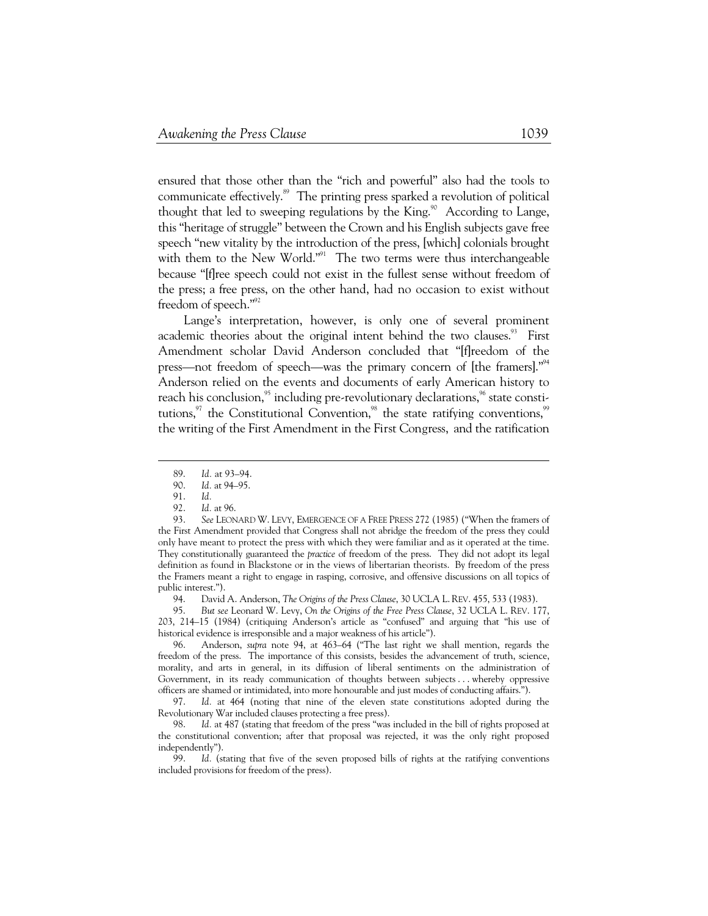ensured that those other than the "rich and powerful" also had the tools to communicate effectively.[89] The printing press sparked a revolution of political thought that led to sweeping regulations by the King.[90] According to Lange, this "heritage of struggle" between the Crown and his English subjects gave free speech "new vitality by the introduction of the press, [which] colonials brought with them to the New World."[91] The two terms were thus interchangeable because "[f]ree speech could not exist in the fullest sense without freedom of the press; a free press, on the other hand, had no occasion to exist without freedom of speech."[92]

Lange's interpretation, however, is only one of several prominent academic theories about the original intent behind the two clauses.[93] First Amendment scholar David Anderson concluded that "[f]reedom of the press—not freedom of speech—was the primary concern of [the framers]."[94] Anderson relied on the events and documents of early American history to reach his conclusion,[95] including pre-revolutionary declarations,[96] state constitutions,[97] the Constitutional Convention,[98] the state ratifying conventions,[99] the writing of the First Amendment in the First Congress, and the ratification

---

89. *Id.* at 93–94.

90. *Id.* at 94–95.

91. *Id.*

92. *Id.* at 96.

93. *See* LEONARD W. LEVY, EMERGENCE OF A FREE PRESS 272 (1985) ("When the framers of the First Amendment provided that Congress shall not abridge the freedom of the press they could only have meant to protect the press with which they were familiar and as it operated at the time. They constitutionally guaranteed the *practice* of freedom of the press. They did not adopt its legal definition as found in Blackstone or in the views of libertarian theorists. By freedom of the press the Framers meant a right to engage in rasping, corrosive, and offensive discussions on all topics of public interest.").

94. David A. Anderson, *The Origins of the Press Clause*, 30 UCLA L. REV. 455, 533 (1983).

95. *But see* Leonard W. Levy, *On the Origins of the Free Press Clause*, 32 UCLA L. REV. 177, 203, 214–15 (1984) (critiquing Anderson's article as "confused" and arguing that "his use of historical evidence is irresponsible and a major weakness of his article").

96. Anderson, *supra* note 94, at 463–64 ("The last right we shall mention, regards the freedom of the press. The importance of this consists, besides the advancement of truth, science, morality, and arts in general, in its diffusion of liberal sentiments on the administration of Government, in its ready communication of thoughts between subjects . . . whereby oppressive officers are shamed or intimidated, into more honourable and just modes of conducting affairs.").

97. *Id.* at 464 (noting that nine of the eleven state constitutions adopted during the Revolutionary War included clauses protecting a free press).

98. *Id.* at 487 (stating that freedom of the press "was included in the bill of rights proposed at the constitutional convention; after that proposal was rejected, it was the only right proposed independently").

99. *Id.* (stating that five of the seven proposed bills of rights at the ratifying conventions included provisions for freedom of the press).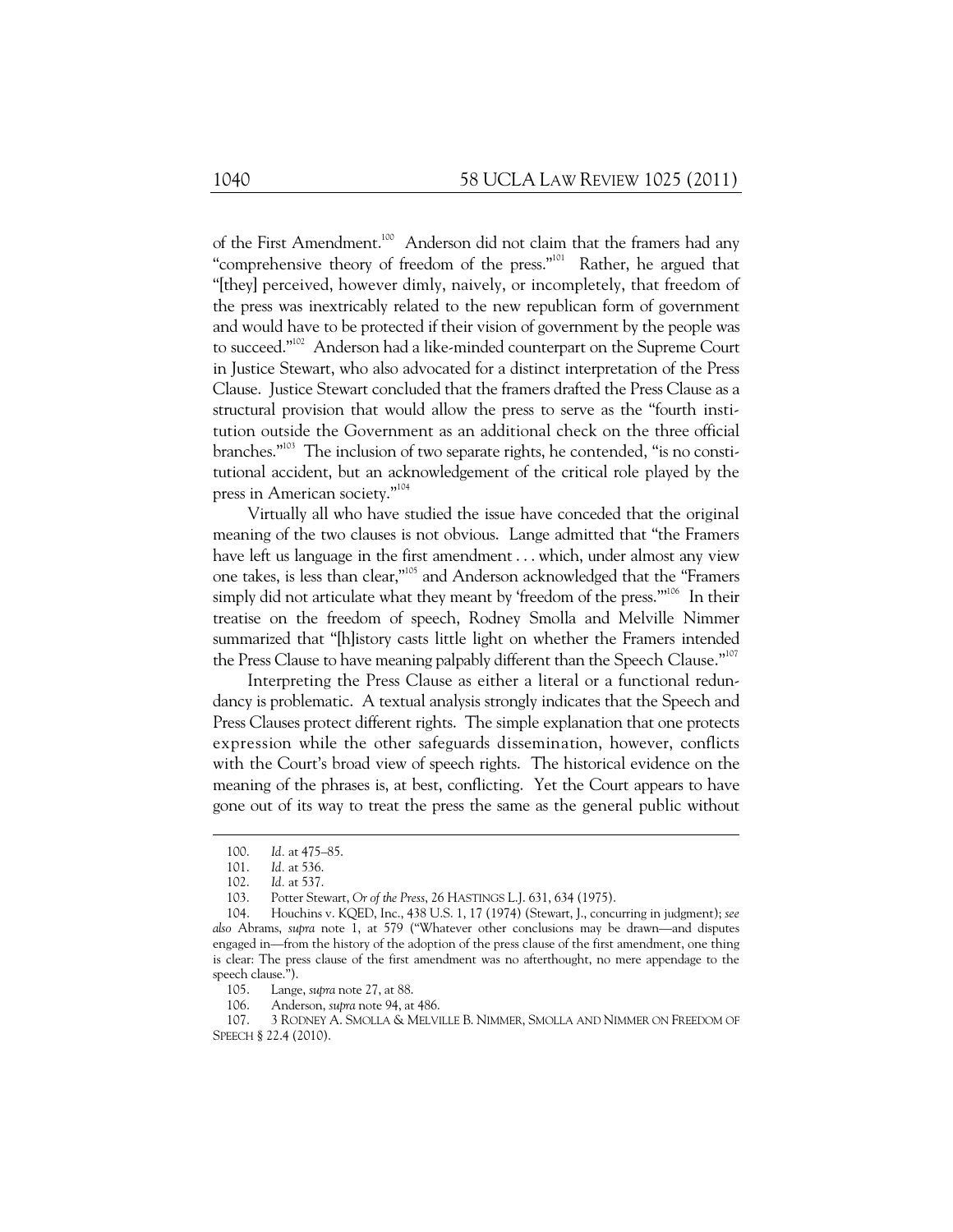of the First Amendment.[100] Anderson did not claim that the framers had any "comprehensive theory of freedom of the press."[101] Rather, he argued that "[they] perceived, however dimly, naively, or incompletely, that freedom of the press was inextricably related to the new republican form of government and would have to be protected if their vision of government by the people was to succeed."[102] Anderson had a like-minded counterpart on the Supreme Court in Justice Stewart, who also advocated for a distinct interpretation of the Press Clause. Justice Stewart concluded that the framers drafted the Press Clause as a structural provision that would allow the press to serve as the "fourth institution outside the Government as an additional check on the three official branches."[103] The inclusion of two separate rights, he contended, "is no constitutional accident, but an acknowledgement of the critical role played by the press in American society."[104]

Virtually all who have studied the issue have conceded that the original meaning of the two clauses is not obvious. Lange admitted that "the Framers have left us language in the first amendment . . . which, under almost any view one takes, is less than clear,"[105] and Anderson acknowledged that the "Framers simply did not articulate what they meant by 'freedom of the press.'"[106] In their treatise on the freedom of speech, Rodney Smolla and Melville Nimmer summarized that "[h]istory casts little light on whether the Framers intended the Press Clause to have meaning palpably different than the Speech Clause."[107]

Interpreting the Press Clause as either a literal or a functional redundancy is problematic. A textual analysis strongly indicates that the Speech and Press Clauses protect different rights. The simple explanation that one protects expression while the other safeguards dissemination, however, conflicts with the Court's broad view of speech rights. The historical evidence on the meaning of the phrases is, at best, conflicting. Yet the Court appears to have gone out of its way to treat the press the same as the general public without

---

100. *Id.* at 475–85.

101. *Id.* at 536.

102. *Id.* at 537.

103. Potter Stewart, *Or of the Press*, 26 HASTINGS L.J. 631, 634 (1975).

104. Houchins v. KQED, Inc., 438 U.S. 1, 17 (1974) (Stewart, J., concurring in judgment); *see also* Abrams, *supra* note 1, at 579 ("Whatever other conclusions may be drawn—and disputes engaged in—from the history of the adoption of the press clause of the first amendment, one thing is clear: The press clause of the first amendment was no afterthought, no mere appendage to the speech clause.").

105. Lange, *supra* note 27, at 88.

106. Anderson, *supra* note 94, at 486.

107. 3 RODNEY A. SMOLLA & MELVILLE B. NIMMER, SMOLLA AND NIMMER ON FREEDOM OF SPEECH § 22.4 (2010).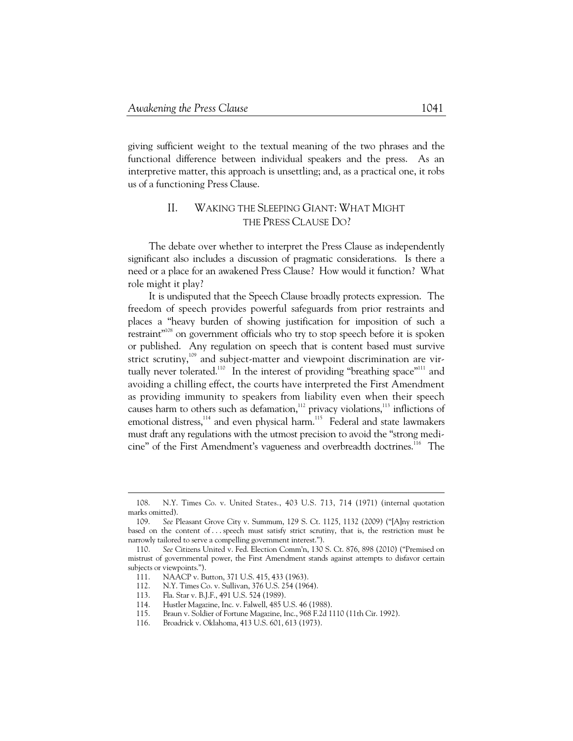giving sufficient weight to the textual meaning of the two phrases and the functional difference between individual speakers and the press. As an interpretive matter, this approach is unsettling; and, as a practical one, it robs us of a functioning Press Clause.

## II. WAKING THE SLEEPING GIANT: WHAT MIGHT THE PRESS CLAUSE DO?

The debate over whether to interpret the Press Clause as independently significant also includes a discussion of pragmatic considerations. Is there a need or a place for an awakened Press Clause? How would it function? What role might it play?

It is undisputed that the Speech Clause broadly protects expression. The freedom of speech provides powerful safeguards from prior restraints and places a "heavy burden of showing justification for imposition of such a restraint"[108] on government officials who try to stop speech before it is spoken or published. Any regulation on speech that is content based must survive strict scrutiny,[109] and subject-matter and viewpoint discrimination are virtually never tolerated.[110] In the interest of providing "breathing space"[111] and avoiding a chilling effect, the courts have interpreted the First Amendment as providing immunity to speakers from liability even when their speech causes harm to others such as defamation,[112] privacy violations,[113] inflictions of emotional distress,[114] and even physical harm.[115] Federal and state lawmakers must draft any regulations with the utmost precision to avoid the "strong medicine" of the First Amendment's vagueness and overbreadth doctrines.[116] The

---

108. N.Y. Times Co. v. United States., 403 U.S. 713, 714 (1971) (internal quotation marks omitted).

109. *See* Pleasant Grove City v. Summum, 129 S. Ct. 1125, 1132 (2009) ("[A]ny restriction based on the content of . . . speech must satisfy strict scrutiny, that is, the restriction must be narrowly tailored to serve a compelling government interest.").

110. *See* Citizens United v. Fed. Election Comm'n, 130 S. Ct. 876, 898 (2010) ("Premised on mistrust of governmental power, the First Amendment stands against attempts to disfavor certain subjects or viewpoints.").

111. NAACP v. Button, 371 U.S. 415, 433 (1963).

112. N.Y. Times Co. v. Sullivan, 376 U.S. 254 (1964).

113. Fla. Star v. B.J.F., 491 U.S. 524 (1989).

114. Hustler Magazine, Inc. v. Falwell, 485 U.S. 46 (1988).

115. Braun v. Soldier of Fortune Magazine, Inc., 968 F.2d 1110 (11th Cir. 1992).

116. Broadrick v. Oklahoma, 413 U.S. 601, 613 (1973).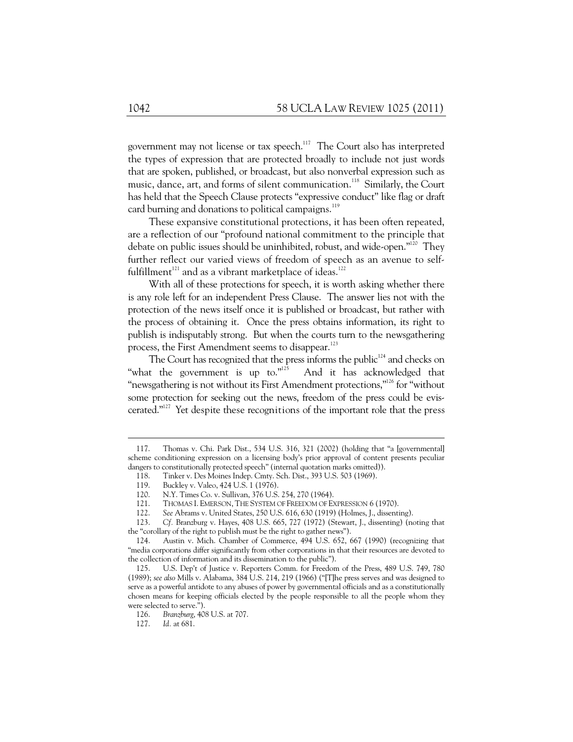government may not license or tax speech.[117] The Court also has interpreted the types of expression that are protected broadly to include not just words that are spoken, published, or broadcast, but also nonverbal expression such as music, dance, art, and forms of silent communication.[118] Similarly, the Court has held that the Speech Clause protects "expressive conduct" like flag or draft card burning and donations to political campaigns.[119]

These expansive constitutional protections, it has been often repeated, are a reflection of our "profound national commitment to the principle that debate on public issues should be uninhibited, robust, and wide-open."[120] They further reflect our varied views of freedom of speech as an avenue to self-fulfillment[121] and as a vibrant marketplace of ideas.[122]

With all of these protections for speech, it is worth asking whether there is any role left for an independent Press Clause. The answer lies not with the protection of the news itself once it is published or broadcast, but rather with the process of obtaining it. Once the press obtains information, its right to publish is indisputably strong. But when the courts turn to the newsgathering process, the First Amendment seems to disappear.[123]

The Court has recognized that the press informs the public[124] and checks on "what the government is up to."[125] And it has acknowledged that "newsgathering is not without its First Amendment protections,"[126] for "without some protection for seeking out the news, freedom of the press could be eviscerated."[127] Yet despite these recognitions of the important role that the press

---

117. Thomas v. Chi. Park Dist., 534 U.S. 316, 321 (2002) (holding that "a [governmental] scheme conditioning expression on a licensing body's prior approval of content presents peculiar dangers to constitutionally protected speech" (internal quotation marks omitted)).

118. Tinker v. Des Moines Indep. Cmty. Sch. Dist., 393 U.S. 503 (1969).

119. Buckley v. Valeo, 424 U.S. 1 (1976).

120. N.Y. Times Co. v. Sullivan, 376 U.S. 254, 270 (1964).

121. THOMAS I. EMERSON, THE SYSTEM OF FREEDOM OF EXPRESSION 6 (1970).

122. *See* Abrams v. United States, 250 U.S. 616, 630 (1919) (Holmes, J., dissenting).

123. *Cf.* Branzburg v. Hayes, 408 U.S. 665, 727 (1972) (Stewart, J., dissenting) (noting that the "corollary of the right to publish must be the right to gather news").

124. Austin v. Mich. Chamber of Commerce, 494 U.S. 652, 667 (1990) (recognizing that "media corporations differ significantly from other corporations in that their resources are devoted to the collection of information and its dissemination to the public").

125. U.S. Dep't of Justice v. Reporters Comm. for Freedom of the Press, 489 U.S. 749, 780 (1989); *see also* Mills v. Alabama, 384 U.S. 214, 219 (1966) ("[T]he press serves and was designed to serve as a powerful antidote to any abuses of power by governmental officials and as a constitutionally chosen means for keeping officials elected by the people responsible to all the people whom they were selected to serve.").

126. *Branzburg*, 408 U.S. at 707.

127. *Id.* at 681.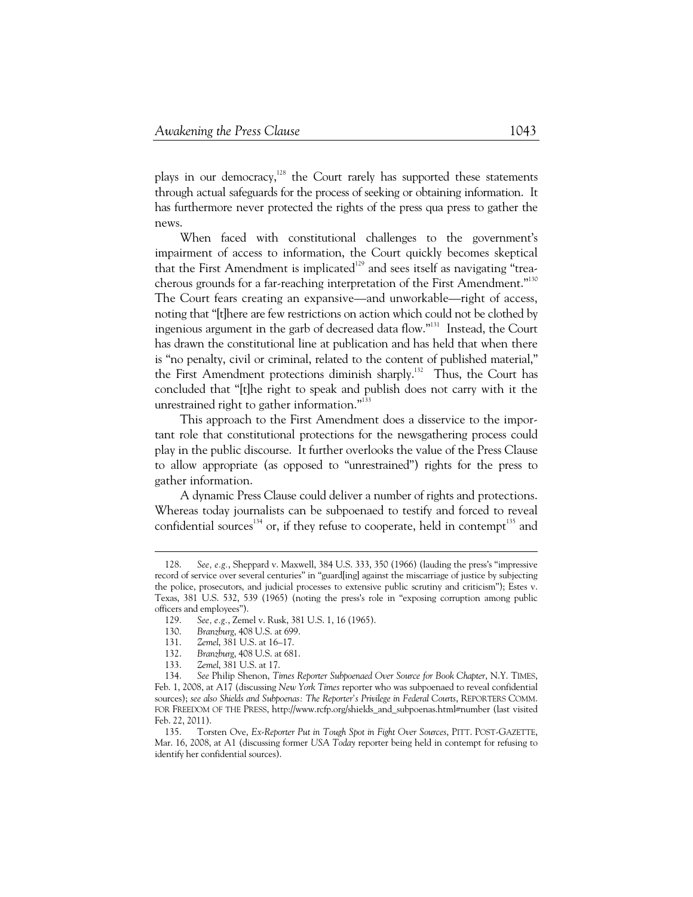plays in our democracy,[128] the Court rarely has supported these statements through actual safeguards for the process of seeking or obtaining information. It has furthermore never protected the rights of the press qua press to gather the news.

When faced with constitutional challenges to the government's impairment of access to information, the Court quickly becomes skeptical that the First Amendment is implicated[129] and sees itself as navigating "treacherous grounds for a far-reaching interpretation of the First Amendment."[130] The Court fears creating an expansive—and unworkable—right of access, noting that "[t]here are few restrictions on action which could not be clothed by ingenious argument in the garb of decreased data flow."[131] Instead, the Court has drawn the constitutional line at publication and has held that when there is "no penalty, civil or criminal, related to the content of published material," the First Amendment protections diminish sharply.[132] Thus, the Court has concluded that "[t]he right to speak and publish does not carry with it the unrestrained right to gather information."[133]

This approach to the First Amendment does a disservice to the important role that constitutional protections for the newsgathering process could play in the public discourse. It further overlooks the value of the Press Clause to allow appropriate (as opposed to "unrestrained") rights for the press to gather information.

A dynamic Press Clause could deliver a number of rights and protections. Whereas today journalists can be subpoenaed to testify and forced to reveal confidential sources[134] or, if they refuse to cooperate, held in contempt[135] and

---

128. *See, e.g.*, Sheppard v. Maxwell, 384 U.S. 333, 350 (1966) (lauding the press's "impressive record of service over several centuries" in "guard[ing] against the miscarriage of justice by subjecting the police, prosecutors, and judicial processes to extensive public scrutiny and criticism"); Estes v. Texas, 381 U.S. 532, 539 (1965) (noting the press's role in "exposing corruption among public officers and employees").

129. *See, e.g.*, Zemel v. Rusk, 381 U.S. 1, 16 (1965).

130. *Branzburg*, 408 U.S. at 699.

131. *Zemel*, 381 U.S. at 16–17.

132. *Branzburg*, 408 U.S. at 681.

133. *Zemel*, 381 U.S. at 17.

134. *See* Philip Shenon, *Times Reporter Subpoenaed Over Source for Book Chapter*, N.Y. TIMES, Feb. 1, 2008, at A17 (discussing *New York Times* reporter who was subpoenaed to reveal confidential sources); *see also Shields and Subpoenas: The Reporter's Privilege in Federal Courts*, REPORTERS COMM. FOR FREEDOM OF THE PRESS, http://www.rcfp.org/shields_and_subpoenas.html#number (last visited Feb. 22, 2011).

135. Torsten Ove, *Ex-Reporter Put in Tough Spot in Fight Over Sources*, PITT. POST-GAZETTE, Mar. 16, 2008, at A1 (discussing former *USA Today* reporter being held in contempt for refusing to identify her confidential sources).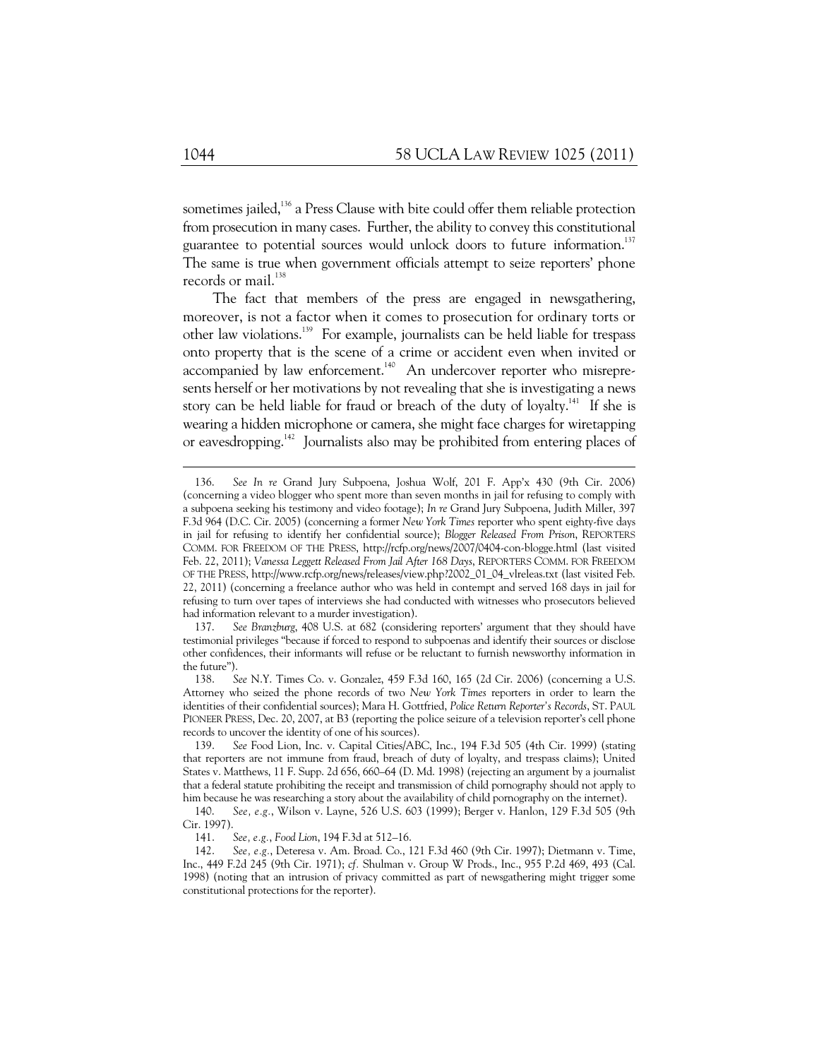sometimes jailed,[136] a Press Clause with bite could offer them reliable protection from prosecution in many cases. Further, the ability to convey this constitutional guarantee to potential sources would unlock doors to future information.[137] The same is true when government officials attempt to seize reporters' phone records or mail.[138]

The fact that members of the press are engaged in newsgathering, moreover, is not a factor when it comes to prosecution for ordinary torts or other law violations.[139] For example, journalists can be held liable for trespass onto property that is the scene of a crime or accident even when invited or accompanied by law enforcement.[140] An undercover reporter who misrepresents herself or her motivations by not revealing that she is investigating a news story can be held liable for fraud or breach of the duty of loyalty.[141] If she is wearing a hidden microphone or camera, she might face charges for wiretapping or eavesdropping.[142] Journalists also may be prohibited from entering places of

---

136. *See In re* Grand Jury Subpoena, Joshua Wolf, 201 F. App'x 430 (9th Cir. 2006) (concerning a video blogger who spent more than seven months in jail for refusing to comply with a subpoena seeking his testimony and video footage); *In re* Grand Jury Subpoena, Judith Miller, 397 F.3d 964 (D.C. Cir. 2005) (concerning a former *New York Times* reporter who spent eighty-five days in jail for refusing to identify her confidential source); *Blogger Released From Prison*, REPORTERS COMM. FOR FREEDOM OF THE PRESS, http://rcfp.org/news/2007/0404-con-blogge.html (last visited Feb. 22, 2011); *Vanessa Leggett Released From Jail After 168 Days*, REPORTERS COMM. FOR FREEDOM OF THE PRESS, http://www.rcfp.org/news/releases/view.php?2002_01_04_vlreleas.txt (last visited Feb. 22, 2011) (concerning a freelance author who was held in contempt and served 168 days in jail for refusing to turn over tapes of interviews she had conducted with witnesses who prosecutors believed had information relevant to a murder investigation).

137. *See Branzburg*, 408 U.S. at 682 (considering reporters' argument that they should have testimonial privileges "because if forced to respond to subpoenas and identify their sources or disclose other confidences, their informants will refuse or be reluctant to furnish newsworthy information in the future").

138. *See* N.Y. Times Co. v. Gonzalez, 459 F.3d 160, 165 (2d Cir. 2006) (concerning a U.S. Attorney who seized the phone records of two *New York Times* reporters in order to learn the identities of their confidential sources); Mara H. Gottfried, *Police Return Reporter's Records*, ST. PAUL PIONEER PRESS, Dec. 20, 2007, at B3 (reporting the police seizure of a television reporter's cell phone records to uncover the identity of one of his sources).

139. *See* Food Lion, Inc. v. Capital Cities/ABC, Inc., 194 F.3d 505 (4th Cir. 1999) (stating that reporters are not immune from fraud, breach of duty of loyalty, and trespass claims); United States v. Matthews, 11 F. Supp. 2d 656, 660–64 (D. Md. 1998) (rejecting an argument by a journalist that a federal statute prohibiting the receipt and transmission of child pornography should not apply to him because he was researching a story about the availability of child pornography on the internet).

140. *See, e.g.*, Wilson v. Layne, 526 U.S. 603 (1999); Berger v. Hanlon, 129 F.3d 505 (9th Cir. 1997).

141. *See, e.g.*, *Food Lion*, 194 F.3d at 512–16.

142. *See, e.g.*, Deteresa v. Am. Broad. Co., 121 F.3d 460 (9th Cir. 1997); Dietmann v. Time, Inc., 449 F.2d 245 (9th Cir. 1971); *cf.* Shulman v. Group W Prods., Inc., 955 P.2d 469, 493 (Cal. 1998) (noting that an intrusion of privacy committed as part of newsgathering might trigger some constitutional protections for the reporter).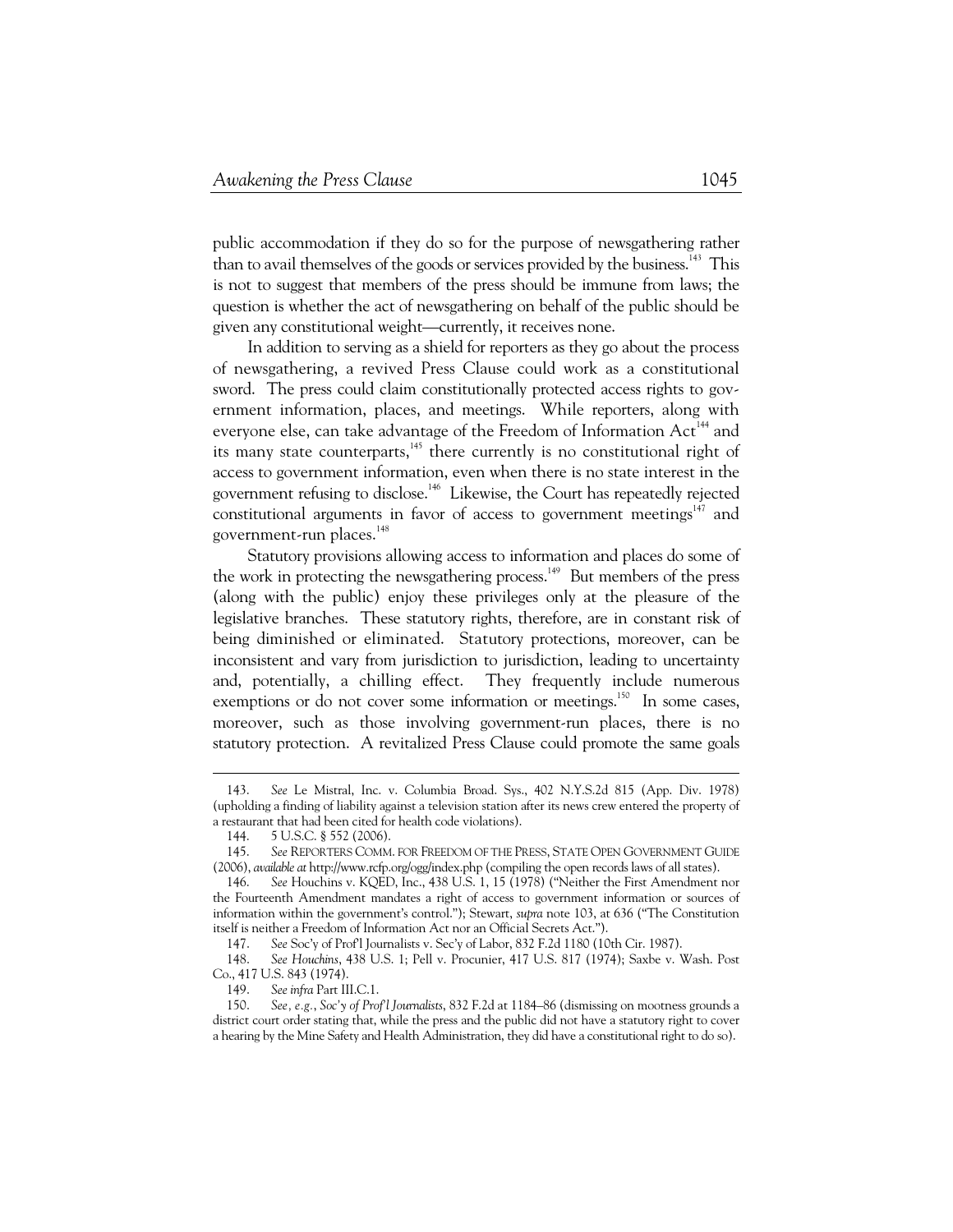public accommodation if they do so for the purpose of newsgathering rather than to avail themselves of the goods or services provided by the business.[143] This is not to suggest that members of the press should be immune from laws; the question is whether the act of newsgathering on behalf of the public should be given any constitutional weight—currently, it receives none.

In addition to serving as a shield for reporters as they go about the process of newsgathering, a revived Press Clause could work as a constitutional sword. The press could claim constitutionally protected access rights to government information, places, and meetings. While reporters, along with everyone else, can take advantage of the Freedom of Information Act[144] and its many state counterparts,[145] there currently is no constitutional right of access to government information, even when there is no state interest in the government refusing to disclose.[146] Likewise, the Court has repeatedly rejected constitutional arguments in favor of access to government meetings[147] and government-run places.[148]

Statutory provisions allowing access to information and places do some of the work in protecting the newsgathering process.[149] But members of the press (along with the public) enjoy these privileges only at the pleasure of the legislative branches. These statutory rights, therefore, are in constant risk of being diminished or eliminated. Statutory protections, moreover, can be inconsistent and vary from jurisdiction to jurisdiction, leading to uncertainty and, potentially, a chilling effect. They frequently include numerous exemptions or do not cover some information or meetings.[150] In some cases, moreover, such as those involving government-run places, there is no statutory protection. A revitalized Press Clause could promote the same goals

---

143. *See* Le Mistral, Inc. v. Columbia Broad. Sys., 402 N.Y.S.2d 815 (App. Div. 1978) (upholding a finding of liability against a television station after its news crew entered the property of a restaurant that had been cited for health code violations).

144. 5 U.S.C. § 552 (2006).

145. *See* REPORTERS COMM. FOR FREEDOM OF THE PRESS, STATE OPEN GOVERNMENT GUIDE (2006), *available at* http://www.rcfp.org/ogg/index.php (compiling the open records laws of all states).

146. *See* Houchins v. KQED, Inc., 438 U.S. 1, 15 (1978) ("Neither the First Amendment nor the Fourteenth Amendment mandates a right of access to government information or sources of information within the government's control."); Stewart, *supra* note 103, at 636 ("The Constitution itself is neither a Freedom of Information Act nor an Official Secrets Act.").

147. *See* Soc'y of Prof'l Journalists v. Sec'y of Labor, 832 F.2d 1180 (10th Cir. 1987).

148. *See Houchins*, 438 U.S. 1; Pell v. Procunier, 417 U.S. 817 (1974); Saxbe v. Wash. Post Co., 417 U.S. 843 (1974).

149. *See infra* Part III.C.1.

150. *See, e.g.*, *Soc'y of Prof'l Journalists*, 832 F.2d at 1184–86 (dismissing on mootness grounds a district court order stating that, while the press and the public did not have a statutory right to cover a hearing by the Mine Safety and Health Administration, they did have a constitutional right to do so).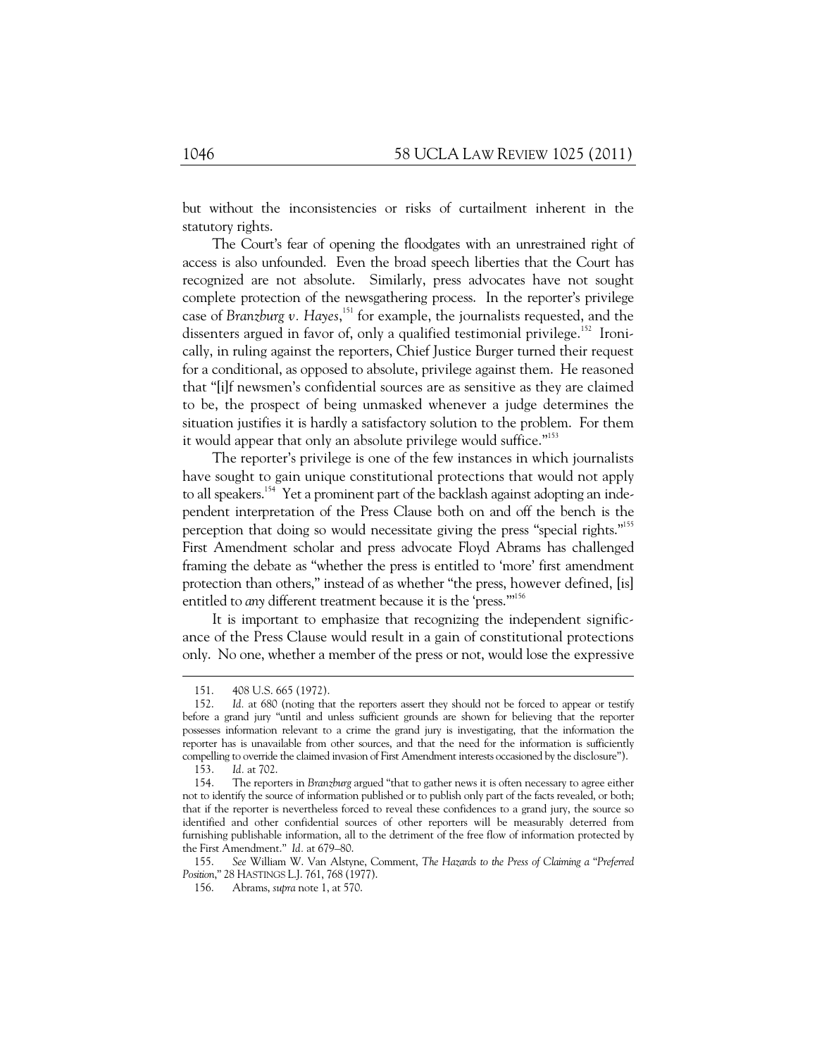but without the inconsistencies or risks of curtailment inherent in the statutory rights.

The Court's fear of opening the floodgates with an unrestrained right of access is also unfounded. Even the broad speech liberties that the Court has recognized are not absolute. Similarly, press advocates have not sought complete protection of the newsgathering process. In the reporter's privilege case of *Branzburg v. Hayes*,[151] for example, the journalists requested, and the dissenters argued in favor of, only a qualified testimonial privilege.[152] Ironically, in ruling against the reporters, Chief Justice Burger turned their request for a conditional, as opposed to absolute, privilege against them. He reasoned that "[i]f newsmen's confidential sources are as sensitive as they are claimed to be, the prospect of being unmasked whenever a judge determines the situation justifies it is hardly a satisfactory solution to the problem. For them it would appear that only an absolute privilege would suffice."[153]

The reporter's privilege is one of the few instances in which journalists have sought to gain unique constitutional protections that would not apply to all speakers.[154] Yet a prominent part of the backlash against adopting an independent interpretation of the Press Clause both on and off the bench is the perception that doing so would necessitate giving the press "special rights."[155] First Amendment scholar and press advocate Floyd Abrams has challenged framing the debate as "whether the press is entitled to 'more' first amendment protection than others," instead of as whether "the press, however defined, [is] entitled to *any* different treatment because it is the 'press.'"[156]

It is important to emphasize that recognizing the independent significance of the Press Clause would result in a gain of constitutional protections only. No one, whether a member of the press or not, would lose the expressive

---

151. 408 U.S. 665 (1972).

152. *Id.* at 680 (noting that the reporters assert they should not be forced to appear or testify before a grand jury "until and unless sufficient grounds are shown for believing that the reporter possesses information relevant to a crime the grand jury is investigating, that the information the reporter has is unavailable from other sources, and that the need for the information is sufficiently compelling to override the claimed invasion of First Amendment interests occasioned by the disclosure").

153. *Id.* at 702.

154. The reporters in *Branzburg* argued "that to gather news it is often necessary to agree either not to identify the source of information published or to publish only part of the facts revealed, or both; that if the reporter is nevertheless forced to reveal these confidences to a grand jury, the source so identified and other confidential sources of other reporters will be measurably deterred from furnishing publishable information, all to the detriment of the free flow of information protected by the First Amendment." *Id.* at 679–80.

155. *See* William W. Van Alstyne, Comment, *The Hazards to the Press of Claiming a "Preferred Position*," 28 HASTINGS L.J. 761, 768 (1977).

156. Abrams, *supra* note 1, at 570.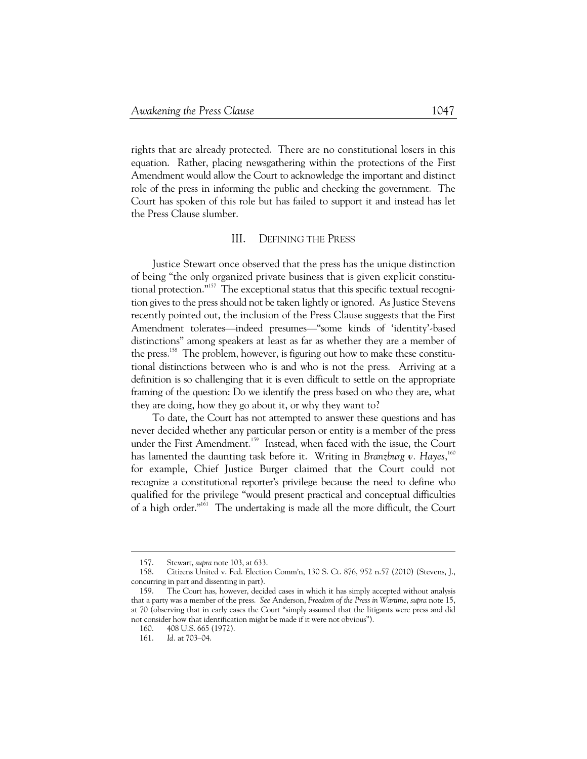rights that are already protected. There are no constitutional losers in this equation. Rather, placing newsgathering within the protections of the First Amendment would allow the Court to acknowledge the important and distinct role of the press in informing the public and checking the government. The Court has spoken of this role but has failed to support it and instead has let the Press Clause slumber.

## III. DEFINING THE PRESS

Justice Stewart once observed that the press has the unique distinction of being "the only organized private business that is given explicit constitutional protection."[157] The exceptional status that this specific textual recognition gives to the press should not be taken lightly or ignored. As Justice Stevens recently pointed out, the inclusion of the Press Clause suggests that the First Amendment tolerates—indeed presumes—"some kinds of 'identity'-based distinctions" among speakers at least as far as whether they are a member of the press.[158] The problem, however, is figuring out how to make these constitutional distinctions between who is and who is not the press. Arriving at a definition is so challenging that it is even difficult to settle on the appropriate framing of the question: Do we identify the press based on who they are, what they are doing, how they go about it, or why they want to?

To date, the Court has not attempted to answer these questions and has never decided whether any particular person or entity is a member of the press under the First Amendment.[159] Instead, when faced with the issue, the Court has lamented the daunting task before it. Writing in *Branzburg v. Hayes*,[160] for example, Chief Justice Burger claimed that the Court could not recognize a constitutional reporter's privilege because the need to define who qualified for the privilege "would present practical and conceptual difficulties of a high order."[161] The undertaking is made all the more difficult, the Court

---

157. Stewart, *supra* note 103, at 633.

158. Citizens United v. Fed. Election Comm'n, 130 S. Ct. 876, 952 n.57 (2010) (Stevens, J., concurring in part and dissenting in part).

159. The Court has, however, decided cases in which it has simply accepted without analysis that a party was a member of the press. *See* Anderson, *Freedom of the Press in Wartime*, *supra* note 15, at 70 (observing that in early cases the Court "simply assumed that the litigants were press and did not consider how that identification might be made if it were not obvious").

160. 408 U.S. 665 (1972).

161. *Id.* at 703–04.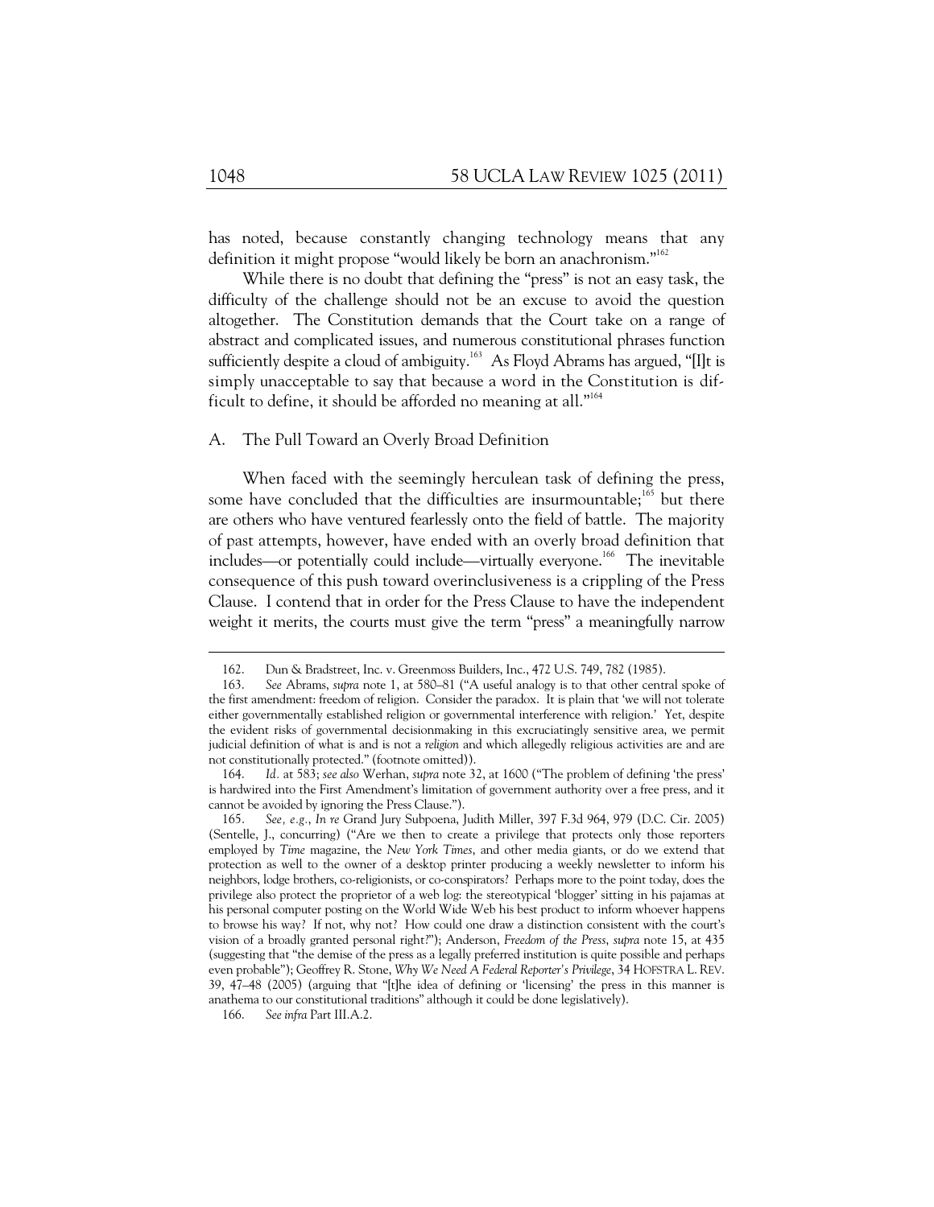has noted, because constantly changing technology means that any definition it might propose "would likely be born an anachronism."[162]

While there is no doubt that defining the "press" is not an easy task, the difficulty of the challenge should not be an excuse to avoid the question altogether. The Constitution demands that the Court take on a range of abstract and complicated issues, and numerous constitutional phrases function sufficiently despite a cloud of ambiguity.[163] As Floyd Abrams has argued, "[I]t is simply unacceptable to say that because a word in the Constitution is difficult to define, it should be afforded no meaning at all."[164]

### A. The Pull Toward an Overly Broad Definition

When faced with the seemingly herculean task of defining the press, some have concluded that the difficulties are insurmountable;[165] but there are others who have ventured fearlessly onto the field of battle. The majority of past attempts, however, have ended with an overly broad definition that includes—or potentially could include—virtually everyone.[166] The inevitable consequence of this push toward overinclusiveness is a crippling of the Press Clause. I contend that in order for the Press Clause to have the independent weight it merits, the courts must give the term "press" a meaningfully narrow

---

162. Dun & Bradstreet, Inc. v. Greenmoss Builders, Inc., 472 U.S. 749, 782 (1985).

163. *See* Abrams, *supra* note 1, at 580–81 ("A useful analogy is to that other central spoke of the first amendment: freedom of religion. Consider the paradox. It is plain that 'we will not tolerate either governmentally established religion or governmental interference with religion.' Yet, despite the evident risks of governmental decisionmaking in this excruciatingly sensitive area, we permit judicial definition of what is and is not a *religion* and which allegedly religious activities are and are not constitutionally protected." (footnote omitted)).

164. *Id.* at 583; *see also* Werhan, *supra* note 32, at 1600 ("The problem of defining 'the press' is hardwired into the First Amendment's limitation of government authority over a free press, and it cannot be avoided by ignoring the Press Clause.").

165. *See, e.g.*, *In re* Grand Jury Subpoena, Judith Miller, 397 F.3d 964, 979 (D.C. Cir. 2005) (Sentelle, J., concurring) ("Are we then to create a privilege that protects only those reporters employed by *Time* magazine, the *New York Times*, and other media giants, or do we extend that protection as well to the owner of a desktop printer producing a weekly newsletter to inform his neighbors, lodge brothers, co-religionists, or co-conspirators? Perhaps more to the point today, does the privilege also protect the proprietor of a web log: the stereotypical 'blogger' sitting in his pajamas at his personal computer posting on the World Wide Web his best product to inform whoever happens to browse his way? If not, why not? How could one draw a distinction consistent with the court's vision of a broadly granted personal right?"); Anderson, *Freedom of the Press*, *supra* note 15, at 435 (suggesting that "the demise of the press as a legally preferred institution is quite possible and perhaps even probable"); Geoffrey R. Stone, *Why We Need A Federal Reporter's Privilege*, 34 HOFSTRA L. REV. 39, 47–48 (2005) (arguing that "[t]he idea of defining or 'licensing' the press in this manner is anathema to our constitutional traditions" although it could be done legislatively).

166. *See infra* Part III.A.2.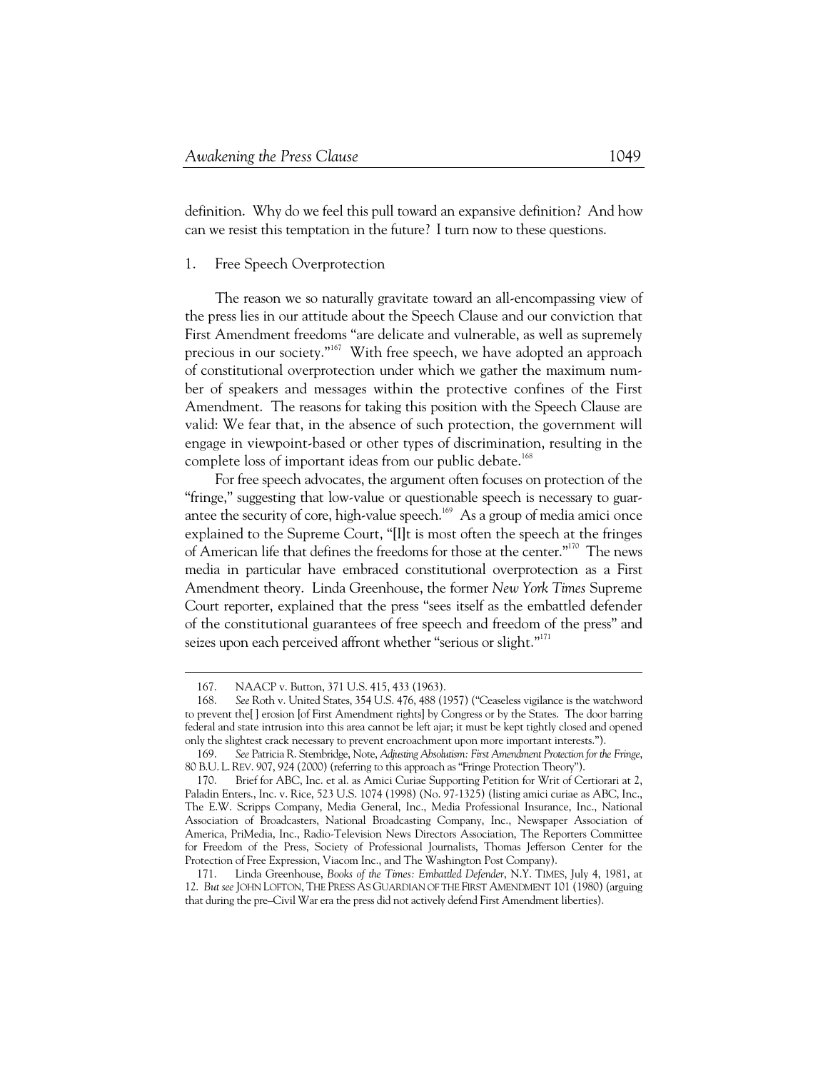definition. Why do we feel this pull toward an expansive definition? And how can we resist this temptation in the future? I turn now to these questions.

### 1. Free Speech Overprotection

The reason we so naturally gravitate toward an all-encompassing view of the press lies in our attitude about the Speech Clause and our conviction that First Amendment freedoms "are delicate and vulnerable, as well as supremely precious in our society."[167] With free speech, we have adopted an approach of constitutional overprotection under which we gather the maximum number of speakers and messages within the protective confines of the First Amendment. The reasons for taking this position with the Speech Clause are valid: We fear that, in the absence of such protection, the government will engage in viewpoint-based or other types of discrimination, resulting in the complete loss of important ideas from our public debate.[168]

For free speech advocates, the argument often focuses on protection of the "fringe," suggesting that low-value or questionable speech is necessary to guarantee the security of core, high-value speech.[169] As a group of media amici once explained to the Supreme Court, "[I]t is most often the speech at the fringes of American life that defines the freedoms for those at the center."[170] The news media in particular have embraced constitutional overprotection as a First Amendment theory. Linda Greenhouse, the former *New York Times* Supreme Court reporter, explained that the press "sees itself as the embattled defender of the constitutional guarantees of free speech and freedom of the press" and seizes upon each perceived affront whether "serious or slight."[171]

---

167. NAACP v. Button, 371 U.S. 415, 433 (1963).

168. *See* Roth v. United States, 354 U.S. 476, 488 (1957) ("Ceaseless vigilance is the watchword to prevent the[ ] erosion [of First Amendment rights] by Congress or by the States. The door barring federal and state intrusion into this area cannot be left ajar; it must be kept tightly closed and opened only the slightest crack necessary to prevent encroachment upon more important interests.").

169. *See* Patricia R. Stembridge, Note, *Adjusting Absolutism: First Amendment Protection for the Fringe*, 80 B.U. L. REV. 907, 924 (2000) (referring to this approach as "Fringe Protection Theory").

170. Brief for ABC, Inc. et al. as Amici Curiae Supporting Petition for Writ of Certiorari at 2, Paladin Enters., Inc. v. Rice, 523 U.S. 1074 (1998) (No. 97-1325) (listing amici curiae as ABC, Inc., The E.W. Scripps Company, Media General, Inc., Media Professional Insurance, Inc., National Association of Broadcasters, National Broadcasting Company, Inc., Newspaper Association of America, PriMedia, Inc., Radio-Television News Directors Association, The Reporters Committee for Freedom of the Press, Society of Professional Journalists, Thomas Jefferson Center for the Protection of Free Expression, Viacom Inc., and The Washington Post Company).

171. Linda Greenhouse, *Books of the Times: Embattled Defender*, N.Y. TIMES, July 4, 1981, at 12. *But see* JOHN LOFTON, THE PRESS AS GUARDIAN OF THE FIRST AMENDMENT 101 (1980) (arguing that during the pre–Civil War era the press did not actively defend First Amendment liberties).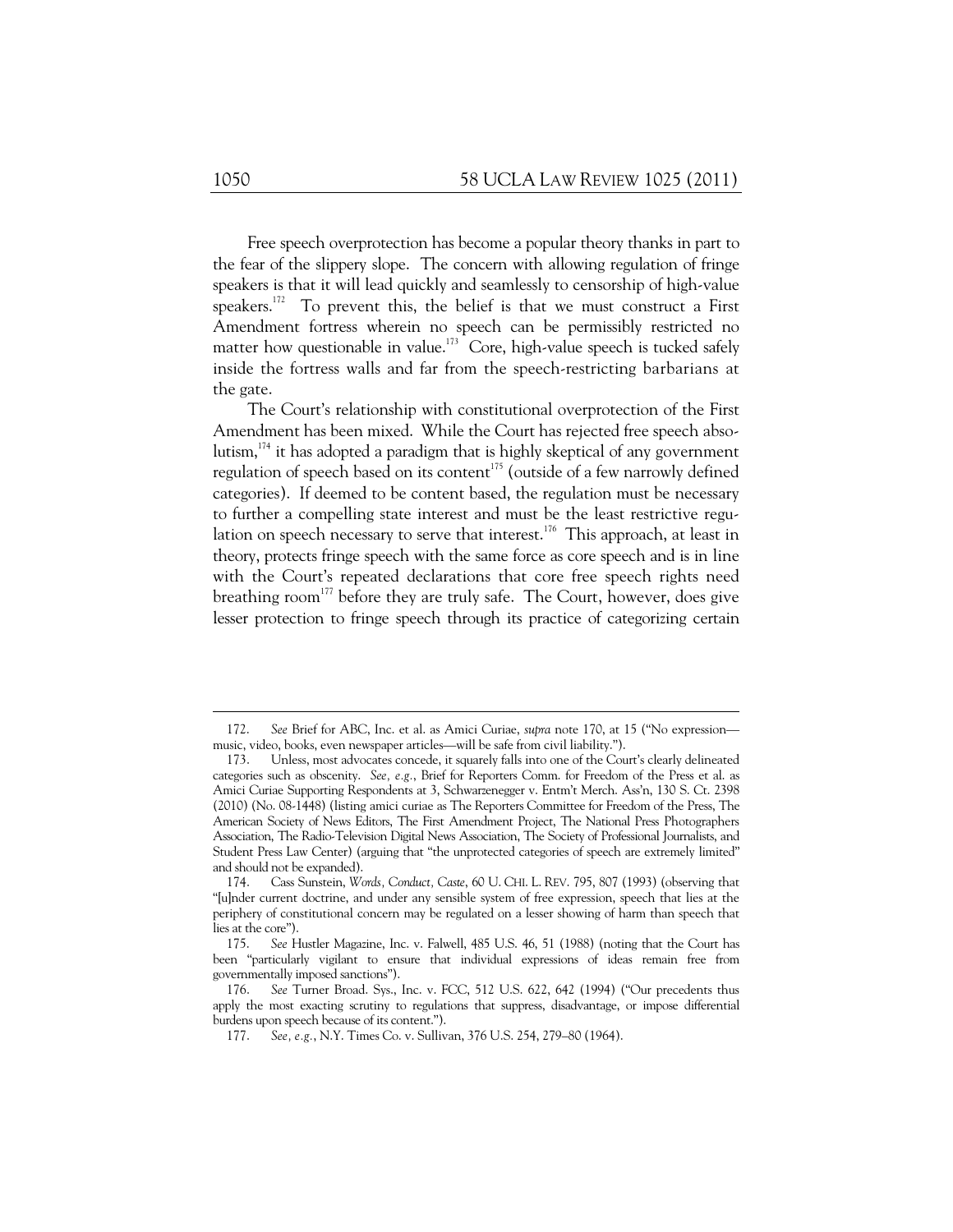Free speech overprotection has become a popular theory thanks in part to the fear of the slippery slope. The concern with allowing regulation of fringe speakers is that it will lead quickly and seamlessly to censorship of high-value speakers.[172] To prevent this, the belief is that we must construct a First Amendment fortress wherein no speech can be permissibly restricted no matter how questionable in value.[173] Core, high-value speech is tucked safely inside the fortress walls and far from the speech-restricting barbarians at the gate.

The Court's relationship with constitutional overprotection of the First Amendment has been mixed. While the Court has rejected free speech absolutism,[174] it has adopted a paradigm that is highly skeptical of any government regulation of speech based on its content[175] (outside of a few narrowly defined categories). If deemed to be content based, the regulation must be necessary to further a compelling state interest and must be the least restrictive regulation on speech necessary to serve that interest.[176] This approach, at least in theory, protects fringe speech with the same force as core speech and is in line with the Court's repeated declarations that core free speech rights need breathing room[177] before they are truly safe. The Court, however, does give lesser protection to fringe speech through its practice of categorizing certain

---

172. *See* Brief for ABC, Inc. et al. as Amici Curiae, *supra* note 170, at 15 ("No expression—music, video, books, even newspaper articles—will be safe from civil liability.").

173. Unless, most advocates concede, it squarely falls into one of the Court's clearly delineated categories such as obscenity. *See, e.g.*, Brief for Reporters Comm. for Freedom of the Press et al. as Amici Curiae Supporting Respondents at 3, Schwarzenegger v. Entm't Merch. Ass'n, 130 S. Ct. 2398 (2010) (No. 08-1448) (listing amici curiae as The Reporters Committee for Freedom of the Press, The American Society of News Editors, The First Amendment Project, The National Press Photographers Association, The Radio-Television Digital News Association, The Society of Professional Journalists, and Student Press Law Center) (arguing that "the unprotected categories of speech are extremely limited" and should not be expanded).

174. Cass Sunstein, *Words, Conduct, Caste*, 60 U. CHI. L. REV. 795, 807 (1993) (observing that "[u]nder current doctrine, and under any sensible system of free expression, speech that lies at the periphery of constitutional concern may be regulated on a lesser showing of harm than speech that lies at the core").

175. *See* Hustler Magazine, Inc. v. Falwell, 485 U.S. 46, 51 (1988) (noting that the Court has been "particularly vigilant to ensure that individual expressions of ideas remain free from governmentally imposed sanctions").

176. *See* Turner Broad. Sys., Inc. v. FCC, 512 U.S. 622, 642 (1994) ("Our precedents thus apply the most exacting scrutiny to regulations that suppress, disadvantage, or impose differential burdens upon speech because of its content.").

177. *See, e.g.*, N.Y. Times Co. v. Sullivan, 376 U.S. 254, 279–80 (1964).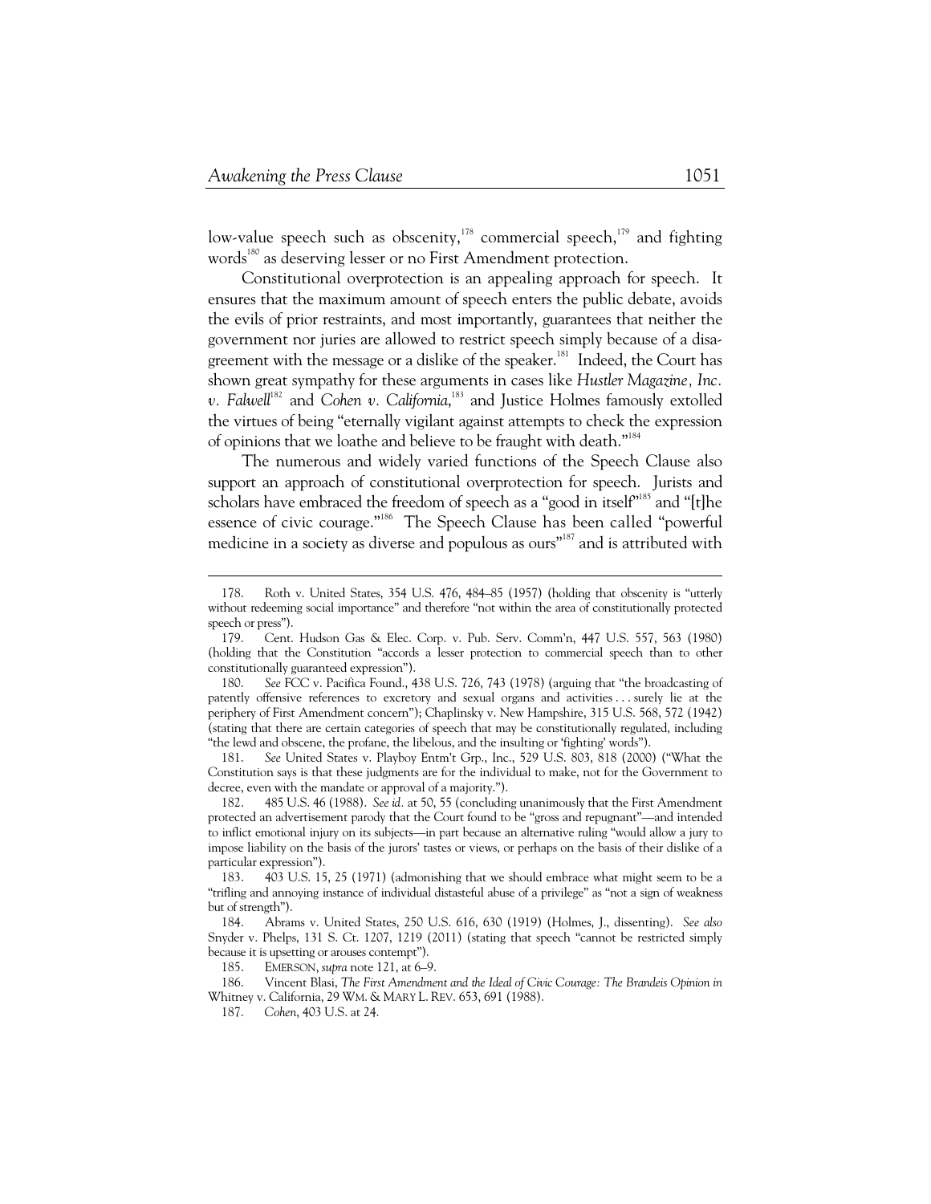low-value speech such as obscenity,[178] commercial speech,[179] and fighting words[180] as deserving lesser or no First Amendment protection.

Constitutional overprotection is an appealing approach for speech. It ensures that the maximum amount of speech enters the public debate, avoids the evils of prior restraints, and most importantly, guarantees that neither the government nor juries are allowed to restrict speech simply because of a disagreement with the message or a dislike of the speaker.[181] Indeed, the Court has shown great sympathy for these arguments in cases like *Hustler Magazine, Inc. v. Falwell*[182] and *Cohen v. California*,[183] and Justice Holmes famously extolled the virtues of being "eternally vigilant against attempts to check the expression of opinions that we loathe and believe to be fraught with death."[184]

The numerous and widely varied functions of the Speech Clause also support an approach of constitutional overprotection for speech. Jurists and scholars have embraced the freedom of speech as a "good in itself"[185] and "[t]he essence of civic courage."[186] The Speech Clause has been called "powerful medicine in a society as diverse and populous as ours"[187] and is attributed with

---

178. Roth v. United States, 354 U.S. 476, 484–85 (1957) (holding that obscenity is "utterly without redeeming social importance" and therefore "not within the area of constitutionally protected speech or press").

179. Cent. Hudson Gas & Elec. Corp. v. Pub. Serv. Comm'n, 447 U.S. 557, 563 (1980) (holding that the Constitution "accords a lesser protection to commercial speech than to other constitutionally guaranteed expression").

180. *See* FCC v. Pacifica Found., 438 U.S. 726, 743 (1978) (arguing that "the broadcasting of patently offensive references to excretory and sexual organs and activities . . . surely lie at the periphery of First Amendment concern"); Chaplinsky v. New Hampshire, 315 U.S. 568, 572 (1942) (stating that there are certain categories of speech that may be constitutionally regulated, including "the lewd and obscene, the profane, the libelous, and the insulting or 'fighting' words").

181. *See* United States v. Playboy Entm't Grp., Inc., 529 U.S. 803, 818 (2000) ("What the Constitution says is that these judgments are for the individual to make, not for the Government to decree, even with the mandate or approval of a majority.").

182. 485 U.S. 46 (1988). *See id.* at 50, 55 (concluding unanimously that the First Amendment protected an advertisement parody that the Court found to be "gross and repugnant"—and intended to inflict emotional injury on its subjects—in part because an alternative ruling "would allow a jury to impose liability on the basis of the jurors' tastes or views, or perhaps on the basis of their dislike of a particular expression").

183. 403 U.S. 15, 25 (1971) (admonishing that we should embrace what might seem to be a "trifling and annoying instance of individual distasteful abuse of a privilege" as "not a sign of weakness but of strength").

184. Abrams v. United States, 250 U.S. 616, 630 (1919) (Holmes, J., dissenting). *See also* Snyder v. Phelps, 131 S. Ct. 1207, 1219 (2011) (stating that speech "cannot be restricted simply because it is upsetting or arouses contempt").

185. EMERSON, *supra* note 121, at 6–9.

186. Vincent Blasi, *The First Amendment and the Ideal of Civic Courage: The Brandeis Opinion in* Whitney v. California, 29 WM. & MARY L. REV. 653, 691 (1988).

187. *Cohen*, 403 U.S. at 24.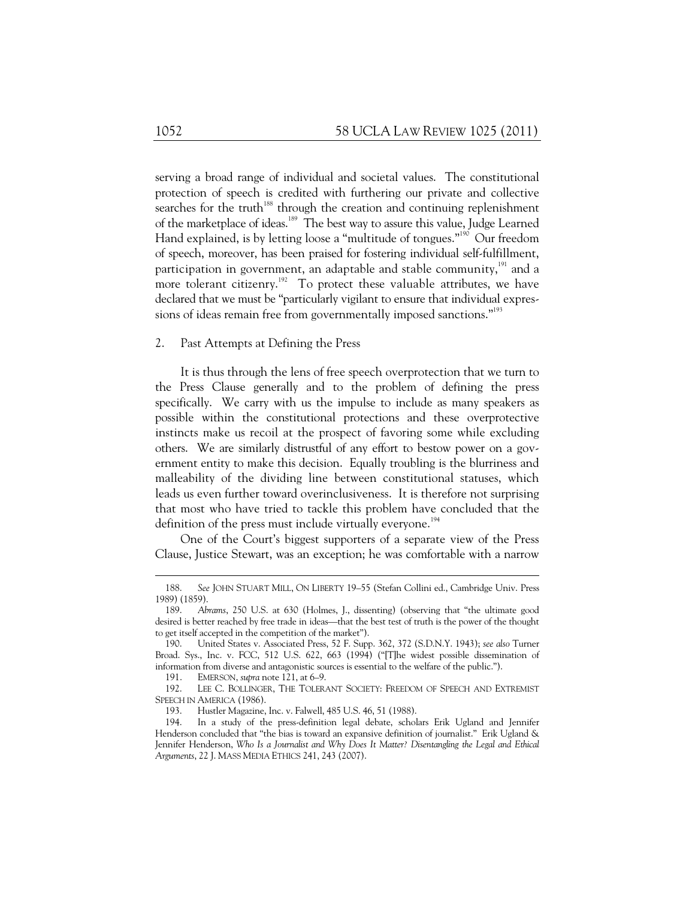serving a broad range of individual and societal values. The constitutional protection of speech is credited with furthering our private and collective searches for the truth[188] through the creation and continuing replenishment of the marketplace of ideas.[189] The best way to assure this value, Judge Learned Hand explained, is by letting loose a "multitude of tongues."[190] Our freedom of speech, moreover, has been praised for fostering individual self-fulfillment, participation in government, an adaptable and stable community,[191] and a more tolerant citizenry.[192] To protect these valuable attributes, we have declared that we must be "particularly vigilant to ensure that individual expressions of ideas remain free from governmentally imposed sanctions."[193]

### 2. Past Attempts at Defining the Press

It is thus through the lens of free speech overprotection that we turn to the Press Clause generally and to the problem of defining the press specifically. We carry with us the impulse to include as many speakers as possible within the constitutional protections and these overprotective instincts make us recoil at the prospect of favoring some while excluding others. We are similarly distrustful of any effort to bestow power on a government entity to make this decision. Equally troubling is the blurriness and malleability of the dividing line between constitutional statuses, which leads us even further toward overinclusiveness. It is therefore not surprising that most who have tried to tackle this problem have concluded that the definition of the press must include virtually everyone.[194]

One of the Court's biggest supporters of a separate view of the Press Clause, Justice Stewart, was an exception; he was comfortable with a narrow

---

188. *See* JOHN STUART MILL, ON LIBERTY 19–55 (Stefan Collini ed., Cambridge Univ. Press 1989) (1859).

189. *Abrams*, 250 U.S. at 630 (Holmes, J., dissenting) (observing that "the ultimate good desired is better reached by free trade in ideas—that the best test of truth is the power of the thought to get itself accepted in the competition of the market").

190. United States v. Associated Press, 52 F. Supp. 362, 372 (S.D.N.Y. 1943); *see also* Turner Broad. Sys., Inc. v. FCC, 512 U.S. 622, 663 (1994) ("[T]he widest possible dissemination of information from diverse and antagonistic sources is essential to the welfare of the public.").

191. EMERSON, *supra* note 121, at 6–9.

192. LEE C. BOLLINGER, THE TOLERANT SOCIETY: FREEDOM OF SPEECH AND EXTREMIST SPEECH IN AMERICA (1986).

193. Hustler Magazine, Inc. v. Falwell, 485 U.S. 46, 51 (1988).

194. In a study of the press-definition legal debate, scholars Erik Ugland and Jennifer Henderson concluded that "the bias is toward an expansive definition of journalist." Erik Ugland & Jennifer Henderson, *Who Is a Journalist and Why Does It Matter? Disentangling the Legal and Ethical Arguments*, 22 J. MASS MEDIA ETHICS 241, 243 (2007).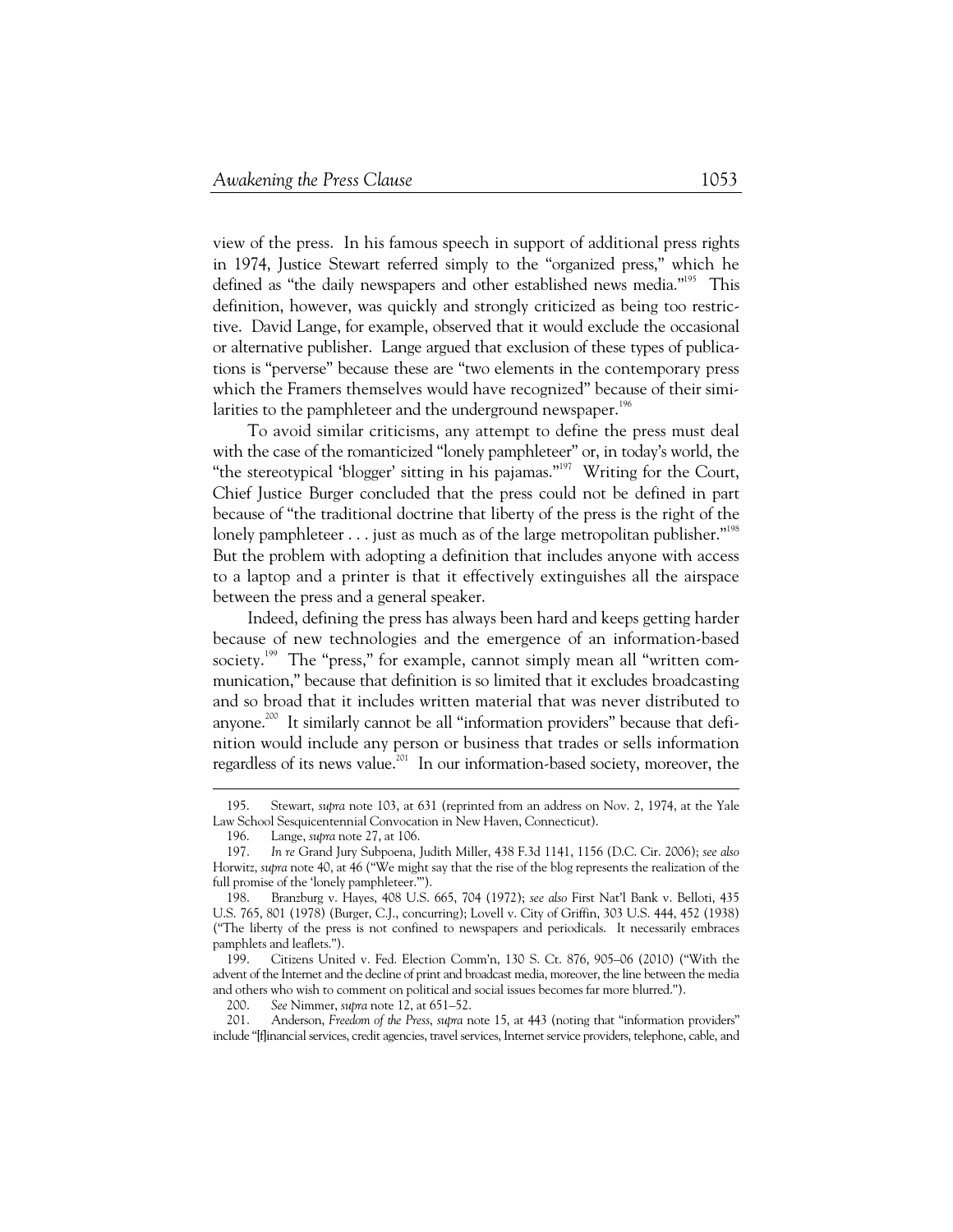view of the press. In his famous speech in support of additional press rights in 1974, Justice Stewart referred simply to the "organized press," which he defined as "the daily newspapers and other established news media."[195] This definition, however, was quickly and strongly criticized as being too restrictive. David Lange, for example, observed that it would exclude the occasional or alternative publisher. Lange argued that exclusion of these types of publications is "perverse" because these are "two elements in the contemporary press which the Framers themselves would have recognized" because of their similarities to the pamphleteer and the underground newspaper.[196]

To avoid similar criticisms, any attempt to define the press must deal with the case of the romanticized "lonely pamphleteer" or, in today's world, the "the stereotypical 'blogger' sitting in his pajamas."[197] Writing for the Court, Chief Justice Burger concluded that the press could not be defined in part because of "the traditional doctrine that liberty of the press is the right of the lonely pamphleteer . . . just as much as of the large metropolitan publisher."[198] But the problem with adopting a definition that includes anyone with access to a laptop and a printer is that it effectively extinguishes all the airspace between the press and a general speaker.

Indeed, defining the press has always been hard and keeps getting harder because of new technologies and the emergence of an information-based society.[199] The "press," for example, cannot simply mean all "written communication," because that definition is so limited that it excludes broadcasting and so broad that it includes written material that was never distributed to anyone.[200] It similarly cannot be all "information providers" because that definition would include any person or business that trades or sells information regardless of its news value.[201] In our information-based society, moreover, the

---

195. Stewart, *supra* note 103, at 631 (reprinted from an address on Nov. 2, 1974, at the Yale Law School Sesquicentennial Convocation in New Haven, Connecticut).

196. Lange, *supra* note 27, at 106.

197. *In re* Grand Jury Subpoena, Judith Miller, 438 F.3d 1141, 1156 (D.C. Cir. 2006); *see also* Horwitz, *supra* note 40, at 46 ("We might say that the rise of the blog represents the realization of the full promise of the 'lonely pamphleteer.'").

198. Branzburg v. Hayes, 408 U.S. 665, 704 (1972); *see also* First Nat'l Bank v. Belloti, 435 U.S. 765, 801 (1978) (Burger, C.J., concurring); Lovell v. City of Griffin, 303 U.S. 444, 452 (1938) ("The liberty of the press is not confined to newspapers and periodicals. It necessarily embraces pamphlets and leaflets.").

199. Citizens United v. Fed. Election Comm'n, 130 S. Ct. 876, 905–06 (2010) ("With the advent of the Internet and the decline of print and broadcast media, moreover, the line between the media and others who wish to comment on political and social issues becomes far more blurred.").

200. *See* Nimmer, *supra* note 12, at 651–52.

201. Anderson, *Freedom of the Press*, *supra* note 15, at 443 (noting that "information providers" include "[f]inancial services, credit agencies, travel services, Internet service providers, telephone, cable, and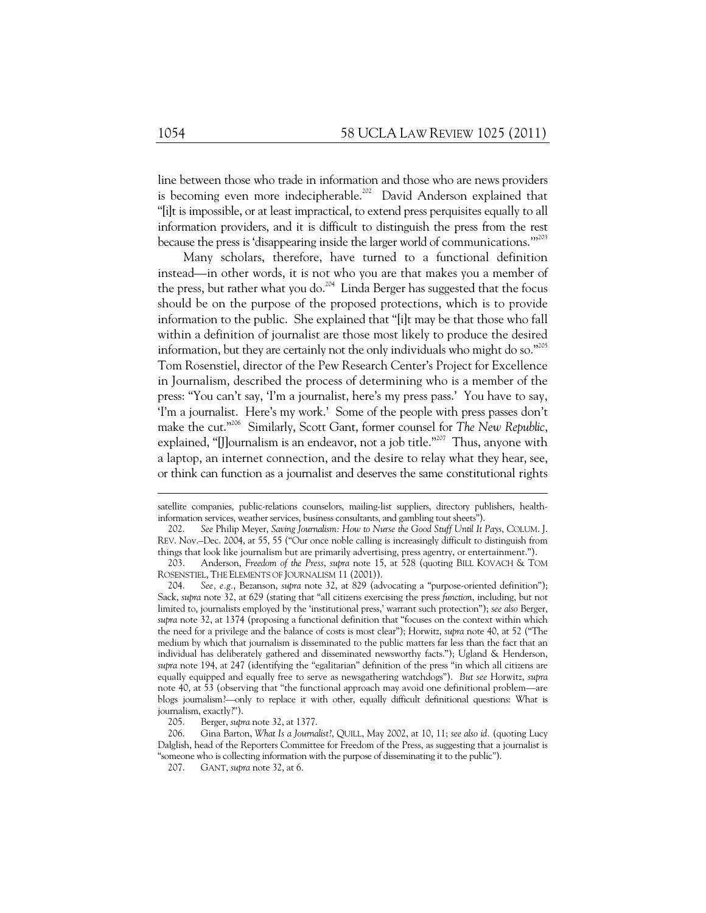line between those who trade in information and those who are news providers is becoming even more indecipherable.[202] David Anderson explained that "[i]t is impossible, or at least impractical, to extend press perquisites equally to all information providers, and it is difficult to distinguish the press from the rest because the press is 'disappearing inside the larger world of communications.'"[203]

Many scholars, therefore, have turned to a functional definition instead—in other words, it is not who you are that makes you a member of the press, but rather what you do.[204] Linda Berger has suggested that the focus should be on the purpose of the proposed protections, which is to provide information to the public. She explained that "[i]t may be that those who fall within a definition of journalist are those most likely to produce the desired information, but they are certainly not the only individuals who might do so."[205] Tom Rosenstiel, director of the Pew Research Center's Project for Excellence in Journalism, described the process of determining who is a member of the press: "You can't say, 'I'm a journalist, here's my press pass.' You have to say, 'I'm a journalist. Here's my work.' Some of the people with press passes don't make the cut."[206] Similarly, Scott Gant, former counsel for *The New Republic*, explained, "[J]ournalism is an endeavor, not a job title."[207] Thus, anyone with a laptop, an internet connection, and the desire to relay what they hear, see, or think can function as a journalist and deserves the same constitutional rights

---

satellite companies, public-relations counselors, mailing-list suppliers, directory publishers, health-information services, weather services, business consultants, and gambling tout sheets").

202. *See* Philip Meyer, *Saving Journalism: How to Nurse the Good Stuff Until It Pays*, COLUM. J. REV. Nov.–Dec. 2004, at 55, 55 ("Our once noble calling is increasingly difficult to distinguish from things that look like journalism but are primarily advertising, press agentry, or entertainment.").

203. Anderson, *Freedom of the Press*, *supra* note 15, at 528 (quoting BILL KOVACH & TOM ROSENSTIEL, THE ELEMENTS OF JOURNALISM 11 (2001)).

204. *See, e.g.*, Bezanson, *supra* note 32, at 829 (advocating a "purpose-oriented definition"); Sack, *supra* note 32, at 629 (stating that "all citizens exercising the press *function*, including, but not limited to, journalists employed by the 'institutional press,' warrant such protection"); *see also* Berger, *supra* note 32, at 1374 (proposing a functional definition that "focuses on the context within which the need for a privilege and the balance of costs is most clear"); Horwitz, *supra* note 40, at 52 ("The medium by which that journalism is disseminated to the public matters far less than the fact that an individual has deliberately gathered and disseminated newsworthy facts."); Ugland & Henderson, *supra* note 194, at 247 (identifying the "egalitarian" definition of the press "in which all citizens are equally equipped and equally free to serve as newsgathering watchdogs"). *But see* Horwitz, *supra* note 40, at 53 (observing that "the functional approach may avoid one definitional problem—are blogs journalism?—only to replace it with other, equally difficult definitional questions: What is journalism, exactly?").

205. Berger, *supra* note 32, at 1377.

206. Gina Barton, *What Is a Journalist?*, QUILL, May 2002, at 10, 11; *see also id.* (quoting Lucy Dalglish, head of the Reporters Committee for Freedom of the Press, as suggesting that a journalist is "someone who is collecting information with the purpose of disseminating it to the public").

207. GANT, *supra* note 32, at 6.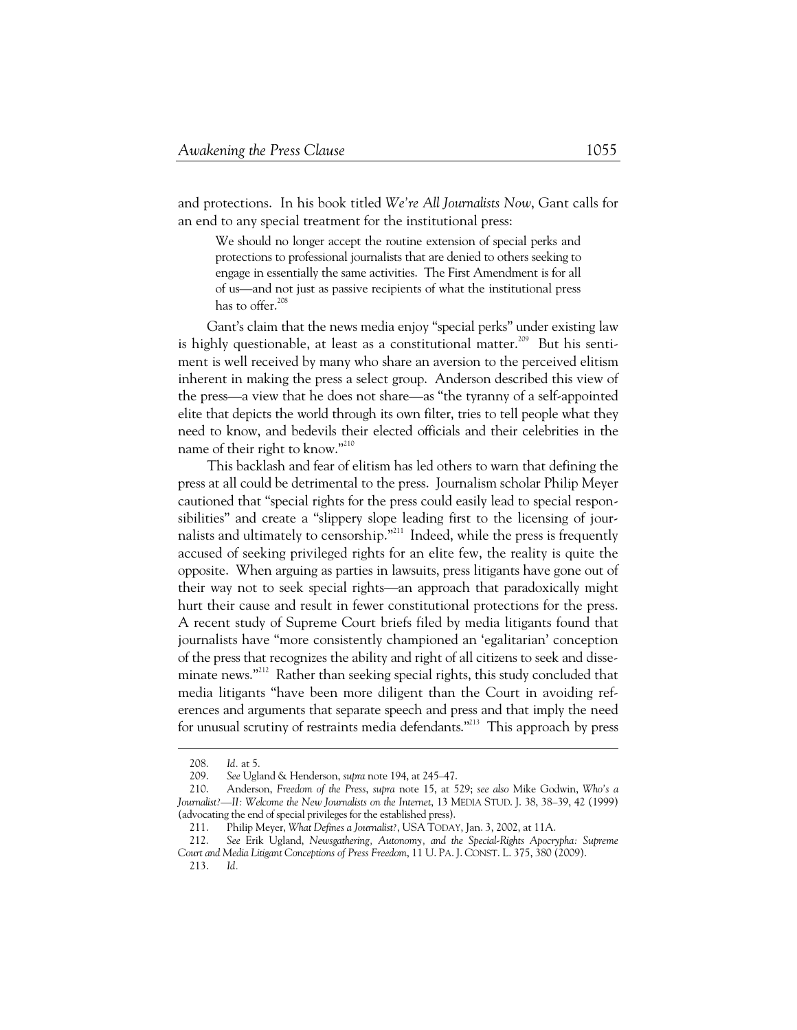and protections. In his book titled *We're All Journalists Now*, Gant calls for an end to any special treatment for the institutional press:

> We should no longer accept the routine extension of special perks and protections to professional journalists that are denied to others seeking to engage in essentially the same activities. The First Amendment is for all of us—and not just as passive recipients of what the institutional press has to offer.[208]

Gant's claim that the news media enjoy "special perks" under existing law is highly questionable, at least as a constitutional matter.[209] But his sentiment is well received by many who share an aversion to the perceived elitism inherent in making the press a select group. Anderson described this view of the press—a view that he does not share—as "the tyranny of a self-appointed elite that depicts the world through its own filter, tries to tell people what they need to know, and bedevils their elected officials and their celebrities in the name of their right to know."[210]

This backlash and fear of elitism has led others to warn that defining the press at all could be detrimental to the press. Journalism scholar Philip Meyer cautioned that "special rights for the press could easily lead to special responsibilities" and create a "slippery slope leading first to the licensing of journalists and ultimately to censorship."[211] Indeed, while the press is frequently accused of seeking privileged rights for an elite few, the reality is quite the opposite. When arguing as parties in lawsuits, press litigants have gone out of their way not to seek special rights—an approach that paradoxically might hurt their cause and result in fewer constitutional protections for the press. A recent study of Supreme Court briefs filed by media litigants found that journalists have "more consistently championed an 'egalitarian' conception of the press that recognizes the ability and right of all citizens to seek and disseminate news."[212] Rather than seeking special rights, this study concluded that media litigants "have been more diligent than the Court in avoiding references and arguments that separate speech and press and that imply the need for unusual scrutiny of restraints media defendants."[213] This approach by press

---

208. *Id.* at 5.

209. *See* Ugland & Henderson, *supra* note 194, at 245–47.

210. Anderson, *Freedom of the Press*, *supra* note 15, at 529; *see also* Mike Godwin, *Who's a Journalist?—II: Welcome the New Journalists on the Internet*, 13 MEDIA STUD. J. 38, 38–39, 42 (1999) (advocating the end of special privileges for the established press).

211. Philip Meyer, *What Defines a Journalist?*, USA TODAY, Jan. 3, 2002, at 11A.

212. *See* Erik Ugland, *Newsgathering, Autonomy, and the Special-Rights Apocrypha: Supreme Court and Media Litigant Conceptions of Press Freedom*, 11 U. PA. J. CONST. L. 375, 380 (2009).

213. *Id.*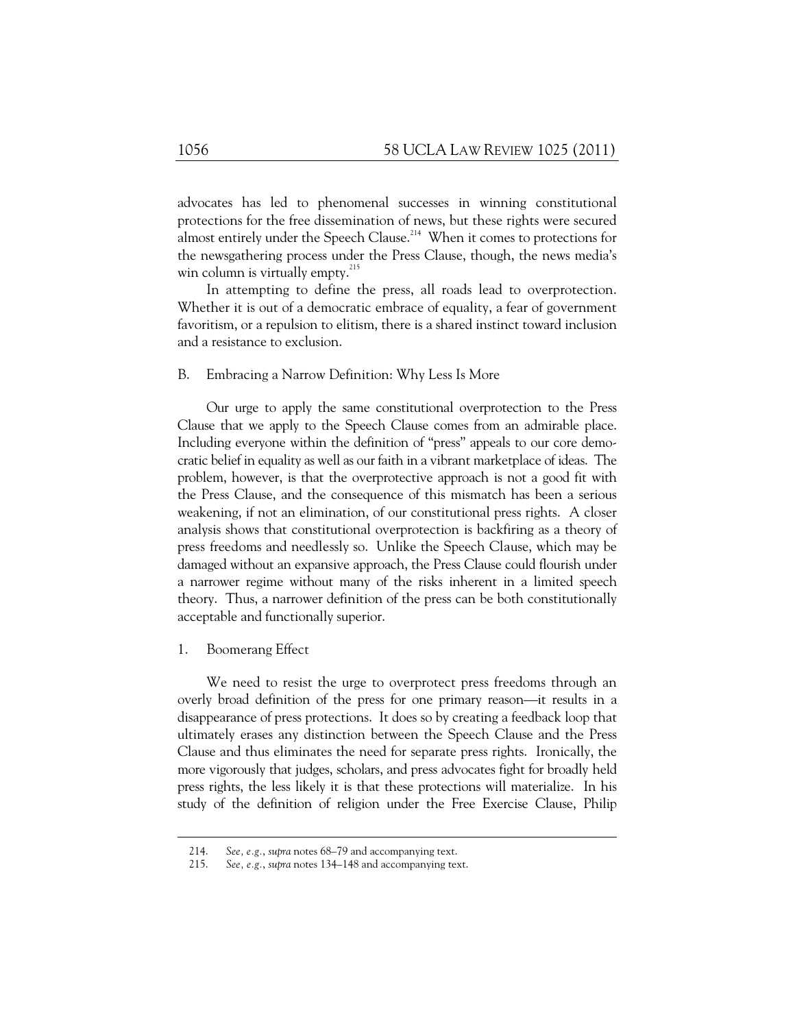advocates has led to phenomenal successes in winning constitutional protections for the free dissemination of news, but these rights were secured almost entirely under the Speech Clause.[214] When it comes to protections for the newsgathering process under the Press Clause, though, the news media's win column is virtually empty.[215]

In attempting to define the press, all roads lead to overprotection. Whether it is out of a democratic embrace of equality, a fear of government favoritism, or a repulsion to elitism, there is a shared instinct toward inclusion and a resistance to exclusion.

### B. Embracing a Narrow Definition: Why Less Is More

Our urge to apply the same constitutional overprotection to the Press Clause that we apply to the Speech Clause comes from an admirable place. Including everyone within the definition of "press" appeals to our core democratic belief in equality as well as our faith in a vibrant marketplace of ideas. The problem, however, is that the overprotective approach is not a good fit with the Press Clause, and the consequence of this mismatch has been a serious weakening, if not an elimination, of our constitutional press rights. A closer analysis shows that constitutional overprotection is backfiring as a theory of press freedoms and needlessly so. Unlike the Speech Clause, which may be damaged without an expansive approach, the Press Clause could flourish under a narrower regime without many of the risks inherent in a limited speech theory. Thus, a narrower definition of the press can be both constitutionally acceptable and functionally superior.

#### 1. Boomerang Effect

We need to resist the urge to overprotect press freedoms through an overly broad definition of the press for one primary reason—it results in a disappearance of press protections. It does so by creating a feedback loop that ultimately erases any distinction between the Speech Clause and the Press Clause and thus eliminates the need for separate press rights. Ironically, the more vigorously that judges, scholars, and press advocates fight for broadly held press rights, the less likely it is that these protections will materialize. In his study of the definition of religion under the Free Exercise Clause, Philip

214. *See, e.g.*, *supra* notes 68–79 and accompanying text.

215. *See, e.g.*, *supra* notes 134–148 and accompanying text.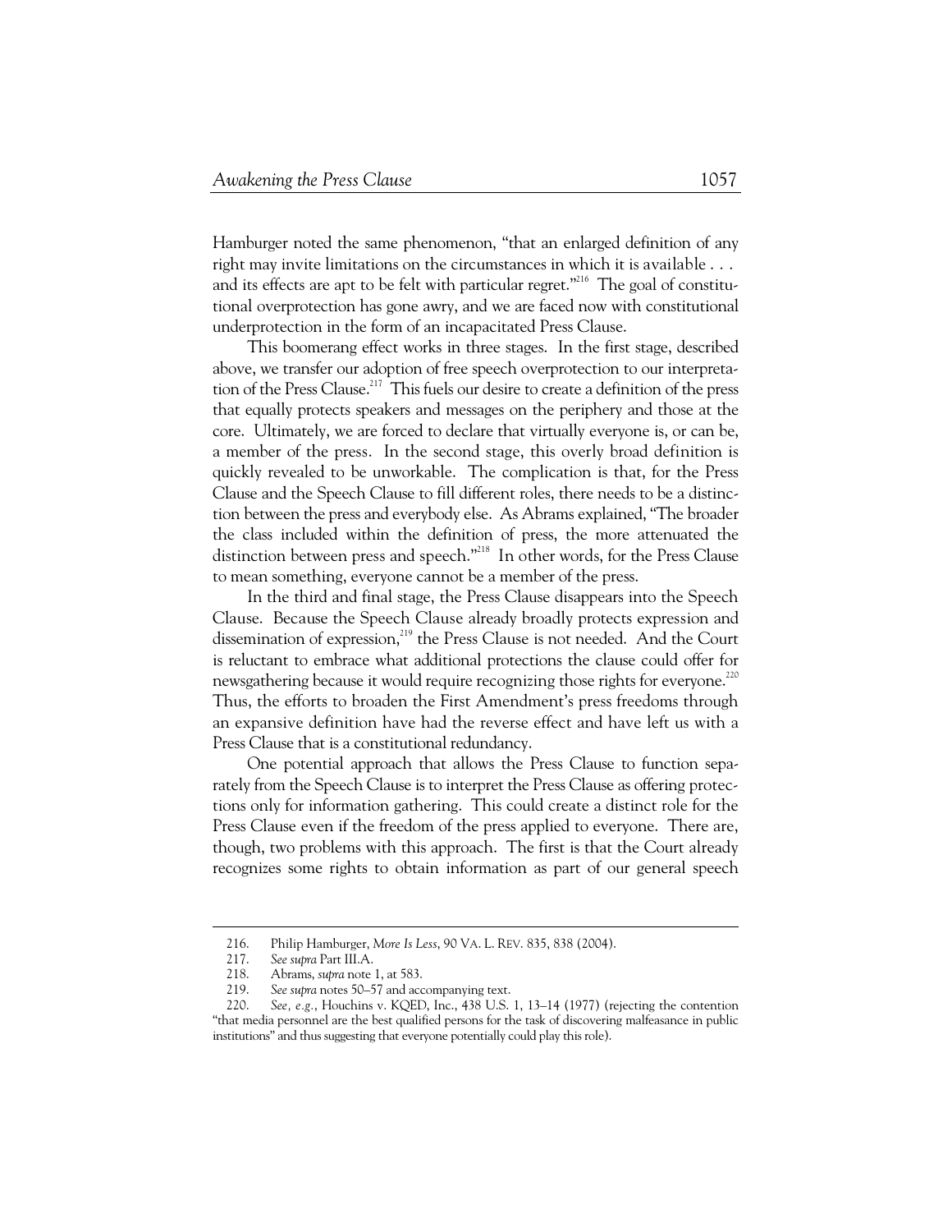Hamburger noted the same phenomenon, "that an enlarged definition of any right may invite limitations on the circumstances in which it is available . . . and its effects are apt to be felt with particular regret."[216] The goal of constitutional overprotection has gone awry, and we are faced now with constitutional underprotection in the form of an incapacitated Press Clause.

This boomerang effect works in three stages. In the first stage, described above, we transfer our adoption of free speech overprotection to our interpretation of the Press Clause.[217] This fuels our desire to create a definition of the press that equally protects speakers and messages on the periphery and those at the core. Ultimately, we are forced to declare that virtually everyone is, or can be, a member of the press. In the second stage, this overly broad definition is quickly revealed to be unworkable. The complication is that, for the Press Clause and the Speech Clause to fill different roles, there needs to be a distinction between the press and everybody else. As Abrams explained, "The broader the class included within the definition of press, the more attenuated the distinction between press and speech."[218] In other words, for the Press Clause to mean something, everyone cannot be a member of the press.

In the third and final stage, the Press Clause disappears into the Speech Clause. Because the Speech Clause already broadly protects expression and dissemination of expression,[219] the Press Clause is not needed. And the Court is reluctant to embrace what additional protections the clause could offer for newsgathering because it would require recognizing those rights for everyone.[220] Thus, the efforts to broaden the First Amendment's press freedoms through an expansive definition have had the reverse effect and have left us with a Press Clause that is a constitutional redundancy.

One potential approach that allows the Press Clause to function separately from the Speech Clause is to interpret the Press Clause as offering protections only for information gathering. This could create a distinct role for the Press Clause even if the freedom of the press applied to everyone. There are, though, two problems with this approach. The first is that the Court already recognizes some rights to obtain information as part of our general speech

---

216. Philip Hamburger, *More Is Less*, 90 VA. L. REV. 835, 838 (2004).

217. *See supra* Part III.A.

218. Abrams, *supra* note 1, at 583.

219. *See supra* notes 50–57 and accompanying text.

220. *See, e.g.*, Houchins v. KQED, Inc., 438 U.S. 1, 13–14 (1977) (rejecting the contention "that media personnel are the best qualified persons for the task of discovering malfeasance in public institutions" and thus suggesting that everyone potentially could play this role).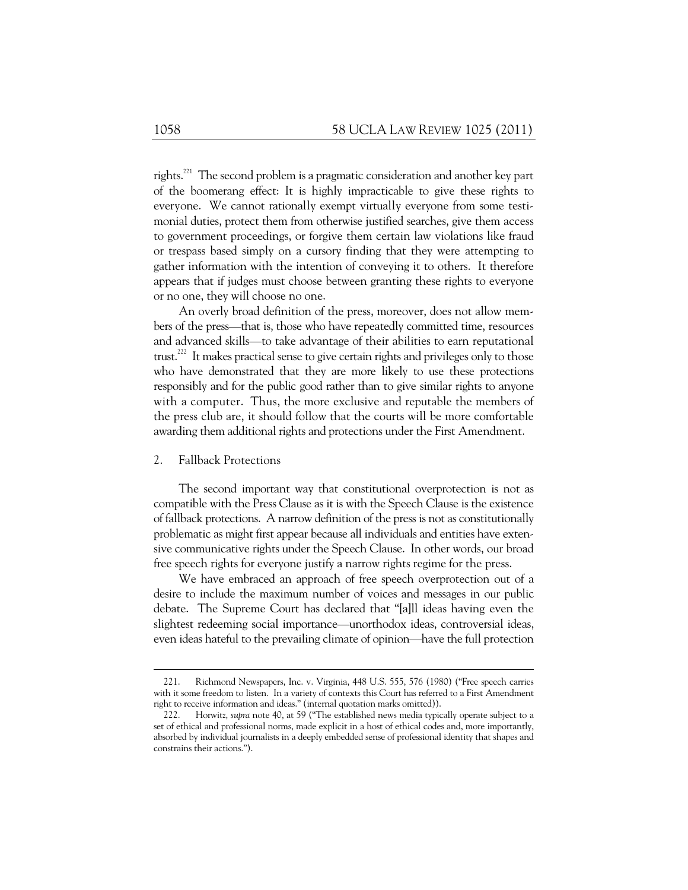rights.[221] The second problem is a pragmatic consideration and another key part of the boomerang effect: It is highly impracticable to give these rights to everyone. We cannot rationally exempt virtually everyone from some testimonial duties, protect them from otherwise justified searches, give them access to government proceedings, or forgive them certain law violations like fraud or trespass based simply on a cursory finding that they were attempting to gather information with the intention of conveying it to others. It therefore appears that if judges must choose between granting these rights to everyone or no one, they will choose no one.

An overly broad definition of the press, moreover, does not allow members of the press—that is, those who have repeatedly committed time, resources and advanced skills—to take advantage of their abilities to earn reputational trust.[222] It makes practical sense to give certain rights and privileges only to those who have demonstrated that they are more likely to use these protections responsibly and for the public good rather than to give similar rights to anyone with a computer. Thus, the more exclusive and reputable the members of the press club are, it should follow that the courts will be more comfortable awarding them additional rights and protections under the First Amendment.

### 2. Fallback Protections

The second important way that constitutional overprotection is not as compatible with the Press Clause as it is with the Speech Clause is the existence of fallback protections. A narrow definition of the press is not as constitutionally problematic as might first appear because all individuals and entities have extensive communicative rights under the Speech Clause. In other words, our broad free speech rights for everyone justify a narrow rights regime for the press.

We have embraced an approach of free speech overprotection out of a desire to include the maximum number of voices and messages in our public debate. The Supreme Court has declared that "[a]ll ideas having even the slightest redeeming social importance—unorthodox ideas, controversial ideas, even ideas hateful to the prevailing climate of opinion—have the full protection

---

221. Richmond Newspapers, Inc. v. Virginia, 448 U.S. 555, 576 (1980) ("Free speech carries with it some freedom to listen. In a variety of contexts this Court has referred to a First Amendment right to receive information and ideas." (internal quotation marks omitted)).

222. Horwitz, *supra* note 40, at 59 ("The established news media typically operate subject to a set of ethical and professional norms, made explicit in a host of ethical codes and, more importantly, absorbed by individual journalists in a deeply embedded sense of professional identity that shapes and constrains their actions.").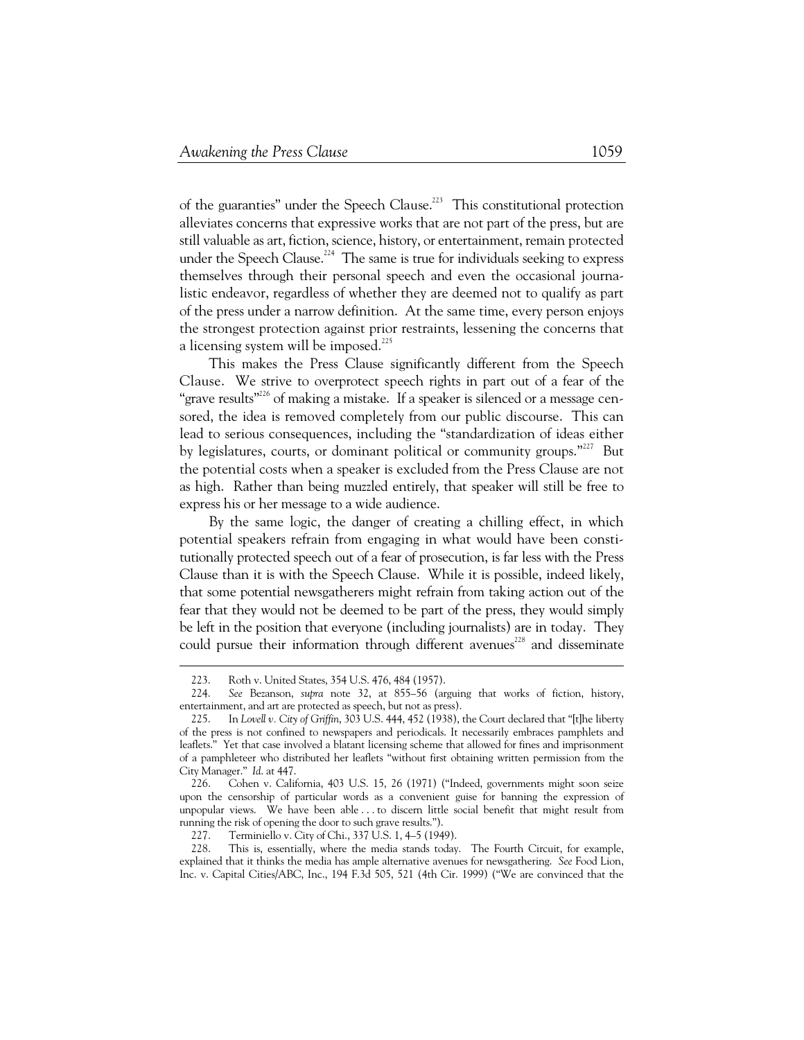of the guaranties" under the Speech Clause.[223] This constitutional protection alleviates concerns that expressive works that are not part of the press, but are still valuable as art, fiction, science, history, or entertainment, remain protected under the Speech Clause.[224] The same is true for individuals seeking to express themselves through their personal speech and even the occasional journalistic endeavor, regardless of whether they are deemed not to qualify as part of the press under a narrow definition. At the same time, every person enjoys the strongest protection against prior restraints, lessening the concerns that a licensing system will be imposed.[225]

This makes the Press Clause significantly different from the Speech Clause. We strive to overprotect speech rights in part out of a fear of the "grave results"[226] of making a mistake. If a speaker is silenced or a message censored, the idea is removed completely from our public discourse. This can lead to serious consequences, including the "standardization of ideas either by legislatures, courts, or dominant political or community groups."[227] But the potential costs when a speaker is excluded from the Press Clause are not as high. Rather than being muzzled entirely, that speaker will still be free to express his or her message to a wide audience.

By the same logic, the danger of creating a chilling effect, in which potential speakers refrain from engaging in what would have been constitutionally protected speech out of a fear of prosecution, is far less with the Press Clause than it is with the Speech Clause. While it is possible, indeed likely, that some potential newsgatherers might refrain from taking action out of the fear that they would not be deemed to be part of the press, they would simply be left in the position that everyone (including journalists) are in today. They could pursue their information through different avenues[228] and disseminate

---

223. Roth v. United States, 354 U.S. 476, 484 (1957).

224. *See* Bezanson, *supra* note 32, at 855–56 (arguing that works of fiction, history, entertainment, and art are protected as speech, but not as press).

225. In *Lovell v. City of Griffin*, 303 U.S. 444, 452 (1938), the Court declared that "[t]he liberty of the press is not confined to newspapers and periodicals. It necessarily embraces pamphlets and leaflets." Yet that case involved a blatant licensing scheme that allowed for fines and imprisonment of a pamphleteer who distributed her leaflets "without first obtaining written permission from the City Manager." *Id.* at 447.

226. Cohen v. California, 403 U.S. 15, 26 (1971) ("Indeed, governments might soon seize upon the censorship of particular words as a convenient guise for banning the expression of unpopular views. We have been able . . . to discern little social benefit that might result from running the risk of opening the door to such grave results.").

227. Terminiello v. City of Chi., 337 U.S. 1, 4–5 (1949).

228. This is, essentially, where the media stands today. The Fourth Circuit, for example, explained that it thinks the media has ample alternative avenues for newsgathering. *See* Food Lion, Inc. v. Capital Cities/ABC, Inc., 194 F.3d 505, 521 (4th Cir. 1999) ("We are convinced that the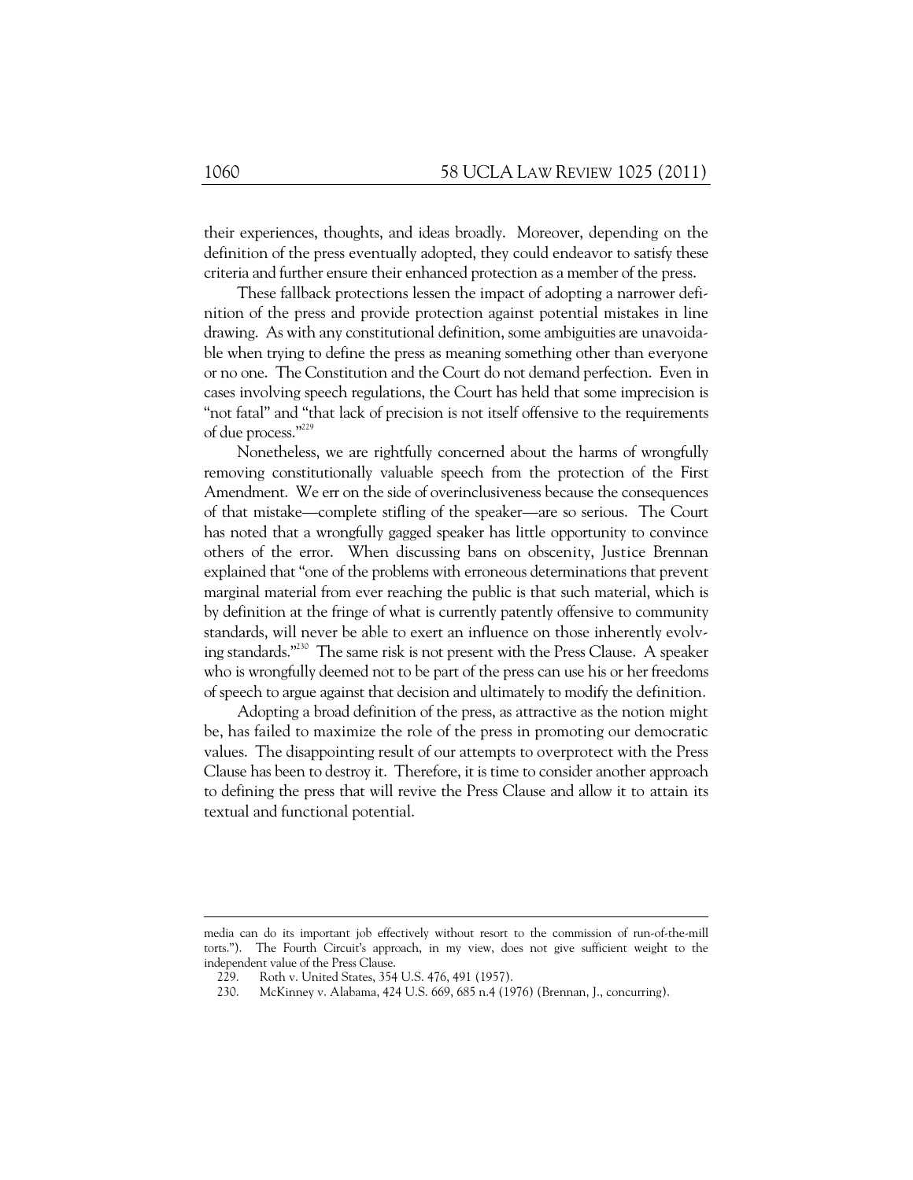their experiences, thoughts, and ideas broadly. Moreover, depending on the definition of the press eventually adopted, they could endeavor to satisfy these criteria and further ensure their enhanced protection as a member of the press.

These fallback protections lessen the impact of adopting a narrower definition of the press and provide protection against potential mistakes in line drawing. As with any constitutional definition, some ambiguities are unavoidable when trying to define the press as meaning something other than everyone or no one. The Constitution and the Court do not demand perfection. Even in cases involving speech regulations, the Court has held that some imprecision is "not fatal" and "that lack of precision is not itself offensive to the requirements of due process."[229]

Nonetheless, we are rightfully concerned about the harms of wrongfully removing constitutionally valuable speech from the protection of the First Amendment. We err on the side of overinclusiveness because the consequences of that mistake—complete stifling of the speaker—are so serious. The Court has noted that a wrongfully gagged speaker has little opportunity to convince others of the error. When discussing bans on obscenity, Justice Brennan explained that "one of the problems with erroneous determinations that prevent marginal material from ever reaching the public is that such material, which is by definition at the fringe of what is currently patently offensive to community standards, will never be able to exert an influence on those inherently evolving standards."[230] The same risk is not present with the Press Clause. A speaker who is wrongfully deemed not to be part of the press can use his or her freedoms of speech to argue against that decision and ultimately to modify the definition.

Adopting a broad definition of the press, as attractive as the notion might be, has failed to maximize the role of the press in promoting our democratic values. The disappointing result of our attempts to overprotect with the Press Clause has been to destroy it. Therefore, it is time to consider another approach to defining the press that will revive the Press Clause and allow it to attain its textual and functional potential.

---

media can do its important job effectively without resort to the commission of run-of-the-mill torts."). The Fourth Circuit's approach, in my view, does not give sufficient weight to the independent value of the Press Clause.

229. Roth v. United States, 354 U.S. 476, 491 (1957).

230. McKinney v. Alabama, 424 U.S. 669, 685 n.4 (1976) (Brennan, J., concurring).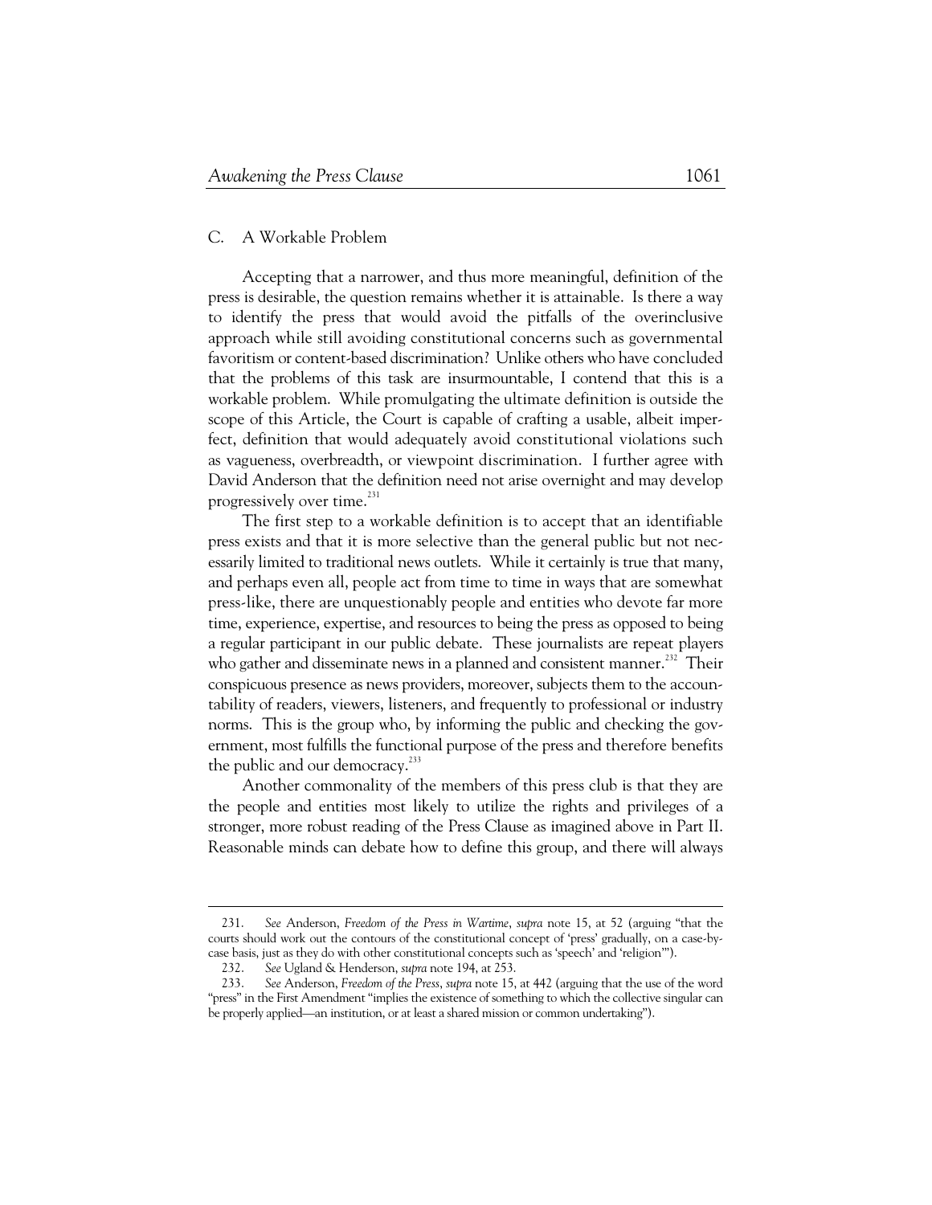### C. A Workable Problem

Accepting that a narrower, and thus more meaningful, definition of the press is desirable, the question remains whether it is attainable. Is there a way to identify the press that would avoid the pitfalls of the overinclusive approach while still avoiding constitutional concerns such as governmental favoritism or content-based discrimination? Unlike others who have concluded that the problems of this task are insurmountable, I contend that this is a workable problem. While promulgating the ultimate definition is outside the scope of this Article, the Court is capable of crafting a usable, albeit imperfect, definition that would adequately avoid constitutional violations such as vagueness, overbreadth, or viewpoint discrimination. I further agree with David Anderson that the definition need not arise overnight and may develop progressively over time.[231]

The first step to a workable definition is to accept that an identifiable press exists and that it is more selective than the general public but not necessarily limited to traditional news outlets. While it certainly is true that many, and perhaps even all, people act from time to time in ways that are somewhat press-like, there are unquestionably people and entities who devote far more time, experience, expertise, and resources to being the press as opposed to being a regular participant in our public debate. These journalists are repeat players who gather and disseminate news in a planned and consistent manner.[232] Their conspicuous presence as news providers, moreover, subjects them to the accountability of readers, viewers, listeners, and frequently to professional or industry norms. This is the group who, by informing the public and checking the government, most fulfills the functional purpose of the press and therefore benefits the public and our democracy.[233]

Another commonality of the members of this press club is that they are the people and entities most likely to utilize the rights and privileges of a stronger, more robust reading of the Press Clause as imagined above in Part II. Reasonable minds can debate how to define this group, and there will always

---

231. *See* Anderson, *Freedom of the Press in Wartime*, *supra* note 15, at 52 (arguing "that the courts should work out the contours of the constitutional concept of 'press' gradually, on a case-by-case basis, just as they do with other constitutional concepts such as 'speech' and 'religion'").

232. *See* Ugland & Henderson, *supra* note 194, at 253.

233. *See* Anderson, *Freedom of the Press*, *supra* note 15, at 442 (arguing that the use of the word "press" in the First Amendment "implies the existence of something to which the collective singular can be properly applied—an institution, or at least a shared mission or common undertaking").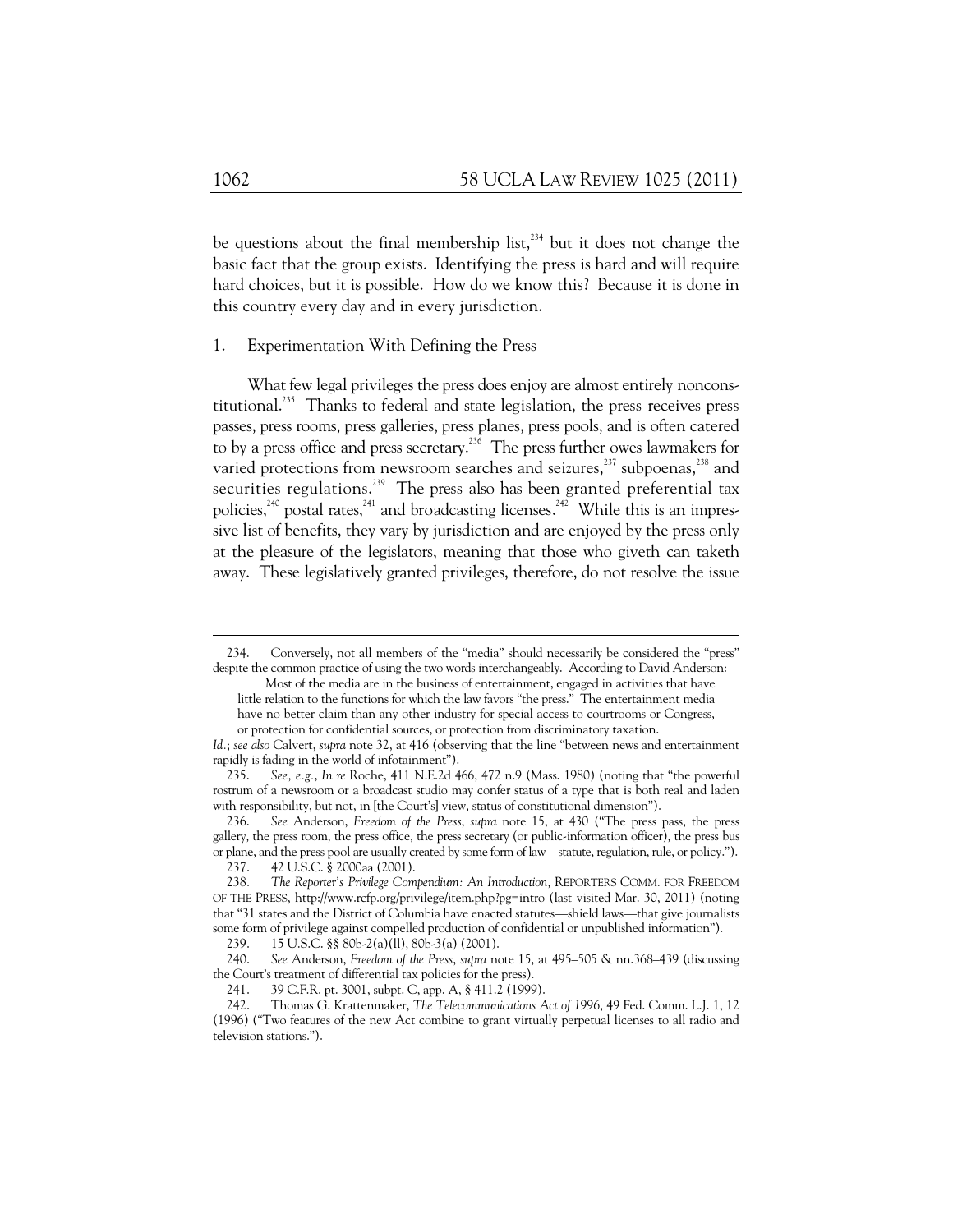be questions about the final membership list,[234] but it does not change the basic fact that the group exists. Identifying the press is hard and will require hard choices, but it is possible. How do we know this? Because it is done in this country every day and in every jurisdiction.

### 1. Experimentation With Defining the Press

What few legal privileges the press does enjoy are almost entirely nonconstitutional.[235] Thanks to federal and state legislation, the press receives press passes, press rooms, press galleries, press planes, press pools, and is often catered to by a press office and press secretary.[236] The press further owes lawmakers for varied protections from newsroom searches and seizures,[237] subpoenas,[238] and securities regulations.[239] The press also has been granted preferential tax policies,[240] postal rates,[241] and broadcasting licenses.[242] While this is an impressive list of benefits, they vary by jurisdiction and are enjoyed by the press only at the pleasure of the legislators, meaning that those who giveth can taketh away. These legislatively granted privileges, therefore, do not resolve the issue

---

234. Conversely, not all members of the "media" should necessarily be considered the "press" despite the common practice of using the two words interchangeably. According to David Anderson:

> Most of the media are in the business of entertainment, engaged in activities that have little relation to the functions for which the law favors "the press." The entertainment media have no better claim than any other industry for special access to courtrooms or Congress, or protection for confidential sources, or protection from discriminatory taxation.

*Id.*; *see also* Calvert, *supra* note 32, at 416 (observing that the line "between news and entertainment rapidly is fading in the world of infotainment").

235. *See, e.g.*, *In re* Roche, 411 N.E.2d 466, 472 n.9 (Mass. 1980) (noting that "the powerful rostrum of a newsroom or a broadcast studio may confer status of a type that is both real and laden with responsibility, but not, in [the Court's] view, status of constitutional dimension").

236. *See* Anderson, *Freedom of the Press*, *supra* note 15, at 430 ("The press pass, the press gallery, the press room, the press office, the press secretary (or public-information officer), the press bus or plane, and the press pool are usually created by some form of law—statute, regulation, rule, or policy.").

237. 42 U.S.C. § 2000aa (2001).

238. *The Reporter's Privilege Compendium: An Introduction*, REPORTERS COMM. FOR FREEDOM OF THE PRESS, http://www.rcfp.org/privilege/item.php?pg=intro (last visited Mar. 30, 2011) (noting that "31 states and the District of Columbia have enacted statutes—shield laws—that give journalists some form of privilege against compelled production of confidential or unpublished information").

239. 15 U.S.C. §§ 80b-2(a)(ll), 80b-3(a) (2001).

240. *See* Anderson, *Freedom of the Press*, *supra* note 15, at 495–505 & nn.368–439 (discussing the Court's treatment of differential tax policies for the press).

241. 39 C.F.R. pt. 3001, subpt. C, app. A, § 411.2 (1999).

242. Thomas G. Krattenmaker, *The Telecommunications Act of 1996*, 49 Fed. Comm. L.J. 1, 12 (1996) ("Two features of the new Act combine to grant virtually perpetual licenses to all radio and television stations.").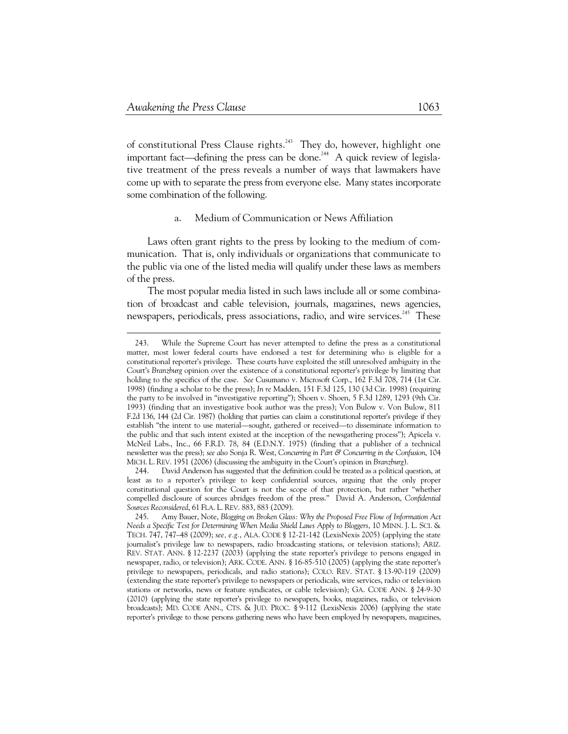of constitutional Press Clause rights.[243] They do, however, highlight one important fact—defining the press can be done.[244] A quick review of legislative treatment of the press reveals a number of ways that lawmakers have come up with to separate the press from everyone else. Many states incorporate some combination of the following.

#### a. Medium of Communication or News Affiliation

Laws often grant rights to the press by looking to the medium of communication. That is, only individuals or organizations that communicate to the public via one of the listed media will qualify under these laws as members of the press.

The most popular media listed in such laws include all or some combination of broadcast and cable television, journals, magazines, news agencies, newspapers, periodicals, press associations, radio, and wire services.[245] These

---

243. While the Supreme Court has never attempted to define the press as a constitutional matter, most lower federal courts have endorsed a test for determining who is eligible for a constitutional reporter's privilege. These courts have exploited the still unresolved ambiguity in the Court's *Branzburg* opinion over the existence of a constitutional reporter's privilege by limiting that holding to the specifics of the case. *See* Cusumano v. Microsoft Corp., 162 F.3d 708, 714 (1st Cir. 1998) (finding a scholar to be the press); *In re* Madden, 151 F.3d 125, 130 (3d Cir. 1998) (requiring the party to be involved in "investigative reporting"); Shoen v. Shoen, 5 F.3d 1289, 1293 (9th Cir. 1993) (finding that an investigative book author was the press); Von Bulow v. Von Bulow, 811 F.2d 136, 144 (2d Cir. 1987) (holding that parties can claim a constitutional reporter's privilege if they establish "the intent to use material—sought, gathered or received—to disseminate information to the public and that such intent existed at the inception of the newsgathering process"); Apicela v. McNeil Labs., Inc., 66 F.R.D. 78, 84 (E.D.N.Y. 1975) (finding that a publisher of a technical newsletter was the press); *see also* Sonja R. West, *Concurring in Part & Concurring in the Confusion*, 104 MICH. L. REV. 1951 (2006) (discussing the ambiguity in the Court's opinion in *Branzburg*).

244. David Anderson has suggested that the definition could be treated as a political question, at least as to a reporter's privilege to keep confidential sources, arguing that the only proper constitutional question for the Court is not the scope of that protection, but rather "whether compelled disclosure of sources abridges freedom of the press." David A. Anderson, *Confidential Sources Reconsidered*, 61 FLA. L. REV. 883, 883 (2009).

245. Amy Bauer, Note, *Blogging on Broken Glass: Why the Proposed Free Flow of Information Act Needs a Specific Test for Determining When Media Shield Laws Apply to Bloggers*, 10 MINN. J. L. SCI. & TECH. 747, 747–48 (2009); *see, e.g.*, ALA. CODE § 12-21-142 (LexisNexis 2005) (applying the state journalist's privilege law to newspapers, radio broadcasting stations, or television stations); ARIZ. REV. STAT. ANN. § 12-2237 (2003) (applying the state reporter's privilege to persons engaged in newspaper, radio, or television); ARK. CODE. ANN. § 16-85-510 (2005) (applying the state reporter's privilege to newspapers, periodicals, and radio stations); COLO. REV. STAT. § 13-90-119 (2009) (extending the state reporter's privilege to newspapers or periodicals, wire services, radio or television stations or networks, news or feature syndicates, or cable television); GA. CODE ANN. § 24-9-30 (2010) (applying the state reporter's privilege to newspapers, books, magazines, radio, or television broadcasts); MD. CODE ANN., CTS. & JUD. PROC. § 9-112 (LexisNexis 2006) (applying the state reporter's privilege to those persons gathering news who have been employed by newspapers, magazines,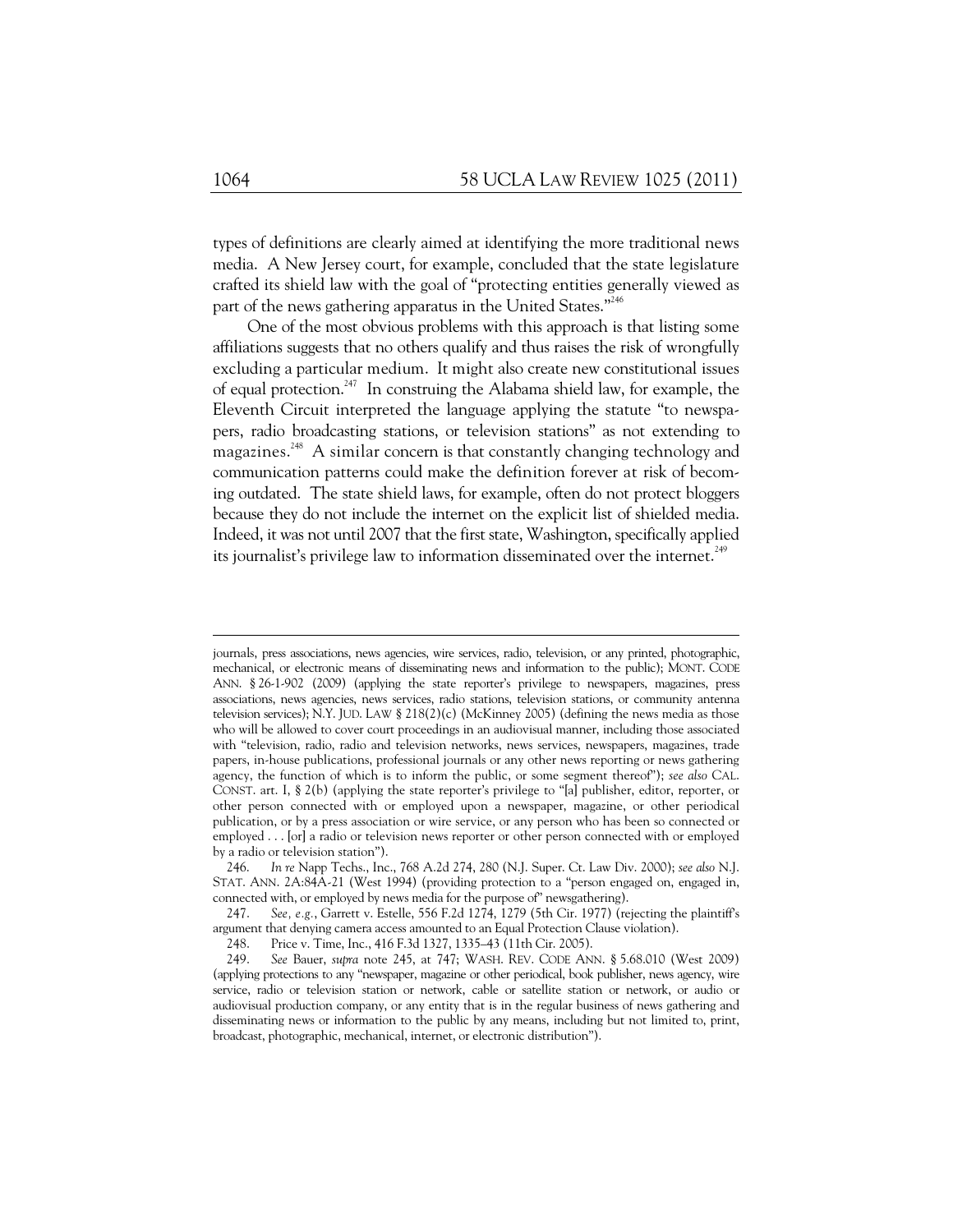types of definitions are clearly aimed at identifying the more traditional news media. A New Jersey court, for example, concluded that the state legislature crafted its shield law with the goal of "protecting entities generally viewed as part of the news gathering apparatus in the United States."[246]

One of the most obvious problems with this approach is that listing some affiliations suggests that no others qualify and thus raises the risk of wrongfully excluding a particular medium. It might also create new constitutional issues of equal protection.[247] In construing the Alabama shield law, for example, the Eleventh Circuit interpreted the language applying the statute "to newspapers, radio broadcasting stations, or television stations" as not extending to magazines.[248] A similar concern is that constantly changing technology and communication patterns could make the definition forever at risk of becoming outdated. The state shield laws, for example, often do not protect bloggers because they do not include the internet on the explicit list of shielded media. Indeed, it was not until 2007 that the first state, Washington, specifically applied its journalist's privilege law to information disseminated over the internet.[249]

---

journals, press associations, news agencies, wire services, radio, television, or any printed, photographic, mechanical, or electronic means of disseminating news and information to the public); MONT. CODE ANN. § 26-1-902 (2009) (applying the state reporter's privilege to newspapers, magazines, press associations, news agencies, news services, radio stations, television stations, or community antenna television services); N.Y. JUD. LAW § 218(2)(c) (McKinney 2005) (defining the news media as those who will be allowed to cover court proceedings in an audiovisual manner, including those associated with "television, radio, radio and television networks, news services, newspapers, magazines, trade papers, in-house publications, professional journals or any other news reporting or news gathering agency, the function of which is to inform the public, or some segment thereof"); *see also* CAL. CONST. art. I, § 2(b) (applying the state reporter's privilege to "[a] publisher, editor, reporter, or other person connected with or employed upon a newspaper, magazine, or other periodical publication, or by a press association or wire service, or any person who has been so connected or employed . . . [or] a radio or television news reporter or other person connected with or employed by a radio or television station").

246. *In re* Napp Techs., Inc., 768 A.2d 274, 280 (N.J. Super. Ct. Law Div. 2000); *see also* N.J. STAT. ANN. 2A:84A-21 (West 1994) (providing protection to a "person engaged on, engaged in, connected with, or employed by news media for the purpose of" newsgathering).

247. *See, e.g.*, Garrett v. Estelle, 556 F.2d 1274, 1279 (5th Cir. 1977) (rejecting the plaintiff's argument that denying camera access amounted to an Equal Protection Clause violation).

248. Price v. Time, Inc., 416 F.3d 1327, 1335–43 (11th Cir. 2005).

249. *See* Bauer, *supra* note 245, at 747; WASH. REV. CODE ANN. § 5.68.010 (West 2009) (applying protections to any "newspaper, magazine or other periodical, book publisher, news agency, wire service, radio or television station or network, cable or satellite station or network, or audio or audiovisual production company, or any entity that is in the regular business of news gathering and disseminating news or information to the public by any means, including but not limited to, print, broadcast, photographic, mechanical, internet, or electronic distribution").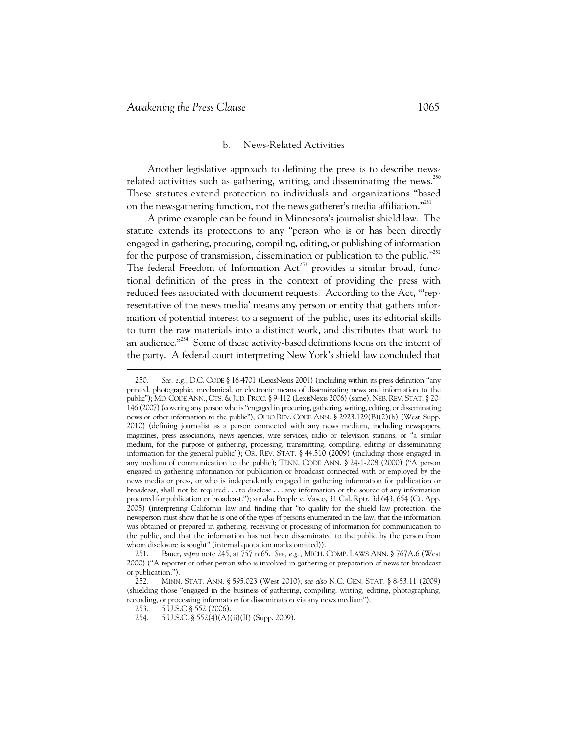### b. News-Related Activities

Another legislative approach to defining the press is to describe news-related activities such as gathering, writing, and disseminating the news.[250] These statutes extend protection to individuals and organizations "based on the newsgathering function, not the news gatherer's media affiliation."[251]

A prime example can be found in Minnesota's journalist shield law. The statute extends its protections to any "person who is or has been directly engaged in gathering, procuring, compiling, editing, or publishing of information for the purpose of transmission, dissemination or publication to the public."[252] The federal Freedom of Information Act[253] provides a similar broad, functional definition of the press in the context of providing the press with reduced fees associated with document requests. According to the Act, "'representative of the news media' means any person or entity that gathers information of potential interest to a segment of the public, uses its editorial skills to turn the raw materials into a distinct work, and distributes that work to an audience."[254] Some of these activity-based definitions focus on the intent of the party. A federal court interpreting New York's shield law concluded that

---

250. *See, e.g.*, D.C. CODE § 16-4701 (LexisNexis 2001) (including within its press definition "any printed, photographic, mechanical, or electronic means of disseminating news and information to the public"); MD. CODE ANN., CTS. & JUD. PROC. § 9-112 (LexisNexis 2006) (same); NEB. REV. STAT. § 20-146 (2007) (covering any person who is "engaged in procuring, gathering, writing, editing, or disseminating news or other information to the public"); OHIO REV. CODE ANN. § 2923.129(B)(2)(b) (West Supp. 2010) (defining journalist as a person connected with any news medium, including newspapers, magazines, press associations, news agencies, wire services, radio or television stations, or "a similar medium, for the purpose of gathering, processing, transmitting, compiling, editing or disseminating information for the general public"); OR. REV. STAT. § 44.510 (2009) (including those engaged in any medium of communication to the public); TENN. CODE ANN. § 24-1-208 (2000) ("A person engaged in gathering information for publication or broadcast connected with or employed by the news media or press, or who is independently engaged in gathering information for publication or broadcast, shall not be required . . . to disclose . . . any information or the source of any information procured for publication or broadcast."); *see also* People v. Vasco, 31 Cal. Rptr. 3d 643, 654 (Ct. App. 2005) (interpreting California law and finding that "to qualify for the shield law protection, the newsperson must show that he is one of the types of persons enumerated in the law, that the information was obtained or prepared in gathering, receiving or processing of information for communication to the public, and that the information has not been disseminated to the public by the person from whom disclosure is sought" (internal quotation marks omitted)).

251. Bauer, *supra* note 245, at 757 n.65. *See, e.g.*, MICH. COMP. LAWS ANN. § 767A.6 (West 2000) ("A reporter or other person who is involved in gathering or preparation of news for broadcast or publication.").

252. MINN. STAT. ANN. § 595.023 (West 2010); *see also* N.C. GEN. STAT. § 8-53.11 (2009) (shielding those "engaged in the business of gathering, compiling, writing, editing, photographing, recording, or processing information for dissemination via any news medium").

253. 5 U.S.C § 552 (2006).

254. 5 U.S.C. § 552(4)(A)(ii)(II) (Supp. 2009).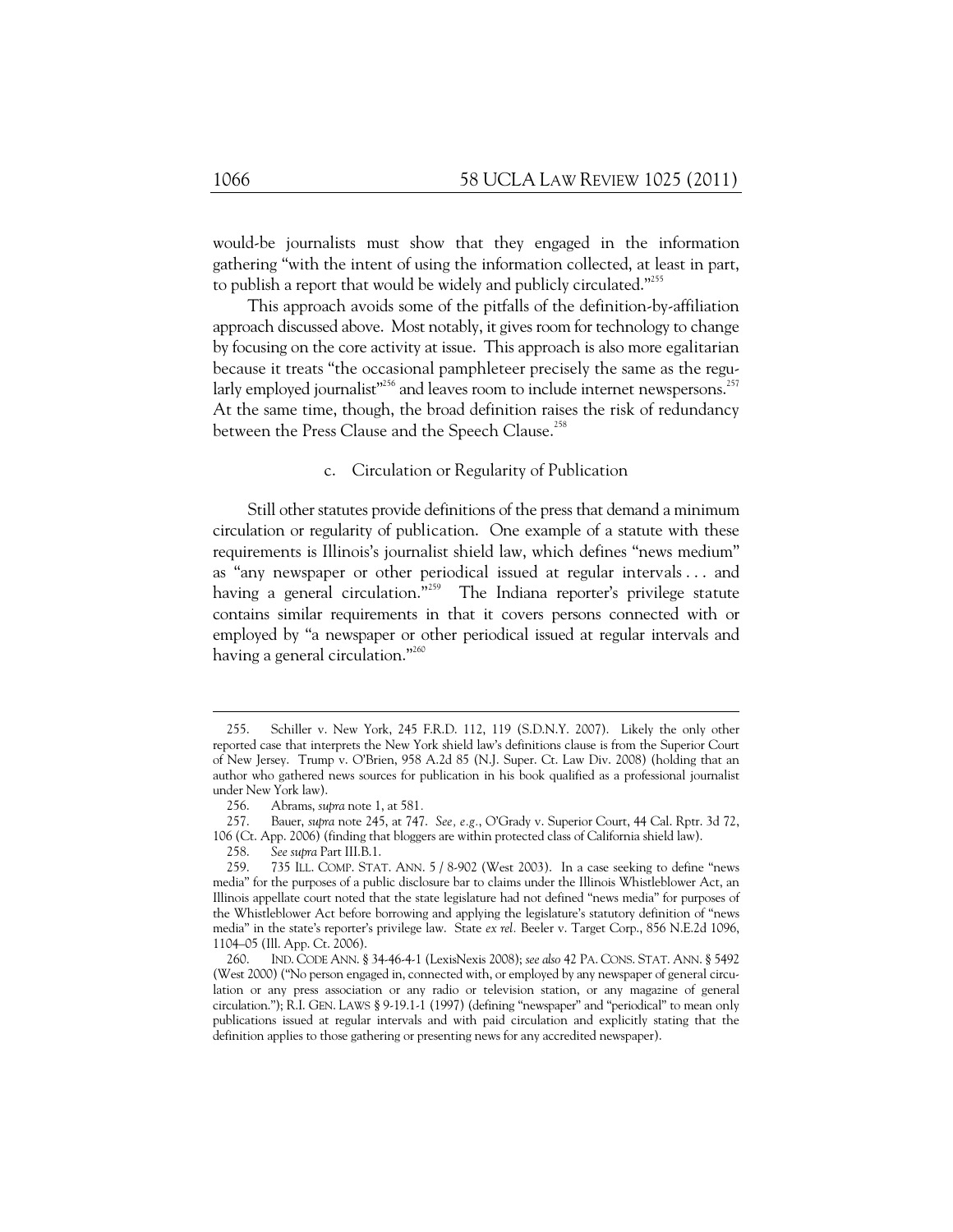would-be journalists must show that they engaged in the information gathering "with the intent of using the information collected, at least in part, to publish a report that would be widely and publicly circulated."[255]

This approach avoids some of the pitfalls of the definition-by-affiliation approach discussed above. Most notably, it gives room for technology to change by focusing on the core activity at issue. This approach is also more egalitarian because it treats "the occasional pamphleteer precisely the same as the regularly employed journalist"[256] and leaves room to include internet newspersons.[257] At the same time, though, the broad definition raises the risk of redundancy between the Press Clause and the Speech Clause.[258]

#### c. Circulation or Regularity of Publication

Still other statutes provide definitions of the press that demand a minimum circulation or regularity of publication. One example of a statute with these requirements is Illinois's journalist shield law, which defines "news medium" as "any newspaper or other periodical issued at regular intervals . . . and having a general circulation."[259] The Indiana reporter's privilege statute contains similar requirements in that it covers persons connected with or employed by "a newspaper or other periodical issued at regular intervals and having a general circulation."[260]

---

255. Schiller v. New York, 245 F.R.D. 112, 119 (S.D.N.Y. 2007). Likely the only other reported case that interprets the New York shield law's definitions clause is from the Superior Court of New Jersey. Trump v. O'Brien, 958 A.2d 85 (N.J. Super. Ct. Law Div. 2008) (holding that an author who gathered news sources for publication in his book qualified as a professional journalist under New York law).

256. Abrams, *supra* note 1, at 581.

257. Bauer, *supra* note 245, at 747. *See, e.g.*, O'Grady v. Superior Court, 44 Cal. Rptr. 3d 72, 106 (Ct. App. 2006) (finding that bloggers are within protected class of California shield law).

258. *See supra* Part III.B.1.

259. 735 ILL. COMP. STAT. ANN. 5 / 8-902 (West 2003). In a case seeking to define "news media" for the purposes of a public disclosure bar to claims under the Illinois Whistleblower Act, an Illinois appellate court noted that the state legislature had not defined "news media" for purposes of the Whistleblower Act before borrowing and applying the legislature's statutory definition of "news media" in the state's reporter's privilege law. State *ex rel.* Beeler v. Target Corp., 856 N.E.2d 1096, 1104–05 (Ill. App. Ct. 2006).

260. IND. CODE ANN. § 34-46-4-1 (LexisNexis 2008); *see also* 42 PA. CONS. STAT. ANN. § 5492 (West 2000) ("No person engaged in, connected with, or employed by any newspaper of general circulation or any press association or any radio or television station, or any magazine of general circulation."); R.I. GEN. LAWS § 9-19.1-1 (1997) (defining "newspaper" and "periodical" to mean only publications issued at regular intervals and with paid circulation and explicitly stating that the definition applies to those gathering or presenting news for any accredited newspaper).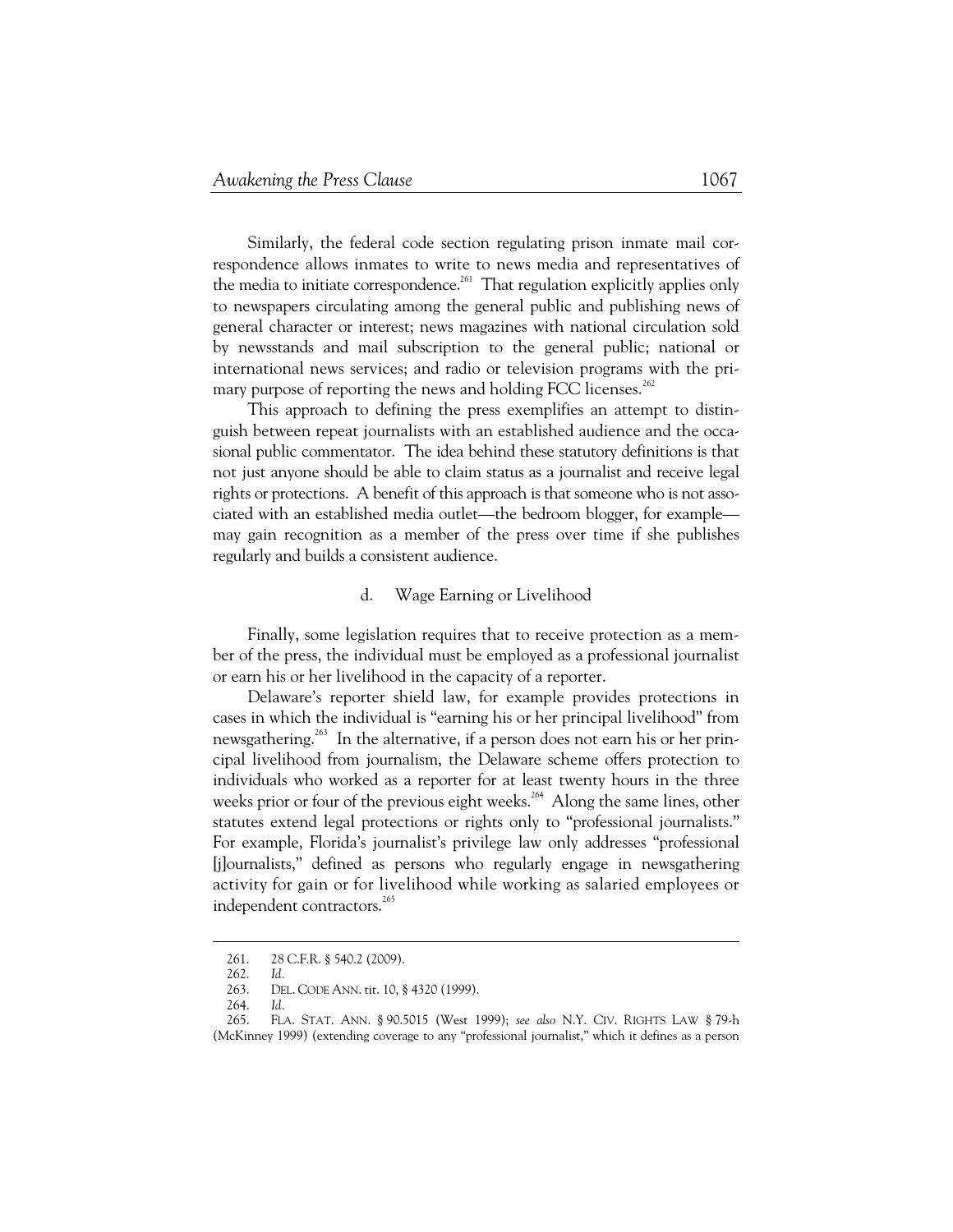Similarly, the federal code section regulating prison inmate mail correspondence allows inmates to write to news media and representatives of the media to initiate correspondence.[261] That regulation explicitly applies only to newspapers circulating among the general public and publishing news of general character or interest; news magazines with national circulation sold by newsstands and mail subscription to the general public; national or international news services; and radio or television programs with the primary purpose of reporting the news and holding FCC licenses.[262]

This approach to defining the press exemplifies an attempt to distinguish between repeat journalists with an established audience and the occasional public commentator. The idea behind these statutory definitions is that not just anyone should be able to claim status as a journalist and receive legal rights or protections. A benefit of this approach is that someone who is not associated with an established media outlet—the bedroom blogger, for example—may gain recognition as a member of the press over time if she publishes regularly and builds a consistent audience.

#### d. Wage Earning or Livelihood

Finally, some legislation requires that to receive protection as a member of the press, the individual must be employed as a professional journalist or earn his or her livelihood in the capacity of a reporter.

Delaware's reporter shield law, for example provides protections in cases in which the individual is "earning his or her principal livelihood" from newsgathering.[263] In the alternative, if a person does not earn his or her principal livelihood from journalism, the Delaware scheme offers protection to individuals who worked as a reporter for at least twenty hours in the three weeks prior or four of the previous eight weeks.[264] Along the same lines, other statutes extend legal protections or rights only to "professional journalists." For example, Florida's journalist's privilege law only addresses "professional [j]ournalists," defined as persons who regularly engage in newsgathering activity for gain or for livelihood while working as salaried employees or independent contractors.[265]

---

261. 28 C.F.R. § 540.2 (2009).

262. *Id.*

263. DEL. CODE ANN. tit. 10, § 4320 (1999).

264. *Id.*

265. FLA. STAT. ANN. § 90.5015 (West 1999); *see also* N.Y. CIV. RIGHTS LAW § 79-h (McKinney 1999) (extending coverage to any "professional journalist," which it defines as a person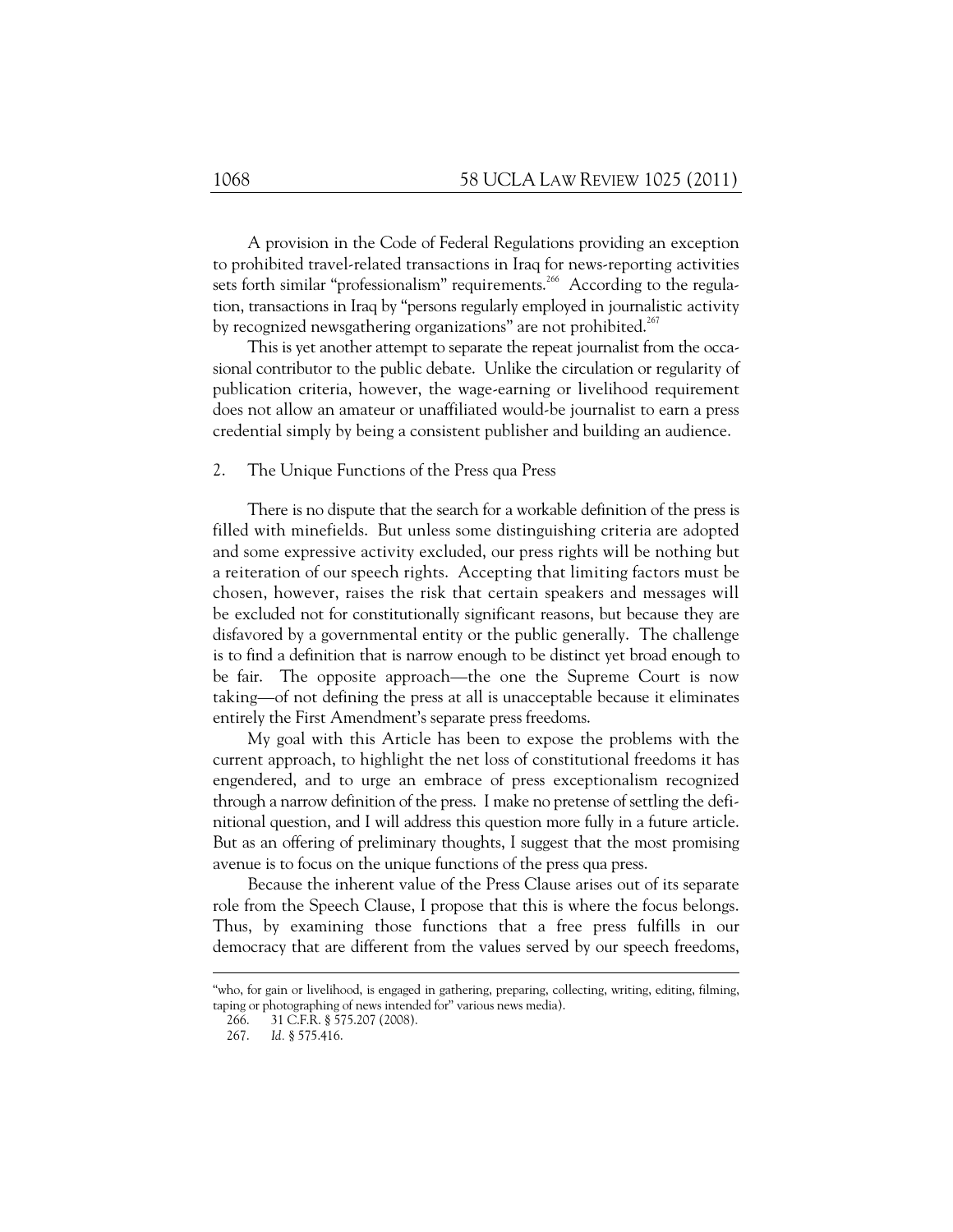A provision in the Code of Federal Regulations providing an exception to prohibited travel-related transactions in Iraq for news-reporting activities sets forth similar "professionalism" requirements.[266] According to the regulation, transactions in Iraq by "persons regularly employed in journalistic activity by recognized newsgathering organizations" are not prohibited.[267]

This is yet another attempt to separate the repeat journalist from the occasional contributor to the public debate. Unlike the circulation or regularity of publication criteria, however, the wage-earning or livelihood requirement does not allow an amateur or unaffiliated would-be journalist to earn a press credential simply by being a consistent publisher and building an audience.

### 2. The Unique Functions of the Press qua Press

There is no dispute that the search for a workable definition of the press is filled with minefields. But unless some distinguishing criteria are adopted and some expressive activity excluded, our press rights will be nothing but a reiteration of our speech rights. Accepting that limiting factors must be chosen, however, raises the risk that certain speakers and messages will be excluded not for constitutionally significant reasons, but because they are disfavored by a governmental entity or the public generally. The challenge is to find a definition that is narrow enough to be distinct yet broad enough to be fair. The opposite approach—the one the Supreme Court is now taking—of not defining the press at all is unacceptable because it eliminates entirely the First Amendment's separate press freedoms.

My goal with this Article has been to expose the problems with the current approach, to highlight the net loss of constitutional freedoms it has engendered, and to urge an embrace of press exceptionalism recognized through a narrow definition of the press. I make no pretense of settling the definitional question, and I will address this question more fully in a future article. But as an offering of preliminary thoughts, I suggest that the most promising avenue is to focus on the unique functions of the press qua press.

Because the inherent value of the Press Clause arises out of its separate role from the Speech Clause, I propose that this is where the focus belongs. Thus, by examining those functions that a free press fulfills in our democracy that are different from the values served by our speech freedoms,

---

"who, for gain or livelihood, is engaged in gathering, preparing, collecting, writing, editing, filming, taping or photographing of news intended for" various news media).

266. 31 C.F.R. § 575.207 (2008).

267. *Id.* § 575.416.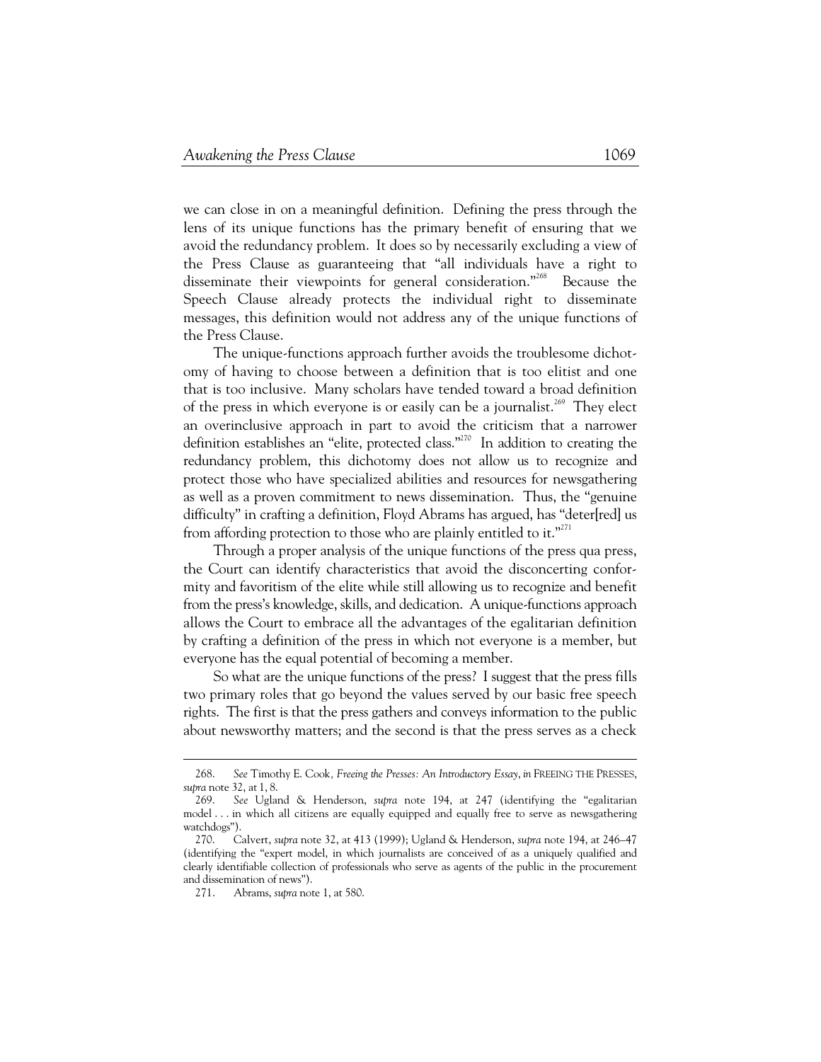we can close in on a meaningful definition. Defining the press through the lens of its unique functions has the primary benefit of ensuring that we avoid the redundancy problem. It does so by necessarily excluding a view of the Press Clause as guaranteeing that "all individuals have a right to disseminate their viewpoints for general consideration."[268] Because the Speech Clause already protects the individual right to disseminate messages, this definition would not address any of the unique functions of the Press Clause.

The unique-functions approach further avoids the troublesome dichotomy of having to choose between a definition that is too elitist and one that is too inclusive. Many scholars have tended toward a broad definition of the press in which everyone is or easily can be a journalist.[269] They elect an overinclusive approach in part to avoid the criticism that a narrower definition establishes an "elite, protected class."[270] In addition to creating the redundancy problem, this dichotomy does not allow us to recognize and protect those who have specialized abilities and resources for newsgathering as well as a proven commitment to news dissemination. Thus, the "genuine difficulty" in crafting a definition, Floyd Abrams has argued, has "deter[red] us from affording protection to those who are plainly entitled to it."[271]

Through a proper analysis of the unique functions of the press qua press, the Court can identify characteristics that avoid the disconcerting conformity and favoritism of the elite while still allowing us to recognize and benefit from the press's knowledge, skills, and dedication. A unique-functions approach allows the Court to embrace all the advantages of the egalitarian definition by crafting a definition of the press in which not everyone is a member, but everyone has the equal potential of becoming a member.

So what are the unique functions of the press? I suggest that the press fills two primary roles that go beyond the values served by our basic free speech rights. The first is that the press gathers and conveys information to the public about newsworthy matters; and the second is that the press serves as a check

---

268. *See* Timothy E. Cook*, Freeing the Presses: An Introductory Essay*, *in* FREEING THE PRESSES, *supra* note 32, at 1, 8.

269. *See* Ugland & Henderson, *supra* note 194, at 247 (identifying the "egalitarian model . . . in which all citizens are equally equipped and equally free to serve as newsgathering watchdogs").

270. Calvert, *supra* note 32, at 413 (1999); Ugland & Henderson, *supra* note 194, at 246–47 (identifying the "expert model, in which journalists are conceived of as a uniquely qualified and clearly identifiable collection of professionals who serve as agents of the public in the procurement and dissemination of news").

271. Abrams, *supra* note 1, at 580.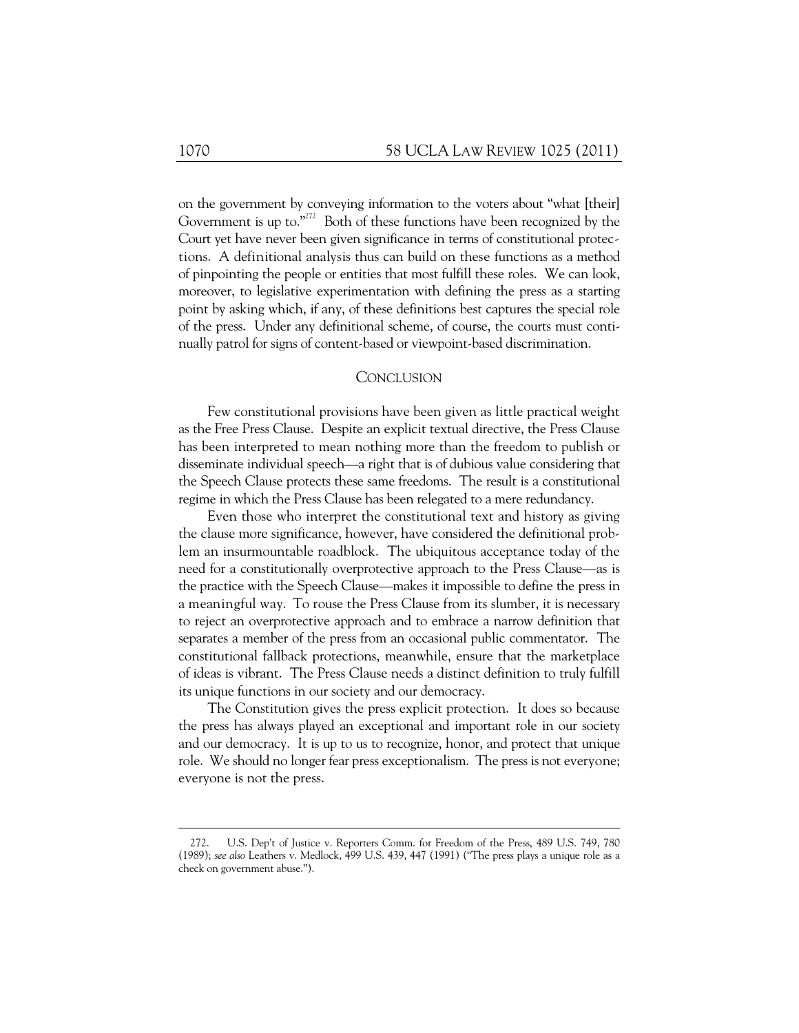on the government by conveying information to the voters about "what [their] Government is up to."[272] Both of these functions have been recognized by the Court yet have never been given significance in terms of constitutional protections. A definitional analysis thus can build on these functions as a method of pinpointing the people or entities that most fulfill these roles. We can look, moreover, to legislative experimentation with defining the press as a starting point by asking which, if any, of these definitions best captures the special role of the press. Under any definitional scheme, of course, the courts must continually patrol for signs of content-based or viewpoint-based discrimination.

## CONCLUSION

Few constitutional provisions have been given as little practical weight as the Free Press Clause. Despite an explicit textual directive, the Press Clause has been interpreted to mean nothing more than the freedom to publish or disseminate individual speech—a right that is of dubious value considering that the Speech Clause protects these same freedoms. The result is a constitutional regime in which the Press Clause has been relegated to a mere redundancy.

Even those who interpret the constitutional text and history as giving the clause more significance, however, have considered the definitional problem an insurmountable roadblock. The ubiquitous acceptance today of the need for a constitutionally overprotective approach to the Press Clause—as is the practice with the Speech Clause—makes it impossible to define the press in a meaningful way. To rouse the Press Clause from its slumber, it is necessary to reject an overprotective approach and to embrace a narrow definition that separates a member of the press from an occasional public commentator. The constitutional fallback protections, meanwhile, ensure that the marketplace of ideas is vibrant. The Press Clause needs a distinct definition to truly fulfill its unique functions in our society and our democracy.

The Constitution gives the press explicit protection. It does so because the press has always played an exceptional and important role in our society and our democracy. It is up to us to recognize, honor, and protect that unique role. We should no longer fear press exceptionalism. The press is not everyone; everyone is not the press.

---

272. U.S. Dep't of Justice v. Reporters Comm. for Freedom of the Press, 489 U.S. 749, 780 (1989); *see also* Leathers v. Medlock, 499 U.S. 439, 447 (1991) ("The press plays a unique role as a check on government abuse.").